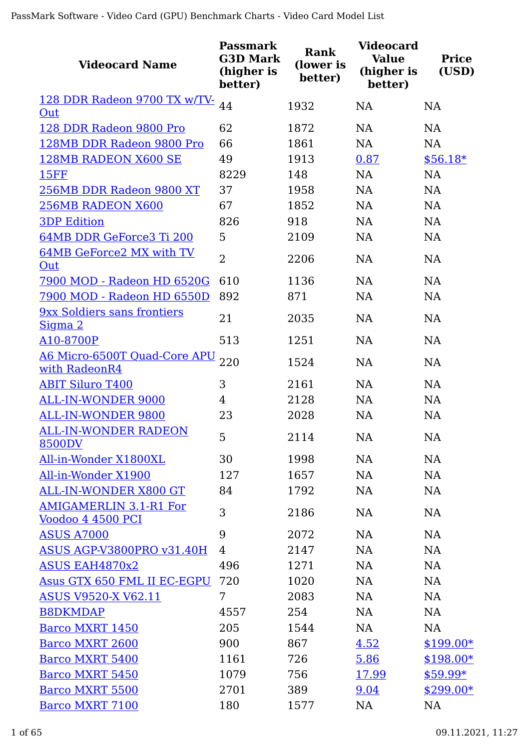| Videocard Name | Passmark G3D Mark (higher is better) | Rank (lower is better) | Videocard Value (higher is better) | Price (USD) |
|---|---|---|---|---|
| 128 DDR Radeon 9700 TX w/TV-Out | 44 | 1932 | NA | NA |
| 128 DDR Radeon 9800 Pro | 62 | 1872 | NA | NA |
| 128MB DDR Radeon 9800 Pro | 66 | 1861 | NA | NA |
| 128MB RADEON X600 SE | 49 | 1913 | 0.87 | $56.18* |
| 15FF | 8229 | 148 | NA | NA |
| 256MB DDR Radeon 9800 XT | 37 | 1958 | NA | NA |
| 256MB RADEON X600 | 67 | 1852 | NA | NA |
| 3DP Edition | 826 | 918 | NA | NA |
| 64MB DDR GeForce3 Ti 200 | 5 | 2109 | NA | NA |
| 64MB GeForce2 MX with TV Out | 2 | 2206 | NA | NA |
| 7900 MOD - Radeon HD 6520G | 610 | 1136 | NA | NA |
| 7900 MOD - Radeon HD 6550D | 892 | 871 | NA | NA |
| 9xx Soldiers sans frontiers Sigma 2 | 21 | 2035 | NA | NA |
| A10-8700P | 513 | 1251 | NA | NA |
| A6 Micro-6500T Quad-Core APU with RadeonR4 | 220 | 1524 | NA | NA |
| ABIT Siluro T400 | 3 | 2161 | NA | NA |
| ALL-IN-WONDER 9000 | 4 | 2128 | NA | NA |
| ALL-IN-WONDER 9800 | 23 | 2028 | NA | NA |
| ALL-IN-WONDER RADEON 8500DV | 5 | 2114 | NA | NA |
| All-in-Wonder X1800XL | 30 | 1998 | NA | NA |
| All-in-Wonder X1900 | 127 | 1657 | NA | NA |
| ALL-IN-WONDER X800 GT | 84 | 1792 | NA | NA |
| AMIGAMERLIN 3.1-R1 For Voodoo 4 4500 PCI | 3 | 2186 | NA | NA |
| ASUS A7000 | 9 | 2072 | NA | NA |
| ASUS AGP-V3800PRO v31.40H | 4 | 2147 | NA | NA |
| ASUS EAH4870x2 | 496 | 1271 | NA | NA |
| Asus GTX 650 FML II EC-EGPU | 720 | 1020 | NA | NA |
| ASUS V9520-X V62.11 | 7 | 2083 | NA | NA |
| B8DKMDAP | 4557 | 254 | NA | NA |
| Barco MXRT 1450 | 205 | 1544 | NA | NA |
| Barco MXRT 2600 | 900 | 867 | 4.52 | $199.00* |
| Barco MXRT 5400 | 1161 | 726 | 5.86 | $198.00* |
| Barco MXRT 5450 | 1079 | 756 | 17.99 | $59.99* |
| Barco MXRT 5500 | 2701 | 389 | 9.04 | $299.00* |
| Barco MXRT 7100 | 180 | 1577 | NA | NA |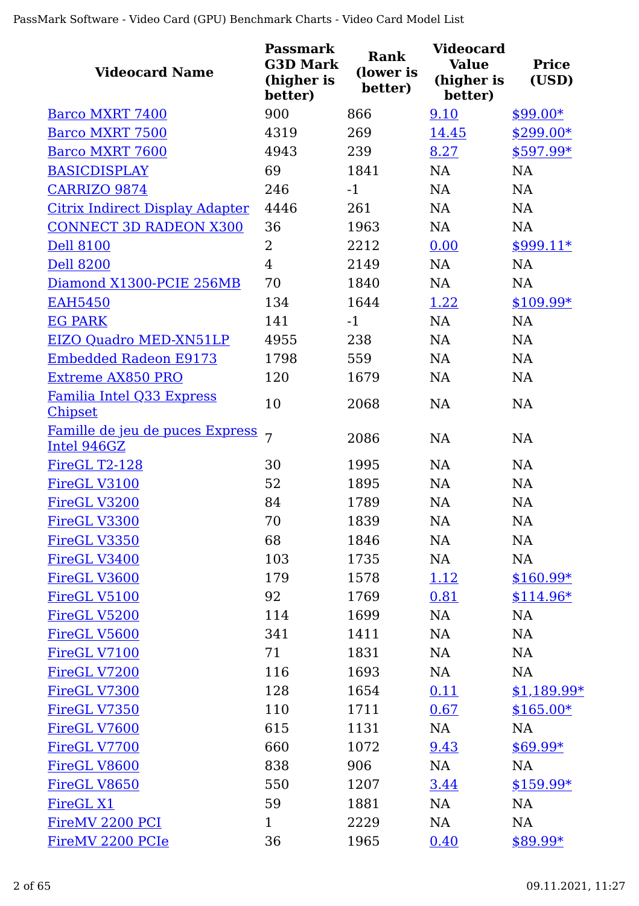| Videocard Name | Passmark G3D Mark (higher is better) | Rank (lower is better) | Videocard Value (higher is better) | Price (USD) |
|---|---|---|---|---|
| Barco MXRT 7400 | 900 | 866 | 9.10 | $99.00* |
| Barco MXRT 7500 | 4319 | 269 | 14.45 | $299.00* |
| Barco MXRT 7600 | 4943 | 239 | 8.27 | $597.99* |
| BASICDISPLAY | 69 | 1841 | NA | NA |
| CARRIZO 9874 | 246 | -1 | NA | NA |
| Citrix Indirect Display Adapter | 4446 | 261 | NA | NA |
| CONNECT 3D RADEON X300 | 36 | 1963 | NA | NA |
| Dell 8100 | 2 | 2212 | 0.00 | $999.11* |
| Dell 8200 | 4 | 2149 | NA | NA |
| Diamond X1300-PCIE 256MB | 70 | 1840 | NA | NA |
| EAH5450 | 134 | 1644 | 1.22 | $109.99* |
| EG PARK | 141 | -1 | NA | NA |
| EIZO Quadro MED-XN51LP | 4955 | 238 | NA | NA |
| Embedded Radeon E9173 | 1798 | 559 | NA | NA |
| Extreme AX850 PRO | 120 | 1679 | NA | NA |
| Familia Intel Q33 Express Chipset | 10 | 2068 | NA | NA |
| Famille de jeu de puces Express Intel 946GZ | 7 | 2086 | NA | NA |
| FireGL T2-128 | 30 | 1995 | NA | NA |
| FireGL V3100 | 52 | 1895 | NA | NA |
| FireGL V3200 | 84 | 1789 | NA | NA |
| FireGL V3300 | 70 | 1839 | NA | NA |
| FireGL V3350 | 68 | 1846 | NA | NA |
| FireGL V3400 | 103 | 1735 | NA | NA |
| FireGL V3600 | 179 | 1578 | 1.12 | $160.99* |
| FireGL V5100 | 92 | 1769 | 0.81 | $114.96* |
| FireGL V5200 | 114 | 1699 | NA | NA |
| FireGL V5600 | 341 | 1411 | NA | NA |
| FireGL V7100 | 71 | 1831 | NA | NA |
| FireGL V7200 | 116 | 1693 | NA | NA |
| FireGL V7300 | 128 | 1654 | 0.11 | $1,189.99* |
| FireGL V7350 | 110 | 1711 | 0.67 | $165.00* |
| FireGL V7600 | 615 | 1131 | NA | NA |
| FireGL V7700 | 660 | 1072 | 9.43 | $69.99* |
| FireGL V8600 | 838 | 906 | NA | NA |
| FireGL V8650 | 550 | 1207 | 3.44 | $159.99* |
| FireGL X1 | 59 | 1881 | NA | NA |
| FireMV 2200 PCI | 1 | 2229 | NA | NA |
| FireMV 2200 PCIe | 36 | 1965 | 0.40 | $89.99* |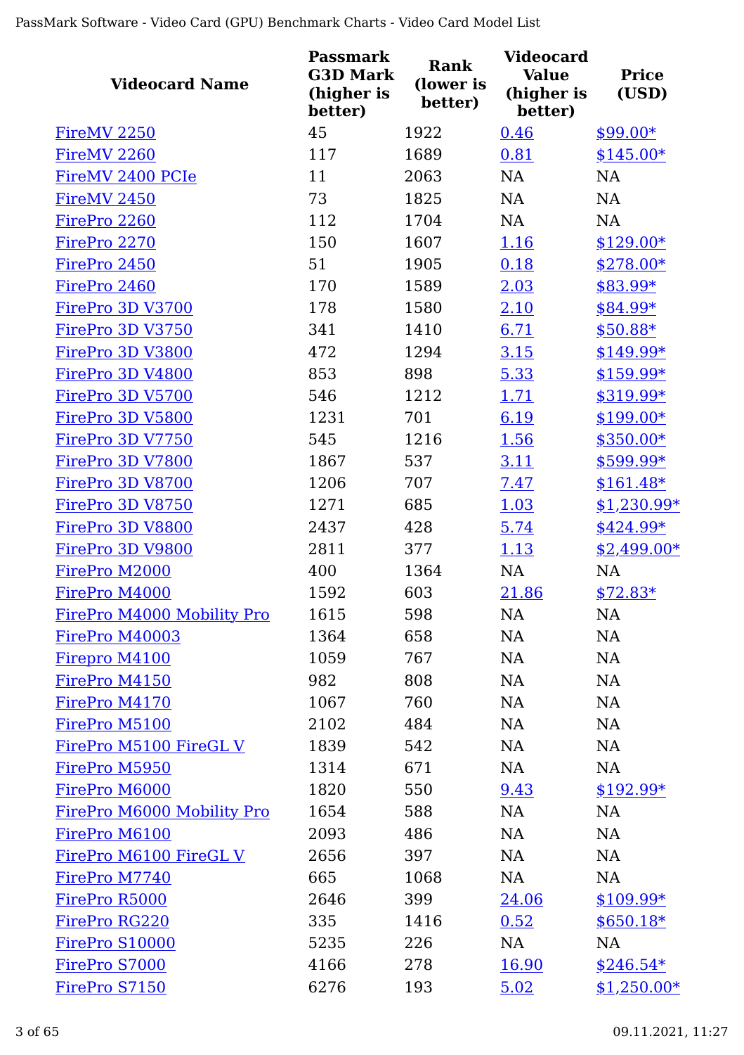| Videocard Name | Passmark G3D Mark (higher is better) | Rank (lower is better) | Videocard Value (higher is better) | Price (USD) |
|---|---|---|---|---|
| FireMV 2250 | 45 | 1922 | 0.46 | $99.00* |
| FireMV 2260 | 117 | 1689 | 0.81 | $145.00* |
| FireMV 2400 PCIe | 11 | 2063 | NA | NA |
| FireMV 2450 | 73 | 1825 | NA | NA |
| FirePro 2260 | 112 | 1704 | NA | NA |
| FirePro 2270 | 150 | 1607 | 1.16 | $129.00* |
| FirePro 2450 | 51 | 1905 | 0.18 | $278.00* |
| FirePro 2460 | 170 | 1589 | 2.03 | $83.99* |
| FirePro 3D V3700 | 178 | 1580 | 2.10 | $84.99* |
| FirePro 3D V3750 | 341 | 1410 | 6.71 | $50.88* |
| FirePro 3D V3800 | 472 | 1294 | 3.15 | $149.99* |
| FirePro 3D V4800 | 853 | 898 | 5.33 | $159.99* |
| FirePro 3D V5700 | 546 | 1212 | 1.71 | $319.99* |
| FirePro 3D V5800 | 1231 | 701 | 6.19 | $199.00* |
| FirePro 3D V7750 | 545 | 1216 | 1.56 | $350.00* |
| FirePro 3D V7800 | 1867 | 537 | 3.11 | $599.99* |
| FirePro 3D V8700 | 1206 | 707 | 7.47 | $161.48* |
| FirePro 3D V8750 | 1271 | 685 | 1.03 | $1,230.99* |
| FirePro 3D V8800 | 2437 | 428 | 5.74 | $424.99* |
| FirePro 3D V9800 | 2811 | 377 | 1.13 | $2,499.00* |
| FirePro M2000 | 400 | 1364 | NA | NA |
| FirePro M4000 | 1592 | 603 | 21.86 | $72.83* |
| FirePro M4000 Mobility Pro | 1615 | 598 | NA | NA |
| FirePro M40003 | 1364 | 658 | NA | NA |
| Firepro M4100 | 1059 | 767 | NA | NA |
| FirePro M4150 | 982 | 808 | NA | NA |
| FirePro M4170 | 1067 | 760 | NA | NA |
| FirePro M5100 | 2102 | 484 | NA | NA |
| FirePro M5100 FireGL V | 1839 | 542 | NA | NA |
| FirePro M5950 | 1314 | 671 | NA | NA |
| FirePro M6000 | 1820 | 550 | 9.43 | $192.99* |
| FirePro M6000 Mobility Pro | 1654 | 588 | NA | NA |
| FirePro M6100 | 2093 | 486 | NA | NA |
| FirePro M6100 FireGL V | 2656 | 397 | NA | NA |
| FirePro M7740 | 665 | 1068 | NA | NA |
| FirePro R5000 | 2646 | 399 | 24.06 | $109.99* |
| FirePro RG220 | 335 | 1416 | 0.52 | $650.18* |
| FirePro S10000 | 5235 | 226 | NA | NA |
| FirePro S7000 | 4166 | 278 | 16.90 | $246.54* |
| FirePro S7150 | 6276 | 193 | 5.02 | $1,250.00* |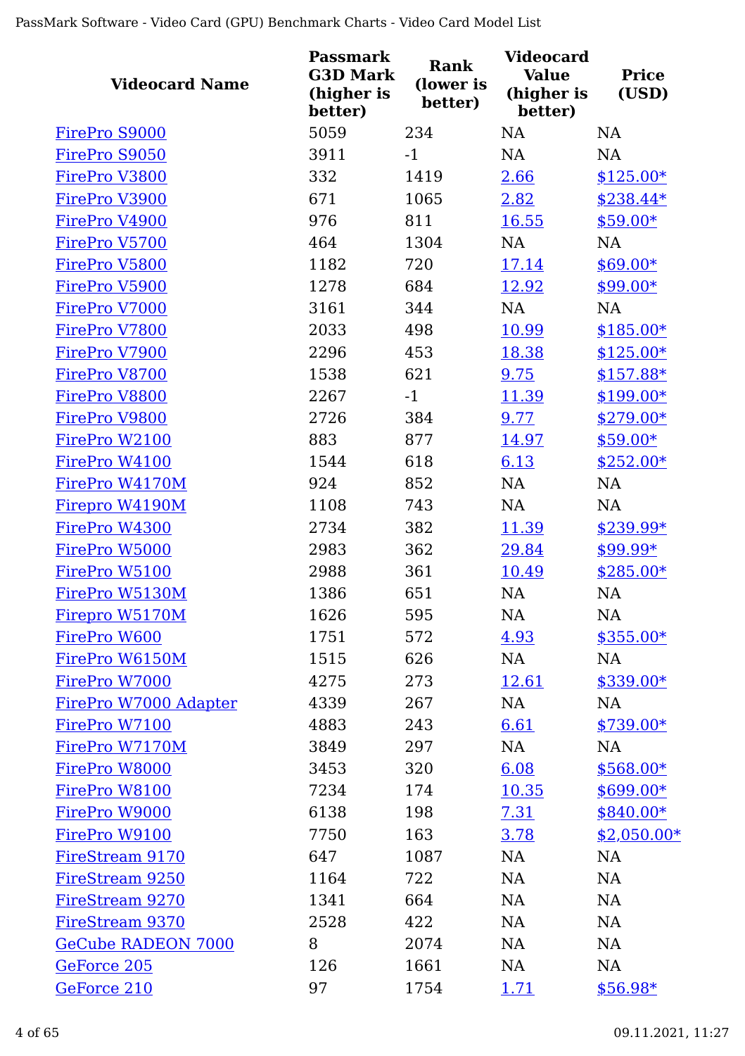| Videocard Name | Passmark G3D Mark (higher is better) | Rank (lower is better) | Videocard Value (higher is better) | Price (USD) |
|---|---|---|---|---|
| FirePro S9000 | 5059 | 234 | NA | NA |
| FirePro S9050 | 3911 | -1 | NA | NA |
| FirePro V3800 | 332 | 1419 | 2.66 | $125.00* |
| FirePro V3900 | 671 | 1065 | 2.82 | $238.44* |
| FirePro V4900 | 976 | 811 | 16.55 | $59.00* |
| FirePro V5700 | 464 | 1304 | NA | NA |
| FirePro V5800 | 1182 | 720 | 17.14 | $69.00* |
| FirePro V5900 | 1278 | 684 | 12.92 | $99.00* |
| FirePro V7000 | 3161 | 344 | NA | NA |
| FirePro V7800 | 2033 | 498 | 10.99 | $185.00* |
| FirePro V7900 | 2296 | 453 | 18.38 | $125.00* |
| FirePro V8700 | 1538 | 621 | 9.75 | $157.88* |
| FirePro V8800 | 2267 | -1 | 11.39 | $199.00* |
| FirePro V9800 | 2726 | 384 | 9.77 | $279.00* |
| FirePro W2100 | 883 | 877 | 14.97 | $59.00* |
| FirePro W4100 | 1544 | 618 | 6.13 | $252.00* |
| FirePro W4170M | 924 | 852 | NA | NA |
| Firepro W4190M | 1108 | 743 | NA | NA |
| FirePro W4300 | 2734 | 382 | 11.39 | $239.99* |
| FirePro W5000 | 2983 | 362 | 29.84 | $99.99* |
| FirePro W5100 | 2988 | 361 | 10.49 | $285.00* |
| FirePro W5130M | 1386 | 651 | NA | NA |
| Firepro W5170M | 1626 | 595 | NA | NA |
| FirePro W600 | 1751 | 572 | 4.93 | $355.00* |
| FirePro W6150M | 1515 | 626 | NA | NA |
| FirePro W7000 | 4275 | 273 | 12.61 | $339.00* |
| FirePro W7000 Adapter | 4339 | 267 | NA | NA |
| FirePro W7100 | 4883 | 243 | 6.61 | $739.00* |
| FirePro W7170M | 3849 | 297 | NA | NA |
| FirePro W8000 | 3453 | 320 | 6.08 | $568.00* |
| FirePro W8100 | 7234 | 174 | 10.35 | $699.00* |
| FirePro W9000 | 6138 | 198 | 7.31 | $840.00* |
| FirePro W9100 | 7750 | 163 | 3.78 | $2,050.00* |
| FireStream 9170 | 647 | 1087 | NA | NA |
| FireStream 9250 | 1164 | 722 | NA | NA |
| FireStream 9270 | 1341 | 664 | NA | NA |
| FireStream 9370 | 2528 | 422 | NA | NA |
| GeCube RADEON 7000 | 8 | 2074 | NA | NA |
| GeForce 205 | 126 | 1661 | NA | NA |
| GeForce 210 | 97 | 1754 | 1.71 | $56.98* |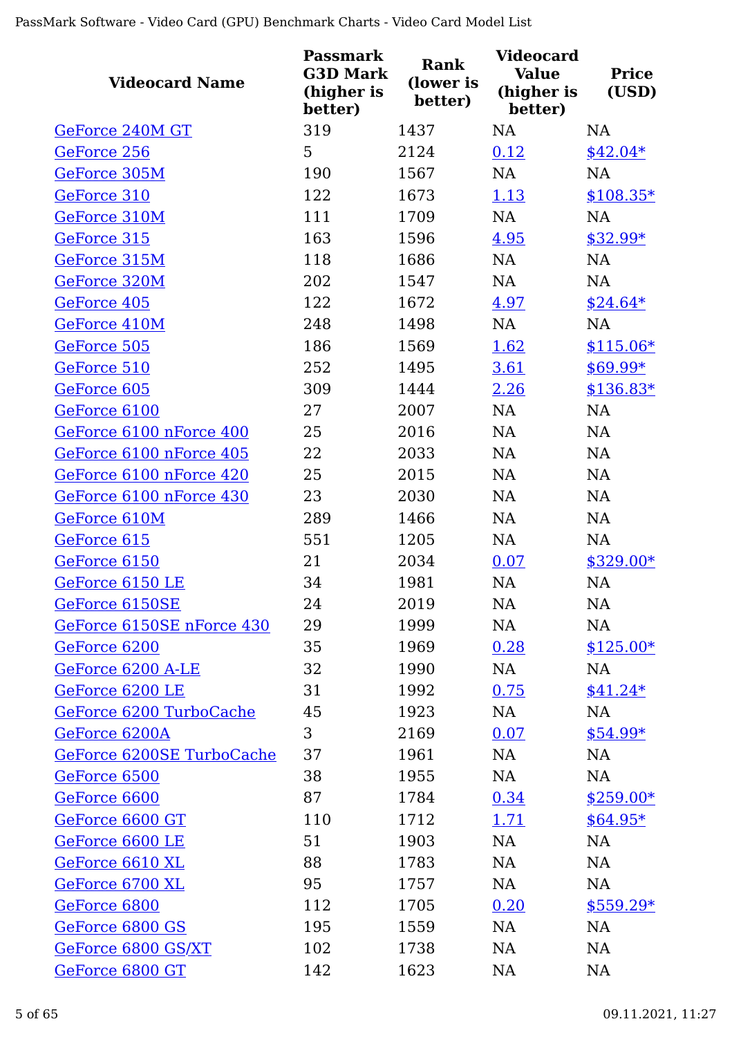| Videocard Name | Passmark G3D Mark (higher is better) | Rank (lower is better) | Videocard Value (higher is better) | Price (USD) |
|---|---|---|---|---|
| GeForce 240M GT | 319 | 1437 | NA | NA |
| GeForce 256 | 5 | 2124 | 0.12 | $42.04* |
| GeForce 305M | 190 | 1567 | NA | NA |
| GeForce 310 | 122 | 1673 | 1.13 | $108.35* |
| GeForce 310M | 111 | 1709 | NA | NA |
| GeForce 315 | 163 | 1596 | 4.95 | $32.99* |
| GeForce 315M | 118 | 1686 | NA | NA |
| GeForce 320M | 202 | 1547 | NA | NA |
| GeForce 405 | 122 | 1672 | 4.97 | $24.64* |
| GeForce 410M | 248 | 1498 | NA | NA |
| GeForce 505 | 186 | 1569 | 1.62 | $115.06* |
| GeForce 510 | 252 | 1495 | 3.61 | $69.99* |
| GeForce 605 | 309 | 1444 | 2.26 | $136.83* |
| GeForce 6100 | 27 | 2007 | NA | NA |
| GeForce 6100 nForce 400 | 25 | 2016 | NA | NA |
| GeForce 6100 nForce 405 | 22 | 2033 | NA | NA |
| GeForce 6100 nForce 420 | 25 | 2015 | NA | NA |
| GeForce 6100 nForce 430 | 23 | 2030 | NA | NA |
| GeForce 610M | 289 | 1466 | NA | NA |
| GeForce 615 | 551 | 1205 | NA | NA |
| GeForce 6150 | 21 | 2034 | 0.07 | $329.00* |
| GeForce 6150 LE | 34 | 1981 | NA | NA |
| GeForce 6150SE | 24 | 2019 | NA | NA |
| GeForce 6150SE nForce 430 | 29 | 1999 | NA | NA |
| GeForce 6200 | 35 | 1969 | 0.28 | $125.00* |
| GeForce 6200 A-LE | 32 | 1990 | NA | NA |
| GeForce 6200 LE | 31 | 1992 | 0.75 | $41.24* |
| GeForce 6200 TurboCache | 45 | 1923 | NA | NA |
| GeForce 6200A | 3 | 2169 | 0.07 | $54.99* |
| GeForce 6200SE TurboCache | 37 | 1961 | NA | NA |
| GeForce 6500 | 38 | 1955 | NA | NA |
| GeForce 6600 | 87 | 1784 | 0.34 | $259.00* |
| GeForce 6600 GT | 110 | 1712 | 1.71 | $64.95* |
| GeForce 6600 LE | 51 | 1903 | NA | NA |
| GeForce 6610 XL | 88 | 1783 | NA | NA |
| GeForce 6700 XL | 95 | 1757 | NA | NA |
| GeForce 6800 | 112 | 1705 | 0.20 | $559.29* |
| GeForce 6800 GS | 195 | 1559 | NA | NA |
| GeForce 6800 GS/XT | 102 | 1738 | NA | NA |
| GeForce 6800 GT | 142 | 1623 | NA | NA |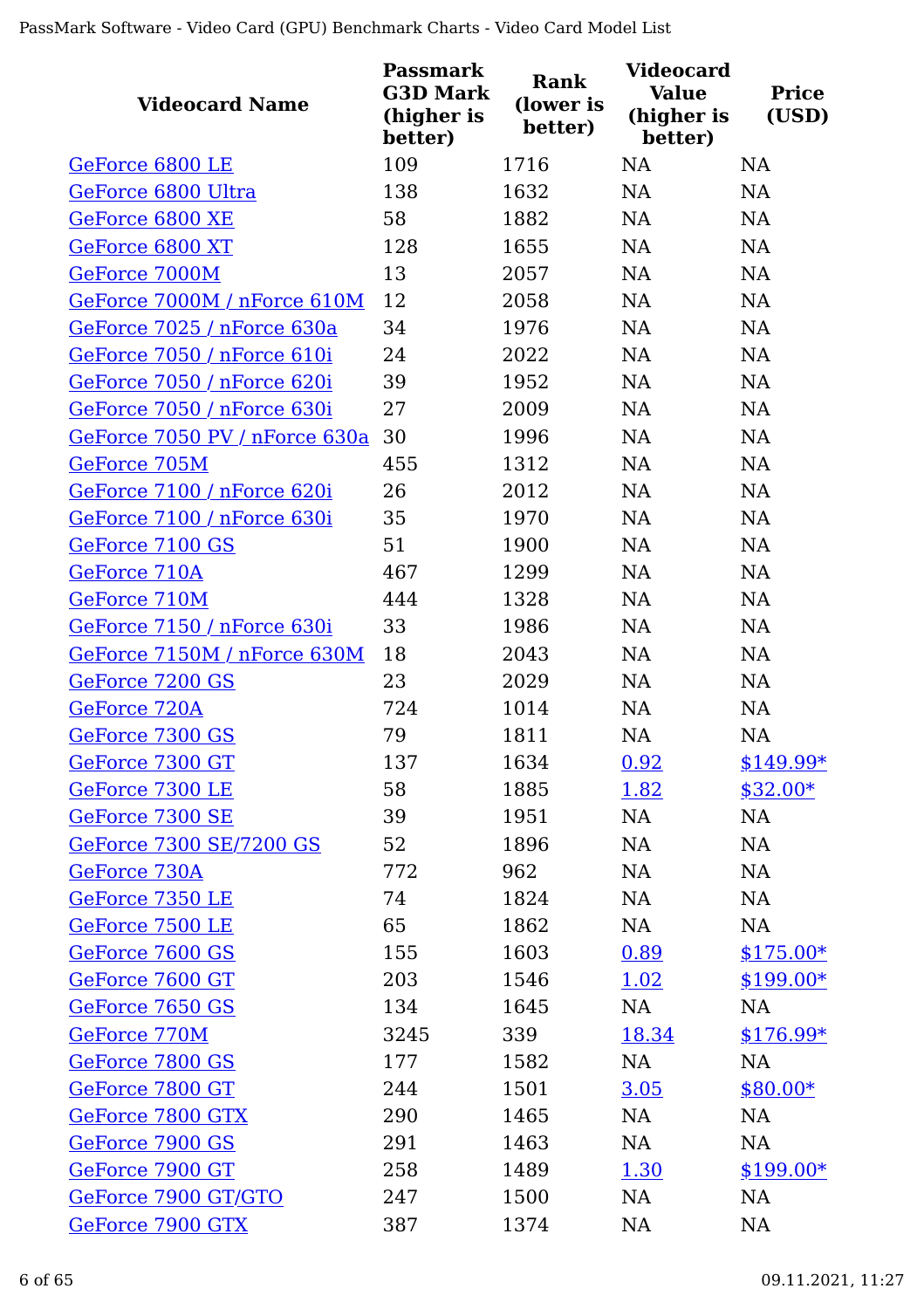| Videocard Name | Passmark G3D Mark (higher is better) | Rank (lower is better) | Videocard Value (higher is better) | Price (USD) |
|---|---|---|---|---|
| GeForce 6800 LE | 109 | 1716 | NA | NA |
| GeForce 6800 Ultra | 138 | 1632 | NA | NA |
| GeForce 6800 XE | 58 | 1882 | NA | NA |
| GeForce 6800 XT | 128 | 1655 | NA | NA |
| GeForce 7000M | 13 | 2057 | NA | NA |
| GeForce 7000M / nForce 610M | 12 | 2058 | NA | NA |
| GeForce 7025 / nForce 630a | 34 | 1976 | NA | NA |
| GeForce 7050 / nForce 610i | 24 | 2022 | NA | NA |
| GeForce 7050 / nForce 620i | 39 | 1952 | NA | NA |
| GeForce 7050 / nForce 630i | 27 | 2009 | NA | NA |
| GeForce 7050 PV / nForce 630a | 30 | 1996 | NA | NA |
| GeForce 705M | 455 | 1312 | NA | NA |
| GeForce 7100 / nForce 620i | 26 | 2012 | NA | NA |
| GeForce 7100 / nForce 630i | 35 | 1970 | NA | NA |
| GeForce 7100 GS | 51 | 1900 | NA | NA |
| GeForce 710A | 467 | 1299 | NA | NA |
| GeForce 710M | 444 | 1328 | NA | NA |
| GeForce 7150 / nForce 630i | 33 | 1986 | NA | NA |
| GeForce 7150M / nForce 630M | 18 | 2043 | NA | NA |
| GeForce 7200 GS | 23 | 2029 | NA | NA |
| GeForce 720A | 724 | 1014 | NA | NA |
| GeForce 7300 GS | 79 | 1811 | NA | NA |
| GeForce 7300 GT | 137 | 1634 | 0.92 | $149.99* |
| GeForce 7300 LE | 58 | 1885 | 1.82 | $32.00* |
| GeForce 7300 SE | 39 | 1951 | NA | NA |
| GeForce 7300 SE/7200 GS | 52 | 1896 | NA | NA |
| GeForce 730A | 772 | 962 | NA | NA |
| GeForce 7350 LE | 74 | 1824 | NA | NA |
| GeForce 7500 LE | 65 | 1862 | NA | NA |
| GeForce 7600 GS | 155 | 1603 | 0.89 | $175.00* |
| GeForce 7600 GT | 203 | 1546 | 1.02 | $199.00* |
| GeForce 7650 GS | 134 | 1645 | NA | NA |
| GeForce 770M | 3245 | 339 | 18.34 | $176.99* |
| GeForce 7800 GS | 177 | 1582 | NA | NA |
| GeForce 7800 GT | 244 | 1501 | 3.05 | $80.00* |
| GeForce 7800 GTX | 290 | 1465 | NA | NA |
| GeForce 7900 GS | 291 | 1463 | NA | NA |
| GeForce 7900 GT | 258 | 1489 | 1.30 | $199.00* |
| GeForce 7900 GT/GTO | 247 | 1500 | NA | NA |
| GeForce 7900 GTX | 387 | 1374 | NA | NA |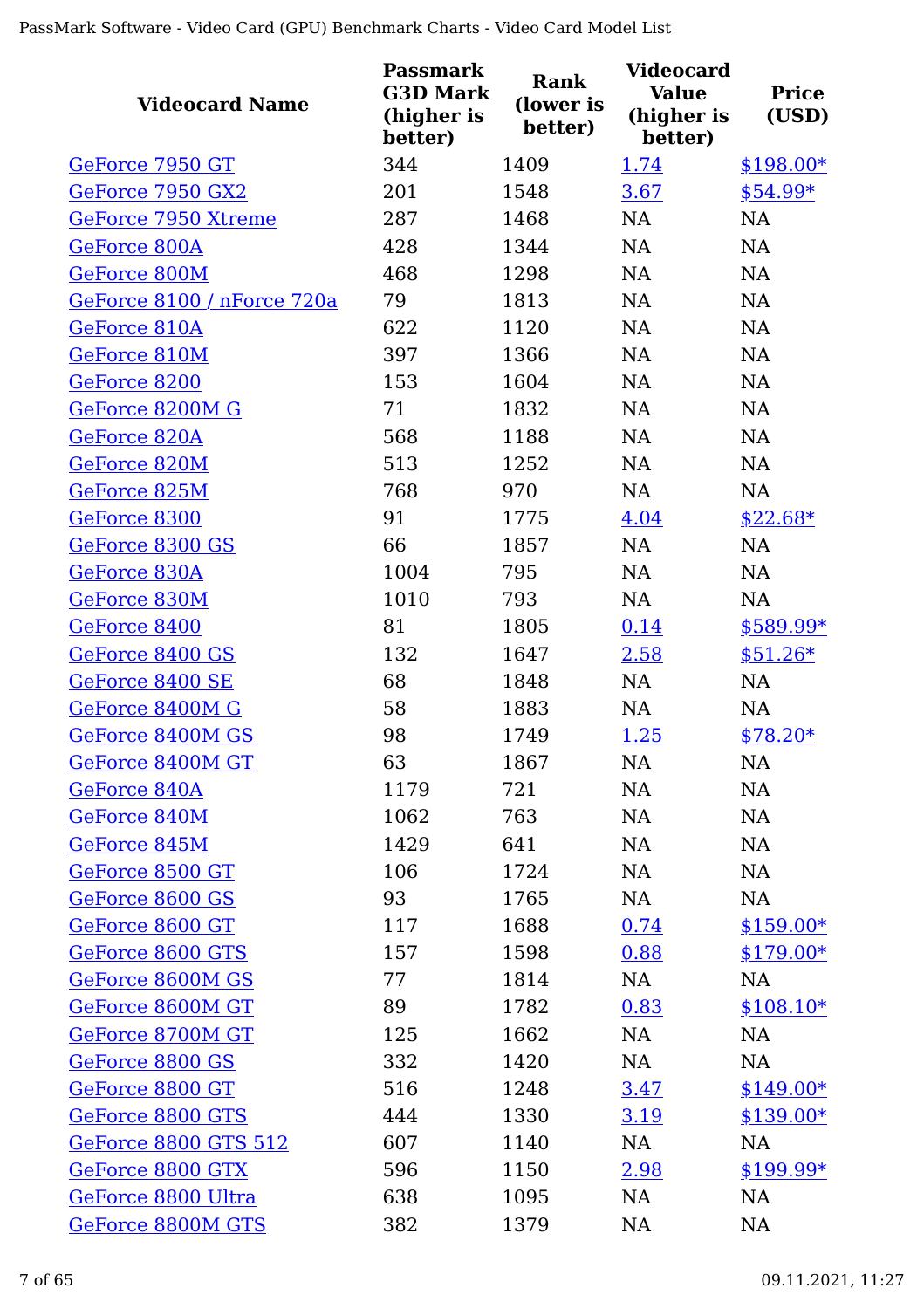| Videocard Name | Passmark G3D Mark (higher is better) | Rank (lower is better) | Videocard Value (higher is better) | Price (USD) |
|---|---|---|---|---|
| GeForce 7950 GT | 344 | 1409 | 1.74 | $198.00* |
| GeForce 7950 GX2 | 201 | 1548 | 3.67 | $54.99* |
| GeForce 7950 Xtreme | 287 | 1468 | NA | NA |
| GeForce 800A | 428 | 1344 | NA | NA |
| GeForce 800M | 468 | 1298 | NA | NA |
| GeForce 8100 / nForce 720a | 79 | 1813 | NA | NA |
| GeForce 810A | 622 | 1120 | NA | NA |
| GeForce 810M | 397 | 1366 | NA | NA |
| GeForce 8200 | 153 | 1604 | NA | NA |
| GeForce 8200M G | 71 | 1832 | NA | NA |
| GeForce 820A | 568 | 1188 | NA | NA |
| GeForce 820M | 513 | 1252 | NA | NA |
| GeForce 825M | 768 | 970 | NA | NA |
| GeForce 8300 | 91 | 1775 | 4.04 | $22.68* |
| GeForce 8300 GS | 66 | 1857 | NA | NA |
| GeForce 830A | 1004 | 795 | NA | NA |
| GeForce 830M | 1010 | 793 | NA | NA |
| GeForce 8400 | 81 | 1805 | 0.14 | $589.99* |
| GeForce 8400 GS | 132 | 1647 | 2.58 | $51.26* |
| GeForce 8400 SE | 68 | 1848 | NA | NA |
| GeForce 8400M G | 58 | 1883 | NA | NA |
| GeForce 8400M GS | 98 | 1749 | 1.25 | $78.20* |
| GeForce 8400M GT | 63 | 1867 | NA | NA |
| GeForce 840A | 1179 | 721 | NA | NA |
| GeForce 840M | 1062 | 763 | NA | NA |
| GeForce 845M | 1429 | 641 | NA | NA |
| GeForce 8500 GT | 106 | 1724 | NA | NA |
| GeForce 8600 GS | 93 | 1765 | NA | NA |
| GeForce 8600 GT | 117 | 1688 | 0.74 | $159.00* |
| GeForce 8600 GTS | 157 | 1598 | 0.88 | $179.00* |
| GeForce 8600M GS | 77 | 1814 | NA | NA |
| GeForce 8600M GT | 89 | 1782 | 0.83 | $108.10* |
| GeForce 8700M GT | 125 | 1662 | NA | NA |
| GeForce 8800 GS | 332 | 1420 | NA | NA |
| GeForce 8800 GT | 516 | 1248 | 3.47 | $149.00* |
| GeForce 8800 GTS | 444 | 1330 | 3.19 | $139.00* |
| GeForce 8800 GTS 512 | 607 | 1140 | NA | NA |
| GeForce 8800 GTX | 596 | 1150 | 2.98 | $199.99* |
| GeForce 8800 Ultra | 638 | 1095 | NA | NA |
| GeForce 8800M GTS | 382 | 1379 | NA | NA |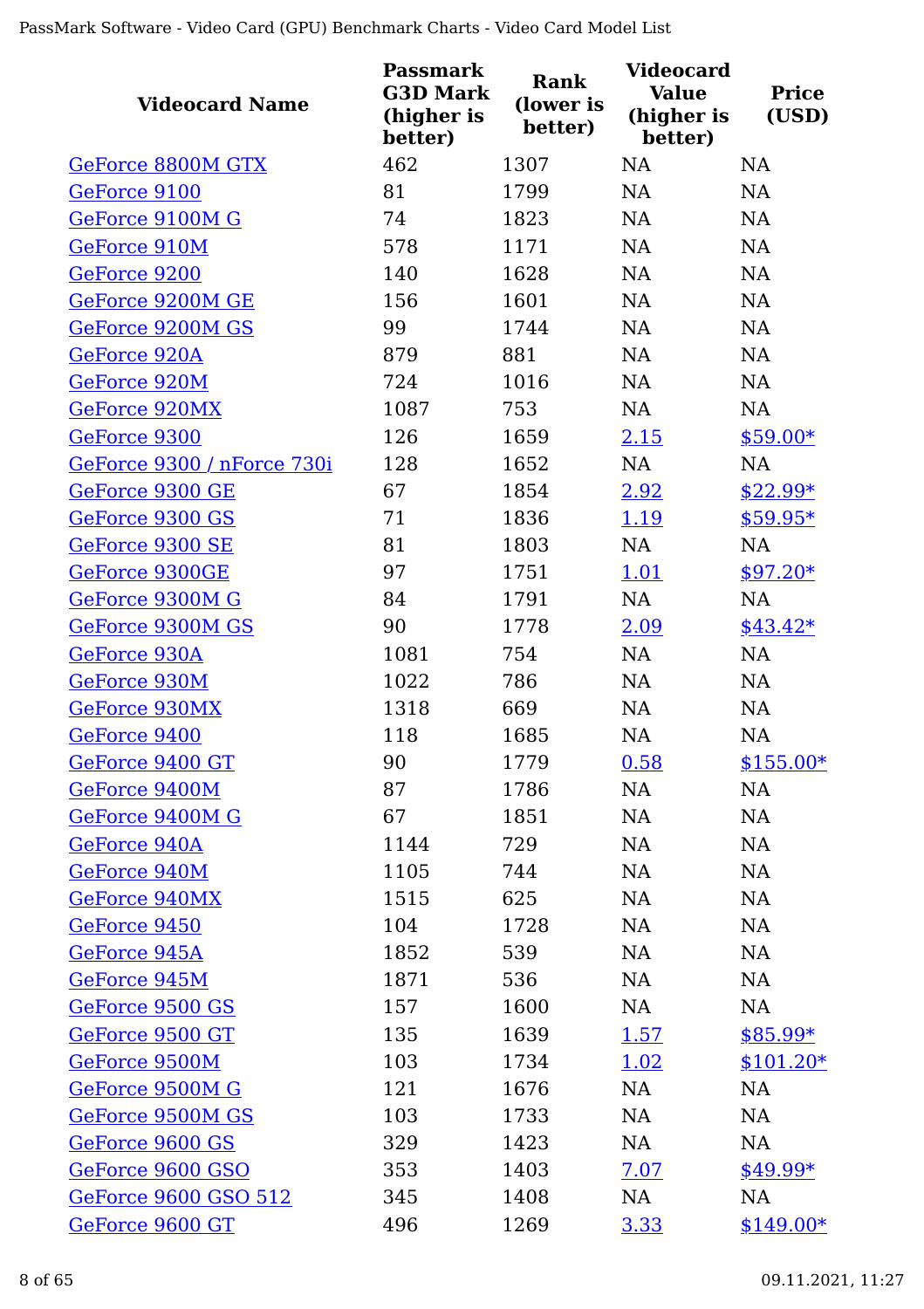| Videocard Name | Passmark G3D Mark (higher is better) | Rank (lower is better) | Videocard Value (higher is better) | Price (USD) |
|---|---|---|---|---|
| GeForce 8800M GTX | 462 | 1307 | NA | NA |
| GeForce 9100 | 81 | 1799 | NA | NA |
| GeForce 9100M G | 74 | 1823 | NA | NA |
| GeForce 910M | 578 | 1171 | NA | NA |
| GeForce 9200 | 140 | 1628 | NA | NA |
| GeForce 9200M GE | 156 | 1601 | NA | NA |
| GeForce 9200M GS | 99 | 1744 | NA | NA |
| GeForce 920A | 879 | 881 | NA | NA |
| GeForce 920M | 724 | 1016 | NA | NA |
| GeForce 920MX | 1087 | 753 | NA | NA |
| GeForce 9300 | 126 | 1659 | 2.15 | $59.00* |
| GeForce 9300 / nForce 730i | 128 | 1652 | NA | NA |
| GeForce 9300 GE | 67 | 1854 | 2.92 | $22.99* |
| GeForce 9300 GS | 71 | 1836 | 1.19 | $59.95* |
| GeForce 9300 SE | 81 | 1803 | NA | NA |
| GeForce 9300GE | 97 | 1751 | 1.01 | $97.20* |
| GeForce 9300M G | 84 | 1791 | NA | NA |
| GeForce 9300M GS | 90 | 1778 | 2.09 | $43.42* |
| GeForce 930A | 1081 | 754 | NA | NA |
| GeForce 930M | 1022 | 786 | NA | NA |
| GeForce 930MX | 1318 | 669 | NA | NA |
| GeForce 9400 | 118 | 1685 | NA | NA |
| GeForce 9400 GT | 90 | 1779 | 0.58 | $155.00* |
| GeForce 9400M | 87 | 1786 | NA | NA |
| GeForce 9400M G | 67 | 1851 | NA | NA |
| GeForce 940A | 1144 | 729 | NA | NA |
| GeForce 940M | 1105 | 744 | NA | NA |
| GeForce 940MX | 1515 | 625 | NA | NA |
| GeForce 9450 | 104 | 1728 | NA | NA |
| GeForce 945A | 1852 | 539 | NA | NA |
| GeForce 945M | 1871 | 536 | NA | NA |
| GeForce 9500 GS | 157 | 1600 | NA | NA |
| GeForce 9500 GT | 135 | 1639 | 1.57 | $85.99* |
| GeForce 9500M | 103 | 1734 | 1.02 | $101.20* |
| GeForce 9500M G | 121 | 1676 | NA | NA |
| GeForce 9500M GS | 103 | 1733 | NA | NA |
| GeForce 9600 GS | 329 | 1423 | NA | NA |
| GeForce 9600 GSO | 353 | 1403 | 7.07 | $49.99* |
| GeForce 9600 GSO 512 | 345 | 1408 | NA | NA |
| GeForce 9600 GT | 496 | 1269 | 3.33 | $149.00* |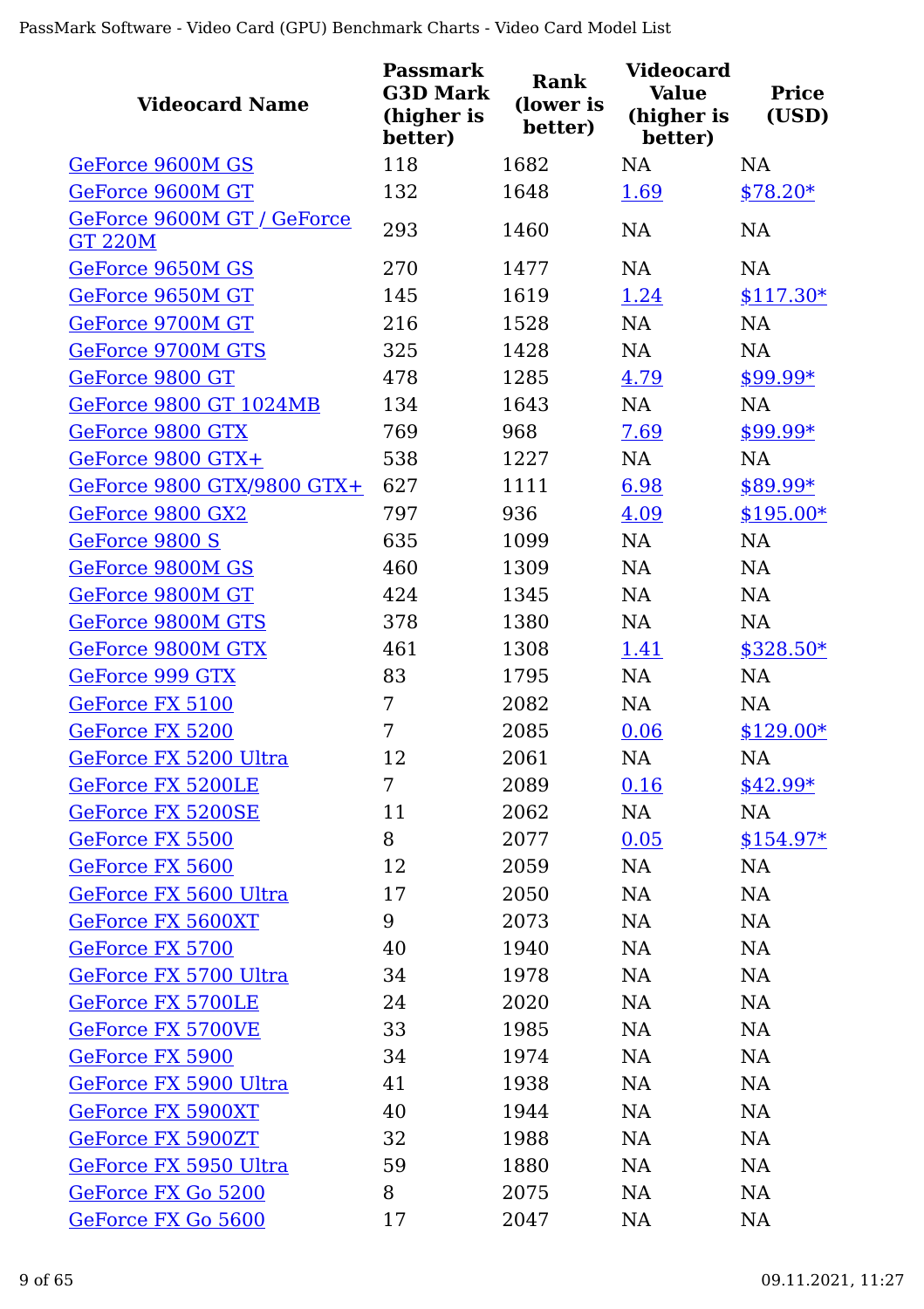| Videocard Name | Passmark G3D Mark (higher is better) | Rank (lower is better) | Videocard Value (higher is better) | Price (USD) |
|---|---|---|---|---|
| GeForce 9600M GS | 118 | 1682 | NA | NA |
| GeForce 9600M GT | 132 | 1648 | 1.69 | $78.20* |
| GeForce 9600M GT / GeForce GT 220M | 293 | 1460 | NA | NA |
| GeForce 9650M GS | 270 | 1477 | NA | NA |
| GeForce 9650M GT | 145 | 1619 | 1.24 | $117.30* |
| GeForce 9700M GT | 216 | 1528 | NA | NA |
| GeForce 9700M GTS | 325 | 1428 | NA | NA |
| GeForce 9800 GT | 478 | 1285 | 4.79 | $99.99* |
| GeForce 9800 GT 1024MB | 134 | 1643 | NA | NA |
| GeForce 9800 GTX | 769 | 968 | 7.69 | $99.99* |
| GeForce 9800 GTX+ | 538 | 1227 | NA | NA |
| GeForce 9800 GTX/9800 GTX+ | 627 | 1111 | 6.98 | $89.99* |
| GeForce 9800 GX2 | 797 | 936 | 4.09 | $195.00* |
| GeForce 9800 S | 635 | 1099 | NA | NA |
| GeForce 9800M GS | 460 | 1309 | NA | NA |
| GeForce 9800M GT | 424 | 1345 | NA | NA |
| GeForce 9800M GTS | 378 | 1380 | NA | NA |
| GeForce 9800M GTX | 461 | 1308 | 1.41 | $328.50* |
| GeForce 999 GTX | 83 | 1795 | NA | NA |
| GeForce FX 5100 | 7 | 2082 | NA | NA |
| GeForce FX 5200 | 7 | 2085 | 0.06 | $129.00* |
| GeForce FX 5200 Ultra | 12 | 2061 | NA | NA |
| GeForce FX 5200LE | 7 | 2089 | 0.16 | $42.99* |
| GeForce FX 5200SE | 11 | 2062 | NA | NA |
| GeForce FX 5500 | 8 | 2077 | 0.05 | $154.97* |
| GeForce FX 5600 | 12 | 2059 | NA | NA |
| GeForce FX 5600 Ultra | 17 | 2050 | NA | NA |
| GeForce FX 5600XT | 9 | 2073 | NA | NA |
| GeForce FX 5700 | 40 | 1940 | NA | NA |
| GeForce FX 5700 Ultra | 34 | 1978 | NA | NA |
| GeForce FX 5700LE | 24 | 2020 | NA | NA |
| GeForce FX 5700VE | 33 | 1985 | NA | NA |
| GeForce FX 5900 | 34 | 1974 | NA | NA |
| GeForce FX 5900 Ultra | 41 | 1938 | NA | NA |
| GeForce FX 5900XT | 40 | 1944 | NA | NA |
| GeForce FX 5900ZT | 32 | 1988 | NA | NA |
| GeForce FX 5950 Ultra | 59 | 1880 | NA | NA |
| GeForce FX Go 5200 | 8 | 2075 | NA | NA |
| GeForce FX Go 5600 | 17 | 2047 | NA | NA |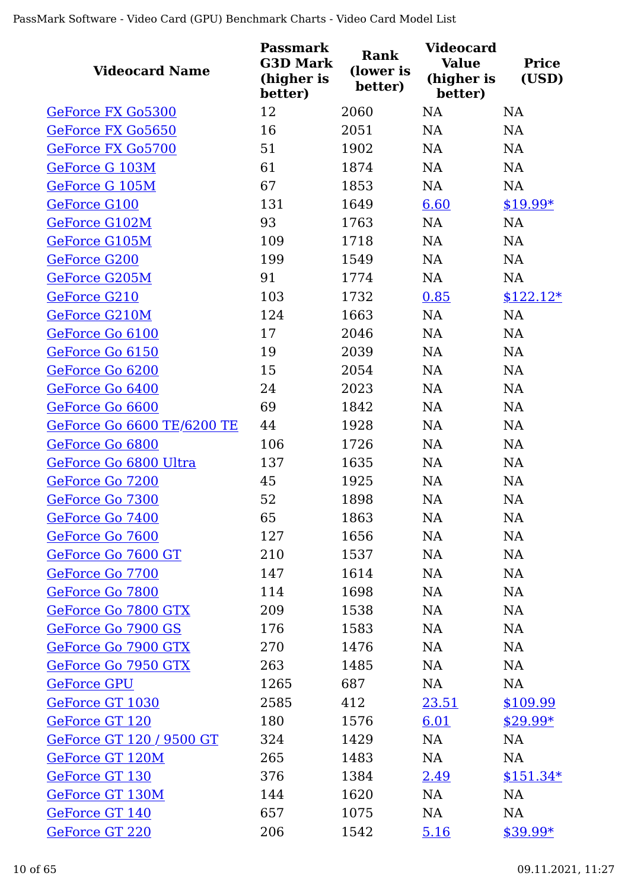| Videocard Name | Passmark G3D Mark (higher is better) | Rank (lower is better) | Videocard Value (higher is better) | Price (USD) |
|---|---|---|---|---|
| GeForce FX Go5300 | 12 | 2060 | NA | NA |
| GeForce FX Go5650 | 16 | 2051 | NA | NA |
| GeForce FX Go5700 | 51 | 1902 | NA | NA |
| GeForce G 103M | 61 | 1874 | NA | NA |
| GeForce G 105M | 67 | 1853 | NA | NA |
| GeForce G100 | 131 | 1649 | 6.60 | $19.99* |
| GeForce G102M | 93 | 1763 | NA | NA |
| GeForce G105M | 109 | 1718 | NA | NA |
| GeForce G200 | 199 | 1549 | NA | NA |
| GeForce G205M | 91 | 1774 | NA | NA |
| GeForce G210 | 103 | 1732 | 0.85 | $122.12* |
| GeForce G210M | 124 | 1663 | NA | NA |
| GeForce Go 6100 | 17 | 2046 | NA | NA |
| GeForce Go 6150 | 19 | 2039 | NA | NA |
| GeForce Go 6200 | 15 | 2054 | NA | NA |
| GeForce Go 6400 | 24 | 2023 | NA | NA |
| GeForce Go 6600 | 69 | 1842 | NA | NA |
| GeForce Go 6600 TE/6200 TE | 44 | 1928 | NA | NA |
| GeForce Go 6800 | 106 | 1726 | NA | NA |
| GeForce Go 6800 Ultra | 137 | 1635 | NA | NA |
| GeForce Go 7200 | 45 | 1925 | NA | NA |
| GeForce Go 7300 | 52 | 1898 | NA | NA |
| GeForce Go 7400 | 65 | 1863 | NA | NA |
| GeForce Go 7600 | 127 | 1656 | NA | NA |
| GeForce Go 7600 GT | 210 | 1537 | NA | NA |
| GeForce Go 7700 | 147 | 1614 | NA | NA |
| GeForce Go 7800 | 114 | 1698 | NA | NA |
| GeForce Go 7800 GTX | 209 | 1538 | NA | NA |
| GeForce Go 7900 GS | 176 | 1583 | NA | NA |
| GeForce Go 7900 GTX | 270 | 1476 | NA | NA |
| GeForce Go 7950 GTX | 263 | 1485 | NA | NA |
| GeForce GPU | 1265 | 687 | NA | NA |
| GeForce GT 1030 | 2585 | 412 | 23.51 | $109.99 |
| GeForce GT 120 | 180 | 1576 | 6.01 | $29.99* |
| GeForce GT 120 / 9500 GT | 324 | 1429 | NA | NA |
| GeForce GT 120M | 265 | 1483 | NA | NA |
| GeForce GT 130 | 376 | 1384 | 2.49 | $151.34* |
| GeForce GT 130M | 144 | 1620 | NA | NA |
| GeForce GT 140 | 657 | 1075 | NA | NA |
| GeForce GT 220 | 206 | 1542 | 5.16 | $39.99* |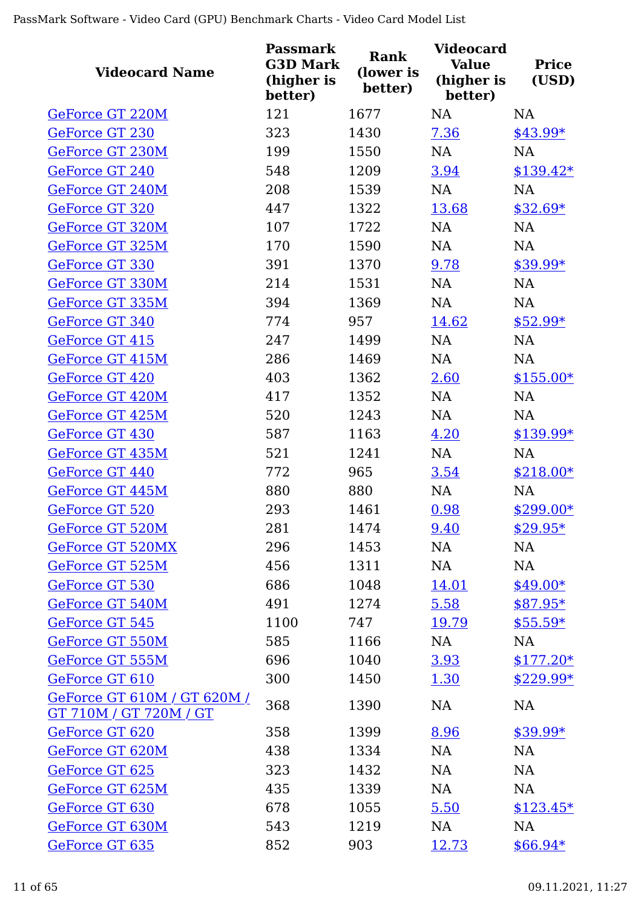| Videocard Name | Passmark G3D Mark (higher is better) | Rank (lower is better) | Videocard Value (higher is better) | Price (USD) |
|---|---|---|---|---|
| GeForce GT 220M | 121 | 1677 | NA | NA |
| GeForce GT 230 | 323 | 1430 | 7.36 | $43.99* |
| GeForce GT 230M | 199 | 1550 | NA | NA |
| GeForce GT 240 | 548 | 1209 | 3.94 | $139.42* |
| GeForce GT 240M | 208 | 1539 | NA | NA |
| GeForce GT 320 | 447 | 1322 | 13.68 | $32.69* |
| GeForce GT 320M | 107 | 1722 | NA | NA |
| GeForce GT 325M | 170 | 1590 | NA | NA |
| GeForce GT 330 | 391 | 1370 | 9.78 | $39.99* |
| GeForce GT 330M | 214 | 1531 | NA | NA |
| GeForce GT 335M | 394 | 1369 | NA | NA |
| GeForce GT 340 | 774 | 957 | 14.62 | $52.99* |
| GeForce GT 415 | 247 | 1499 | NA | NA |
| GeForce GT 415M | 286 | 1469 | NA | NA |
| GeForce GT 420 | 403 | 1362 | 2.60 | $155.00* |
| GeForce GT 420M | 417 | 1352 | NA | NA |
| GeForce GT 425M | 520 | 1243 | NA | NA |
| GeForce GT 430 | 587 | 1163 | 4.20 | $139.99* |
| GeForce GT 435M | 521 | 1241 | NA | NA |
| GeForce GT 440 | 772 | 965 | 3.54 | $218.00* |
| GeForce GT 445M | 880 | 880 | NA | NA |
| GeForce GT 520 | 293 | 1461 | 0.98 | $299.00* |
| GeForce GT 520M | 281 | 1474 | 9.40 | $29.95* |
| GeForce GT 520MX | 296 | 1453 | NA | NA |
| GeForce GT 525M | 456 | 1311 | NA | NA |
| GeForce GT 530 | 686 | 1048 | 14.01 | $49.00* |
| GeForce GT 540M | 491 | 1274 | 5.58 | $87.95* |
| GeForce GT 545 | 1100 | 747 | 19.79 | $55.59* |
| GeForce GT 550M | 585 | 1166 | NA | NA |
| GeForce GT 555M | 696 | 1040 | 3.93 | $177.20* |
| GeForce GT 610 | 300 | 1450 | 1.30 | $229.99* |
| GeForce GT 610M / GT 620M / GT 710M / GT 720M / GT | 368 | 1390 | NA | NA |
| GeForce GT 620 | 358 | 1399 | 8.96 | $39.99* |
| GeForce GT 620M | 438 | 1334 | NA | NA |
| GeForce GT 625 | 323 | 1432 | NA | NA |
| GeForce GT 625M | 435 | 1339 | NA | NA |
| GeForce GT 630 | 678 | 1055 | 5.50 | $123.45* |
| GeForce GT 630M | 543 | 1219 | NA | NA |
| GeForce GT 635 | 852 | 903 | 12.73 | $66.94* |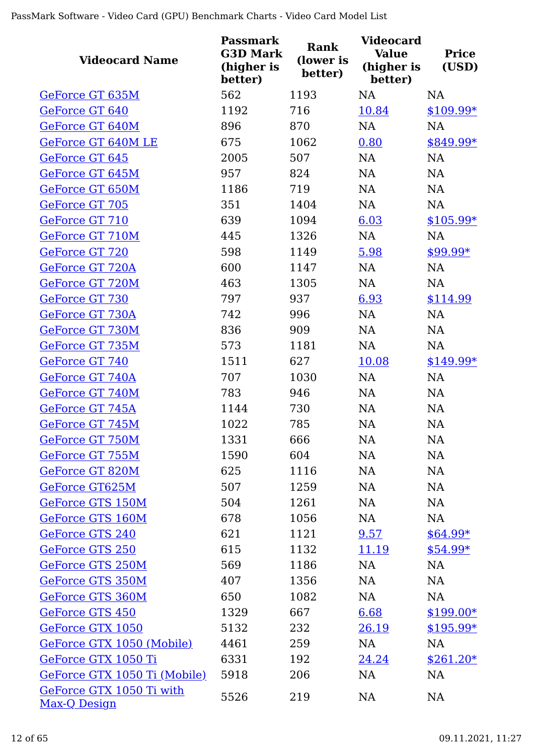| Videocard Name | Passmark G3D Mark (higher is better) | Rank (lower is better) | Videocard Value (higher is better) | Price (USD) |
|---|---|---|---|---|
| GeForce GT 635M | 562 | 1193 | NA | NA |
| GeForce GT 640 | 1192 | 716 | 10.84 | $109.99* |
| GeForce GT 640M | 896 | 870 | NA | NA |
| GeForce GT 640M LE | 675 | 1062 | 0.80 | $849.99* |
| GeForce GT 645 | 2005 | 507 | NA | NA |
| GeForce GT 645M | 957 | 824 | NA | NA |
| GeForce GT 650M | 1186 | 719 | NA | NA |
| GeForce GT 705 | 351 | 1404 | NA | NA |
| GeForce GT 710 | 639 | 1094 | 6.03 | $105.99* |
| GeForce GT 710M | 445 | 1326 | NA | NA |
| GeForce GT 720 | 598 | 1149 | 5.98 | $99.99* |
| GeForce GT 720A | 600 | 1147 | NA | NA |
| GeForce GT 720M | 463 | 1305 | NA | NA |
| GeForce GT 730 | 797 | 937 | 6.93 | $114.99 |
| GeForce GT 730A | 742 | 996 | NA | NA |
| GeForce GT 730M | 836 | 909 | NA | NA |
| GeForce GT 735M | 573 | 1181 | NA | NA |
| GeForce GT 740 | 1511 | 627 | 10.08 | $149.99* |
| GeForce GT 740A | 707 | 1030 | NA | NA |
| GeForce GT 740M | 783 | 946 | NA | NA |
| GeForce GT 745A | 1144 | 730 | NA | NA |
| GeForce GT 745M | 1022 | 785 | NA | NA |
| GeForce GT 750M | 1331 | 666 | NA | NA |
| GeForce GT 755M | 1590 | 604 | NA | NA |
| GeForce GT 820M | 625 | 1116 | NA | NA |
| GeForce GT625M | 507 | 1259 | NA | NA |
| GeForce GTS 150M | 504 | 1261 | NA | NA |
| GeForce GTS 160M | 678 | 1056 | NA | NA |
| GeForce GTS 240 | 621 | 1121 | 9.57 | $64.99* |
| GeForce GTS 250 | 615 | 1132 | 11.19 | $54.99* |
| GeForce GTS 250M | 569 | 1186 | NA | NA |
| GeForce GTS 350M | 407 | 1356 | NA | NA |
| GeForce GTS 360M | 650 | 1082 | NA | NA |
| GeForce GTS 450 | 1329 | 667 | 6.68 | $199.00* |
| GeForce GTX 1050 | 5132 | 232 | 26.19 | $195.99* |
| GeForce GTX 1050 (Mobile) | 4461 | 259 | NA | NA |
| GeForce GTX 1050 Ti | 6331 | 192 | 24.24 | $261.20* |
| GeForce GTX 1050 Ti (Mobile) | 5918 | 206 | NA | NA |
| GeForce GTX 1050 Ti with Max-Q Design | 5526 | 219 | NA | NA |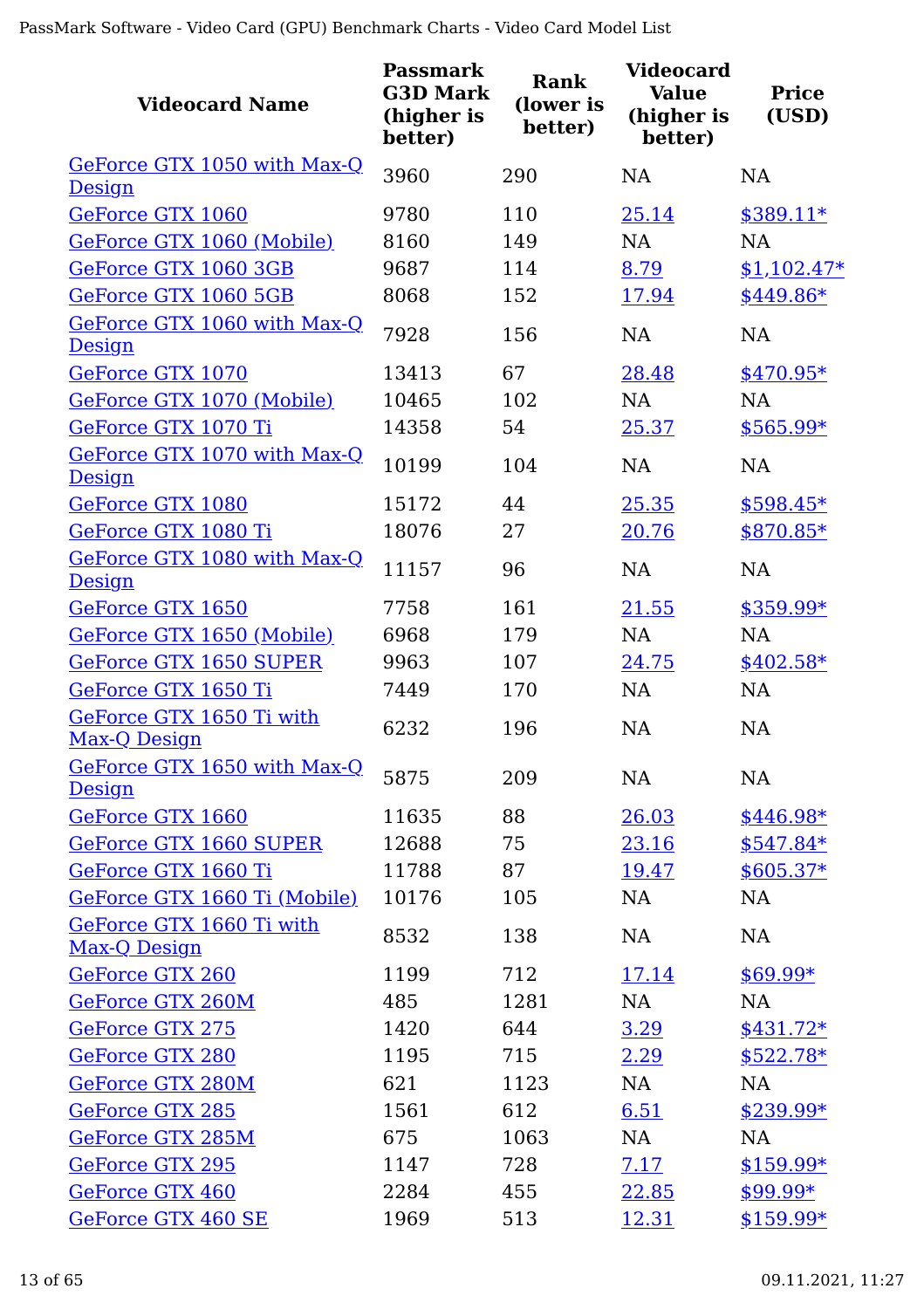| Videocard Name | Passmark G3D Mark (higher is better) | Rank (lower is better) | Videocard Value (higher is better) | Price (USD) |
|---|---|---|---|---|
| GeForce GTX 1050 with Max-Q Design | 3960 | 290 | NA | NA |
| GeForce GTX 1060 | 9780 | 110 | 25.14 | $389.11* |
| GeForce GTX 1060 (Mobile) | 8160 | 149 | NA | NA |
| GeForce GTX 1060 3GB | 9687 | 114 | 8.79 | $1,102.47* |
| GeForce GTX 1060 5GB | 8068 | 152 | 17.94 | $449.86* |
| GeForce GTX 1060 with Max-Q Design | 7928 | 156 | NA | NA |
| GeForce GTX 1070 | 13413 | 67 | 28.48 | $470.95* |
| GeForce GTX 1070 (Mobile) | 10465 | 102 | NA | NA |
| GeForce GTX 1070 Ti | 14358 | 54 | 25.37 | $565.99* |
| GeForce GTX 1070 with Max-Q Design | 10199 | 104 | NA | NA |
| GeForce GTX 1080 | 15172 | 44 | 25.35 | $598.45* |
| GeForce GTX 1080 Ti | 18076 | 27 | 20.76 | $870.85* |
| GeForce GTX 1080 with Max-Q Design | 11157 | 96 | NA | NA |
| GeForce GTX 1650 | 7758 | 161 | 21.55 | $359.99* |
| GeForce GTX 1650 (Mobile) | 6968 | 179 | NA | NA |
| GeForce GTX 1650 SUPER | 9963 | 107 | 24.75 | $402.58* |
| GeForce GTX 1650 Ti | 7449 | 170 | NA | NA |
| GeForce GTX 1650 Ti with Max-Q Design | 6232 | 196 | NA | NA |
| GeForce GTX 1650 with Max-Q Design | 5875 | 209 | NA | NA |
| GeForce GTX 1660 | 11635 | 88 | 26.03 | $446.98* |
| GeForce GTX 1660 SUPER | 12688 | 75 | 23.16 | $547.84* |
| GeForce GTX 1660 Ti | 11788 | 87 | 19.47 | $605.37* |
| GeForce GTX 1660 Ti (Mobile) | 10176 | 105 | NA | NA |
| GeForce GTX 1660 Ti with Max-Q Design | 8532 | 138 | NA | NA |
| GeForce GTX 260 | 1199 | 712 | 17.14 | $69.99* |
| GeForce GTX 260M | 485 | 1281 | NA | NA |
| GeForce GTX 275 | 1420 | 644 | 3.29 | $431.72* |
| GeForce GTX 280 | 1195 | 715 | 2.29 | $522.78* |
| GeForce GTX 280M | 621 | 1123 | NA | NA |
| GeForce GTX 285 | 1561 | 612 | 6.51 | $239.99* |
| GeForce GTX 285M | 675 | 1063 | NA | NA |
| GeForce GTX 295 | 1147 | 728 | 7.17 | $159.99* |
| GeForce GTX 460 | 2284 | 455 | 22.85 | $99.99* |
| GeForce GTX 460 SE | 1969 | 513 | 12.31 | $159.99* |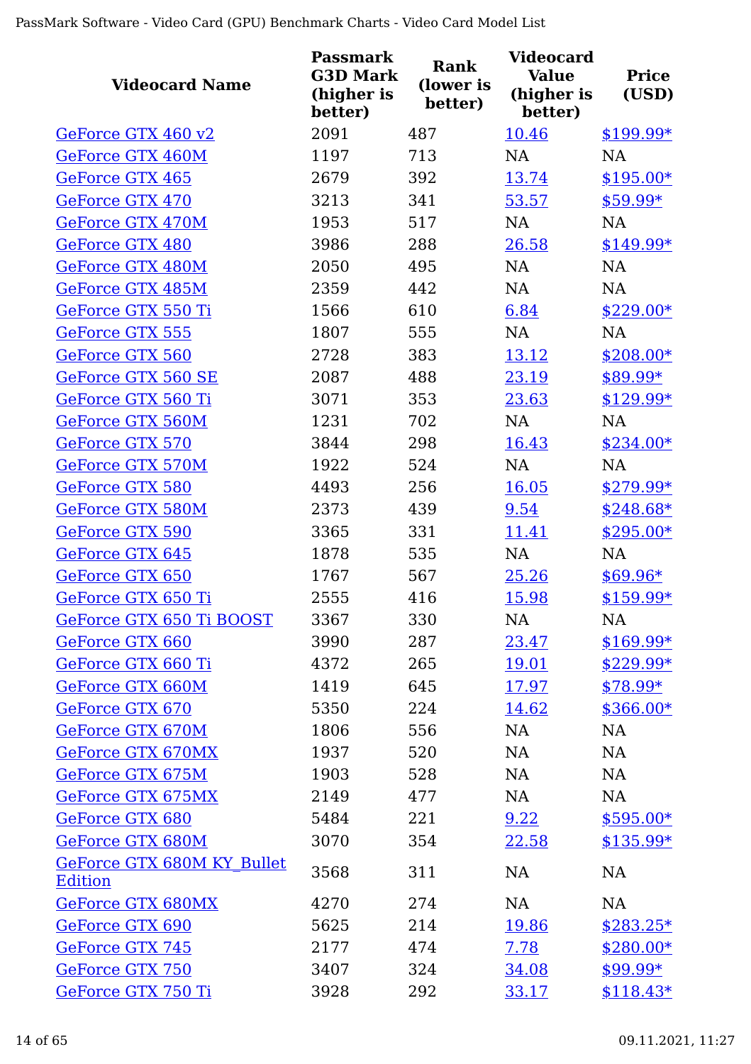| Videocard Name | Passmark G3D Mark (higher is better) | Rank (lower is better) | Videocard Value (higher is better) | Price (USD) |
|---|---|---|---|---|
| GeForce GTX 460 v2 | 2091 | 487 | 10.46 | $199.99* |
| GeForce GTX 460M | 1197 | 713 | NA | NA |
| GeForce GTX 465 | 2679 | 392 | 13.74 | $195.00* |
| GeForce GTX 470 | 3213 | 341 | 53.57 | $59.99* |
| GeForce GTX 470M | 1953 | 517 | NA | NA |
| GeForce GTX 480 | 3986 | 288 | 26.58 | $149.99* |
| GeForce GTX 480M | 2050 | 495 | NA | NA |
| GeForce GTX 485M | 2359 | 442 | NA | NA |
| GeForce GTX 550 Ti | 1566 | 610 | 6.84 | $229.00* |
| GeForce GTX 555 | 1807 | 555 | NA | NA |
| GeForce GTX 560 | 2728 | 383 | 13.12 | $208.00* |
| GeForce GTX 560 SE | 2087 | 488 | 23.19 | $89.99* |
| GeForce GTX 560 Ti | 3071 | 353 | 23.63 | $129.99* |
| GeForce GTX 560M | 1231 | 702 | NA | NA |
| GeForce GTX 570 | 3844 | 298 | 16.43 | $234.00* |
| GeForce GTX 570M | 1922 | 524 | NA | NA |
| GeForce GTX 580 | 4493 | 256 | 16.05 | $279.99* |
| GeForce GTX 580M | 2373 | 439 | 9.54 | $248.68* |
| GeForce GTX 590 | 3365 | 331 | 11.41 | $295.00* |
| GeForce GTX 645 | 1878 | 535 | NA | NA |
| GeForce GTX 650 | 1767 | 567 | 25.26 | $69.96* |
| GeForce GTX 650 Ti | 2555 | 416 | 15.98 | $159.99* |
| GeForce GTX 650 Ti BOOST | 3367 | 330 | NA | NA |
| GeForce GTX 660 | 3990 | 287 | 23.47 | $169.99* |
| GeForce GTX 660 Ti | 4372 | 265 | 19.01 | $229.99* |
| GeForce GTX 660M | 1419 | 645 | 17.97 | $78.99* |
| GeForce GTX 670 | 5350 | 224 | 14.62 | $366.00* |
| GeForce GTX 670M | 1806 | 556 | NA | NA |
| GeForce GTX 670MX | 1937 | 520 | NA | NA |
| GeForce GTX 675M | 1903 | 528 | NA | NA |
| GeForce GTX 675MX | 2149 | 477 | NA | NA |
| GeForce GTX 680 | 5484 | 221 | 9.22 | $595.00* |
| GeForce GTX 680M | 3070 | 354 | 22.58 | $135.99* |
| GeForce GTX 680M KY_Bullet Edition | 3568 | 311 | NA | NA |
| GeForce GTX 680MX | 4270 | 274 | NA | NA |
| GeForce GTX 690 | 5625 | 214 | 19.86 | $283.25* |
| GeForce GTX 745 | 2177 | 474 | 7.78 | $280.00* |
| GeForce GTX 750 | 3407 | 324 | 34.08 | $99.99* |
| GeForce GTX 750 Ti | 3928 | 292 | 33.17 | $118.43* |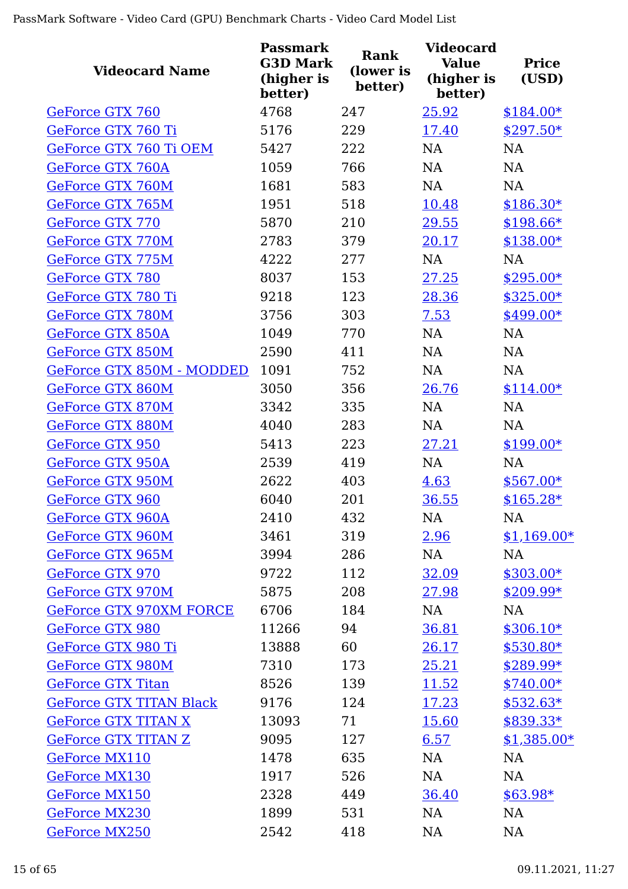| Videocard Name | Passmark G3D Mark (higher is better) | Rank (lower is better) | Videocard Value (higher is better) | Price (USD) |
|---|---|---|---|---|
| GeForce GTX 760 | 4768 | 247 | 25.92 | $184.00* |
| GeForce GTX 760 Ti | 5176 | 229 | 17.40 | $297.50* |
| GeForce GTX 760 Ti OEM | 5427 | 222 | NA | NA |
| GeForce GTX 760A | 1059 | 766 | NA | NA |
| GeForce GTX 760M | 1681 | 583 | NA | NA |
| GeForce GTX 765M | 1951 | 518 | 10.48 | $186.30* |
| GeForce GTX 770 | 5870 | 210 | 29.55 | $198.66* |
| GeForce GTX 770M | 2783 | 379 | 20.17 | $138.00* |
| GeForce GTX 775M | 4222 | 277 | NA | NA |
| GeForce GTX 780 | 8037 | 153 | 27.25 | $295.00* |
| GeForce GTX 780 Ti | 9218 | 123 | 28.36 | $325.00* |
| GeForce GTX 780M | 3756 | 303 | 7.53 | $499.00* |
| GeForce GTX 850A | 1049 | 770 | NA | NA |
| GeForce GTX 850M | 2590 | 411 | NA | NA |
| GeForce GTX 850M - MODDED | 1091 | 752 | NA | NA |
| GeForce GTX 860M | 3050 | 356 | 26.76 | $114.00* |
| GeForce GTX 870M | 3342 | 335 | NA | NA |
| GeForce GTX 880M | 4040 | 283 | NA | NA |
| GeForce GTX 950 | 5413 | 223 | 27.21 | $199.00* |
| GeForce GTX 950A | 2539 | 419 | NA | NA |
| GeForce GTX 950M | 2622 | 403 | 4.63 | $567.00* |
| GeForce GTX 960 | 6040 | 201 | 36.55 | $165.28* |
| GeForce GTX 960A | 2410 | 432 | NA | NA |
| GeForce GTX 960M | 3461 | 319 | 2.96 | $1,169.00* |
| GeForce GTX 965M | 3994 | 286 | NA | NA |
| GeForce GTX 970 | 9722 | 112 | 32.09 | $303.00* |
| GeForce GTX 970M | 5875 | 208 | 27.98 | $209.99* |
| GeForce GTX 970XM FORCE | 6706 | 184 | NA | NA |
| GeForce GTX 980 | 11266 | 94 | 36.81 | $306.10* |
| GeForce GTX 980 Ti | 13888 | 60 | 26.17 | $530.80* |
| GeForce GTX 980M | 7310 | 173 | 25.21 | $289.99* |
| GeForce GTX Titan | 8526 | 139 | 11.52 | $740.00* |
| GeForce GTX TITAN Black | 9176 | 124 | 17.23 | $532.63* |
| GeForce GTX TITAN X | 13093 | 71 | 15.60 | $839.33* |
| GeForce GTX TITAN Z | 9095 | 127 | 6.57 | $1,385.00* |
| GeForce MX110 | 1478 | 635 | NA | NA |
| GeForce MX130 | 1917 | 526 | NA | NA |
| GeForce MX150 | 2328 | 449 | 36.40 | $63.98* |
| GeForce MX230 | 1899 | 531 | NA | NA |
| GeForce MX250 | 2542 | 418 | NA | NA |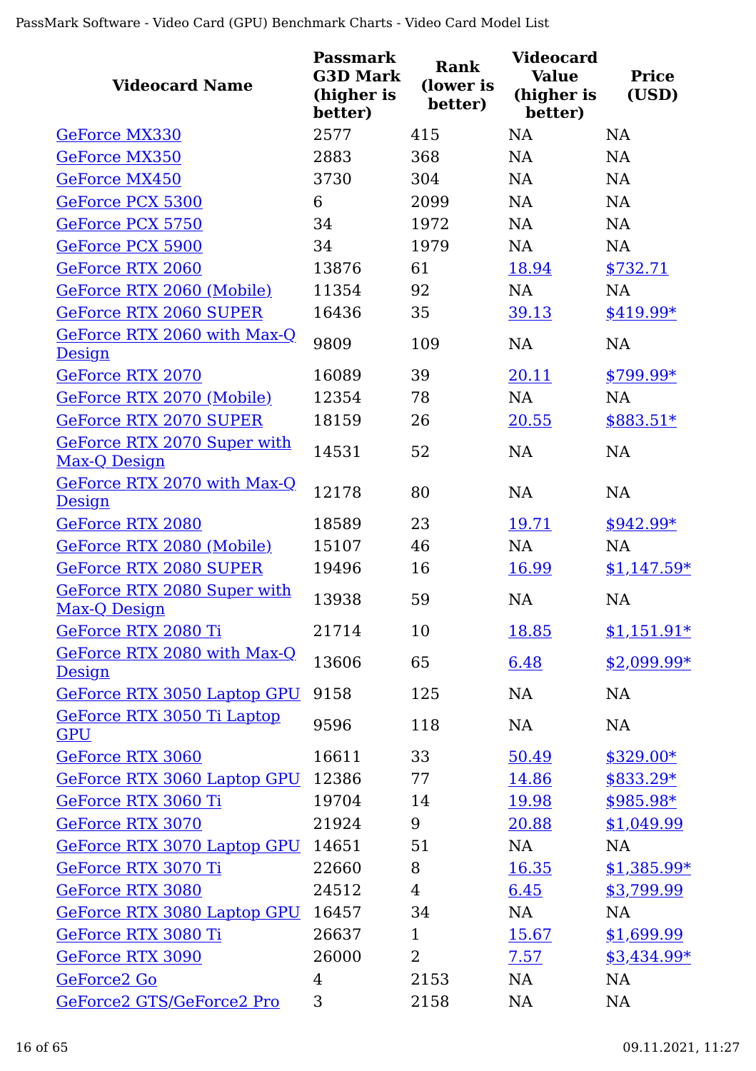| Videocard Name | Passmark G3D Mark (higher is better) | Rank (lower is better) | Videocard Value (higher is better) | Price (USD) |
|---|---|---|---|---|
| GeForce MX330 | 2577 | 415 | NA | NA |
| GeForce MX350 | 2883 | 368 | NA | NA |
| GeForce MX450 | 3730 | 304 | NA | NA |
| GeForce PCX 5300 | 6 | 2099 | NA | NA |
| GeForce PCX 5750 | 34 | 1972 | NA | NA |
| GeForce PCX 5900 | 34 | 1979 | NA | NA |
| GeForce RTX 2060 | 13876 | 61 | 18.94 | $732.71 |
| GeForce RTX 2060 (Mobile) | 11354 | 92 | NA | NA |
| GeForce RTX 2060 SUPER | 16436 | 35 | 39.13 | $419.99* |
| GeForce RTX 2060 with Max-Q Design | 9809 | 109 | NA | NA |
| GeForce RTX 2070 | 16089 | 39 | 20.11 | $799.99* |
| GeForce RTX 2070 (Mobile) | 12354 | 78 | NA | NA |
| GeForce RTX 2070 SUPER | 18159 | 26 | 20.55 | $883.51* |
| GeForce RTX 2070 Super with Max-Q Design | 14531 | 52 | NA | NA |
| GeForce RTX 2070 with Max-Q Design | 12178 | 80 | NA | NA |
| GeForce RTX 2080 | 18589 | 23 | 19.71 | $942.99* |
| GeForce RTX 2080 (Mobile) | 15107 | 46 | NA | NA |
| GeForce RTX 2080 SUPER | 19496 | 16 | 16.99 | $1,147.59* |
| GeForce RTX 2080 Super with Max-Q Design | 13938 | 59 | NA | NA |
| GeForce RTX 2080 Ti | 21714 | 10 | 18.85 | $1,151.91* |
| GeForce RTX 2080 with Max-Q Design | 13606 | 65 | 6.48 | $2,099.99* |
| GeForce RTX 3050 Laptop GPU | 9158 | 125 | NA | NA |
| GeForce RTX 3050 Ti Laptop GPU | 9596 | 118 | NA | NA |
| GeForce RTX 3060 | 16611 | 33 | 50.49 | $329.00* |
| GeForce RTX 3060 Laptop GPU | 12386 | 77 | 14.86 | $833.29* |
| GeForce RTX 3060 Ti | 19704 | 14 | 19.98 | $985.98* |
| GeForce RTX 3070 | 21924 | 9 | 20.88 | $1,049.99 |
| GeForce RTX 3070 Laptop GPU | 14651 | 51 | NA | NA |
| GeForce RTX 3070 Ti | 22660 | 8 | 16.35 | $1,385.99* |
| GeForce RTX 3080 | 24512 | 4 | 6.45 | $3,799.99 |
| GeForce RTX 3080 Laptop GPU | 16457 | 34 | NA | NA |
| GeForce RTX 3080 Ti | 26637 | 1 | 15.67 | $1,699.99 |
| GeForce RTX 3090 | 26000 | 2 | 7.57 | $3,434.99* |
| GeForce2 Go | 4 | 2153 | NA | NA |
| GeForce2 GTS/GeForce2 Pro | 3 | 2158 | NA | NA |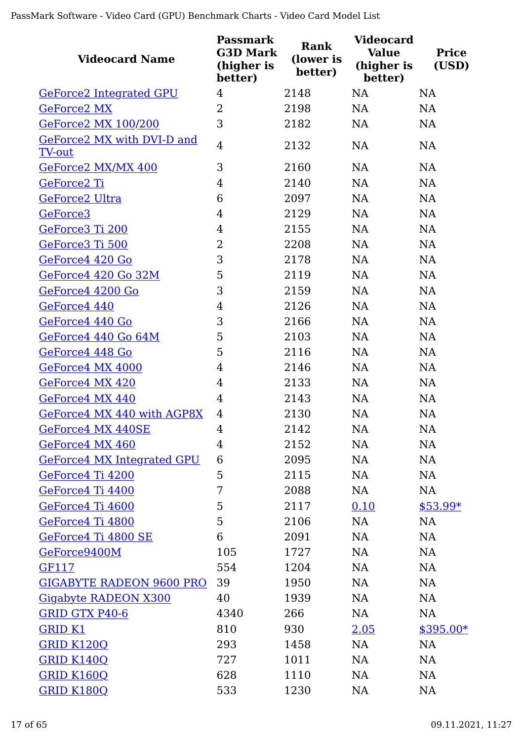| Videocard Name | Passmark G3D Mark (higher is better) | Rank (lower is better) | Videocard Value (higher is better) | Price (USD) |
|---|---|---|---|---|
| GeForce2 Integrated GPU | 4 | 2148 | NA | NA |
| GeForce2 MX | 2 | 2198 | NA | NA |
| GeForce2 MX 100/200 | 3 | 2182 | NA | NA |
| GeForce2 MX with DVI-D and TV-out | 4 | 2132 | NA | NA |
| GeForce2 MX/MX 400 | 3 | 2160 | NA | NA |
| GeForce2 Ti | 4 | 2140 | NA | NA |
| GeForce2 Ultra | 6 | 2097 | NA | NA |
| GeForce3 | 4 | 2129 | NA | NA |
| GeForce3 Ti 200 | 4 | 2155 | NA | NA |
| GeForce3 Ti 500 | 2 | 2208 | NA | NA |
| GeForce4 420 Go | 3 | 2178 | NA | NA |
| GeForce4 420 Go 32M | 5 | 2119 | NA | NA |
| GeForce4 4200 Go | 3 | 2159 | NA | NA |
| GeForce4 440 | 4 | 2126 | NA | NA |
| GeForce4 440 Go | 3 | 2166 | NA | NA |
| GeForce4 440 Go 64M | 5 | 2103 | NA | NA |
| GeForce4 448 Go | 5 | 2116 | NA | NA |
| GeForce4 MX 4000 | 4 | 2146 | NA | NA |
| GeForce4 MX 420 | 4 | 2133 | NA | NA |
| GeForce4 MX 440 | 4 | 2143 | NA | NA |
| GeForce4 MX 440 with AGP8X | 4 | 2130 | NA | NA |
| GeForce4 MX 440SE | 4 | 2142 | NA | NA |
| GeForce4 MX 460 | 4 | 2152 | NA | NA |
| GeForce4 MX Integrated GPU | 6 | 2095 | NA | NA |
| GeForce4 Ti 4200 | 5 | 2115 | NA | NA |
| GeForce4 Ti 4400 | 7 | 2088 | NA | NA |
| GeForce4 Ti 4600 | 5 | 2117 | 0.10 | $53.99* |
| GeForce4 Ti 4800 | 5 | 2106 | NA | NA |
| GeForce4 Ti 4800 SE | 6 | 2091 | NA | NA |
| GeForce9400M | 105 | 1727 | NA | NA |
| GF117 | 554 | 1204 | NA | NA |
| GIGABYTE RADEON 9600 PRO | 39 | 1950 | NA | NA |
| Gigabyte RADEON X300 | 40 | 1939 | NA | NA |
| GRID GTX P40-6 | 4340 | 266 | NA | NA |
| GRID K1 | 810 | 930 | 2.05 | $395.00* |
| GRID K120Q | 293 | 1458 | NA | NA |
| GRID K140Q | 727 | 1011 | NA | NA |
| GRID K160Q | 628 | 1110 | NA | NA |
| GRID K180Q | 533 | 1230 | NA | NA |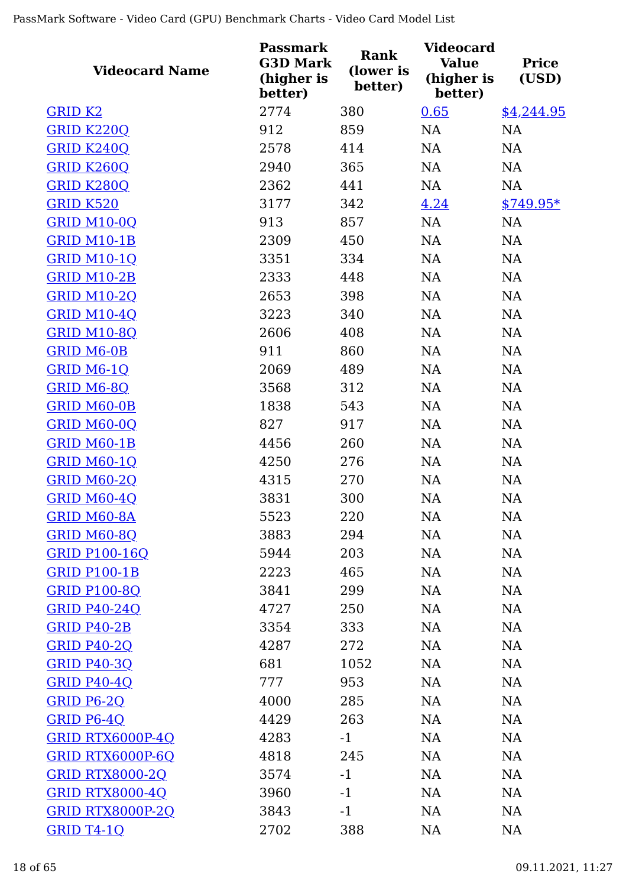| Videocard Name | Passmark G3D Mark (higher is better) | Rank (lower is better) | Videocard Value (higher is better) | Price (USD) |
|---|---|---|---|---|
| GRID K2 | 2774 | 380 | 0.65 | $4,244.95 |
| GRID K220Q | 912 | 859 | NA | NA |
| GRID K240Q | 2578 | 414 | NA | NA |
| GRID K260Q | 2940 | 365 | NA | NA |
| GRID K280Q | 2362 | 441 | NA | NA |
| GRID K520 | 3177 | 342 | 4.24 | $749.95* |
| GRID M10-0Q | 913 | 857 | NA | NA |
| GRID M10-1B | 2309 | 450 | NA | NA |
| GRID M10-1Q | 3351 | 334 | NA | NA |
| GRID M10-2B | 2333 | 448 | NA | NA |
| GRID M10-2Q | 2653 | 398 | NA | NA |
| GRID M10-4Q | 3223 | 340 | NA | NA |
| GRID M10-8Q | 2606 | 408 | NA | NA |
| GRID M6-0B | 911 | 860 | NA | NA |
| GRID M6-1Q | 2069 | 489 | NA | NA |
| GRID M6-8Q | 3568 | 312 | NA | NA |
| GRID M60-0B | 1838 | 543 | NA | NA |
| GRID M60-0Q | 827 | 917 | NA | NA |
| GRID M60-1B | 4456 | 260 | NA | NA |
| GRID M60-1Q | 4250 | 276 | NA | NA |
| GRID M60-2Q | 4315 | 270 | NA | NA |
| GRID M60-4Q | 3831 | 300 | NA | NA |
| GRID M60-8A | 5523 | 220 | NA | NA |
| GRID M60-8Q | 3883 | 294 | NA | NA |
| GRID P100-16Q | 5944 | 203 | NA | NA |
| GRID P100-1B | 2223 | 465 | NA | NA |
| GRID P100-8Q | 3841 | 299 | NA | NA |
| GRID P40-24Q | 4727 | 250 | NA | NA |
| GRID P40-2B | 3354 | 333 | NA | NA |
| GRID P40-2Q | 4287 | 272 | NA | NA |
| GRID P40-3Q | 681 | 1052 | NA | NA |
| GRID P40-4Q | 777 | 953 | NA | NA |
| GRID P6-2Q | 4000 | 285 | NA | NA |
| GRID P6-4Q | 4429 | 263 | NA | NA |
| GRID RTX6000P-4Q | 4283 | -1 | NA | NA |
| GRID RTX6000P-6Q | 4818 | 245 | NA | NA |
| GRID RTX8000-2Q | 3574 | -1 | NA | NA |
| GRID RTX8000-4Q | 3960 | -1 | NA | NA |
| GRID RTX8000P-2Q | 3843 | -1 | NA | NA |
| GRID T4-1Q | 2702 | 388 | NA | NA |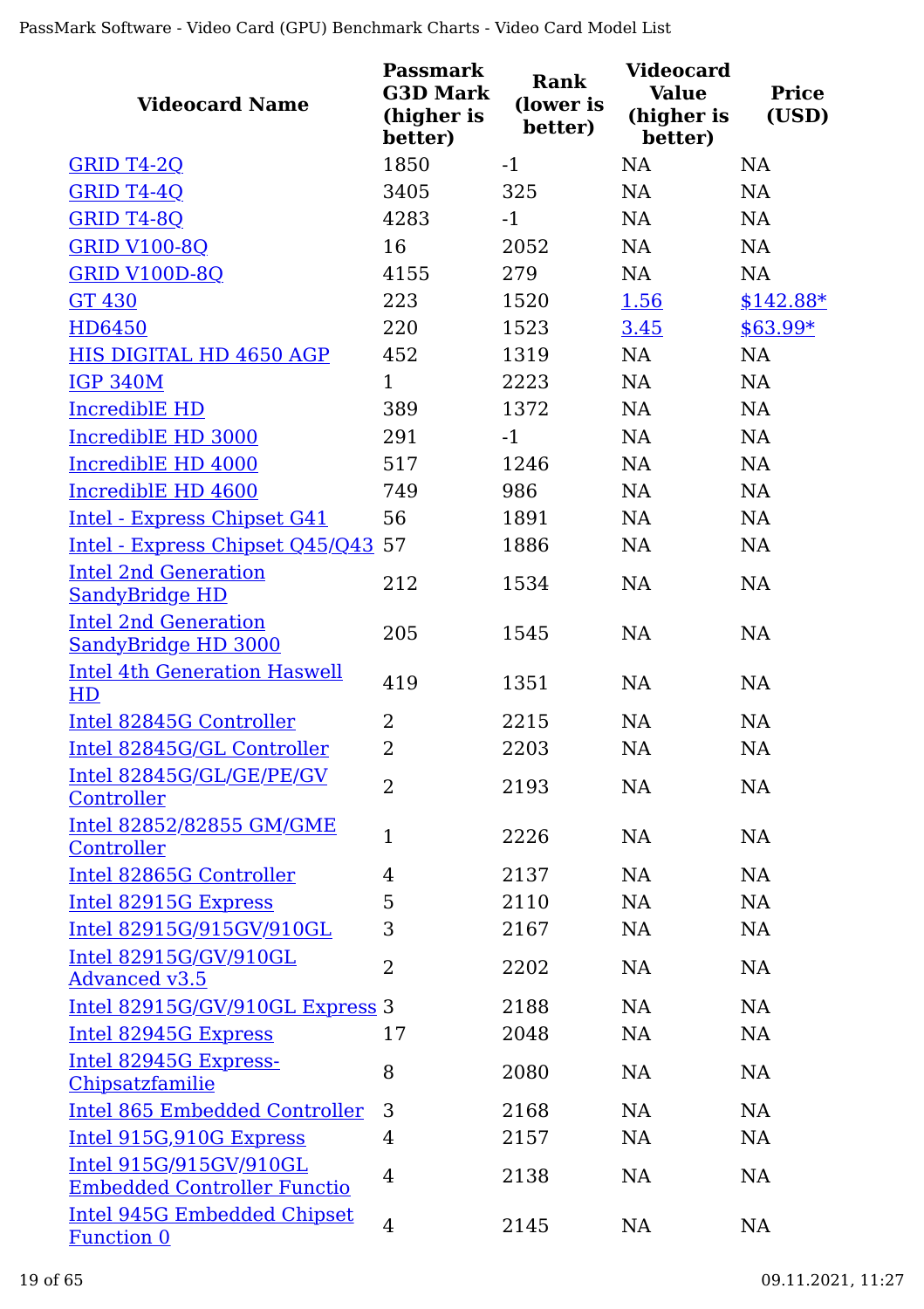| Videocard Name | Passmark G3D Mark (higher is better) | Rank (lower is better) | Videocard Value (higher is better) | Price (USD) |
|---|---|---|---|---|
| GRID T4-2Q | 1850 | -1 | NA | NA |
| GRID T4-4Q | 3405 | 325 | NA | NA |
| GRID T4-8Q | 4283 | -1 | NA | NA |
| GRID V100-8Q | 16 | 2052 | NA | NA |
| GRID V100D-8Q | 4155 | 279 | NA | NA |
| GT 430 | 223 | 1520 | 1.56 | $142.88* |
| HD6450 | 220 | 1523 | 3.45 | $63.99* |
| HIS DIGITAL HD 4650 AGP | 452 | 1319 | NA | NA |
| IGP 340M | 1 | 2223 | NA | NA |
| IncrediblE HD | 389 | 1372 | NA | NA |
| IncrediblE HD 3000 | 291 | -1 | NA | NA |
| IncrediblE HD 4000 | 517 | 1246 | NA | NA |
| IncrediblE HD 4600 | 749 | 986 | NA | NA |
| Intel - Express Chipset G41 | 56 | 1891 | NA | NA |
| Intel - Express Chipset Q45/Q43 | 57 | 1886 | NA | NA |
| Intel 2nd Generation SandyBridge HD | 212 | 1534 | NA | NA |
| Intel 2nd Generation SandyBridge HD 3000 | 205 | 1545 | NA | NA |
| Intel 4th Generation Haswell HD | 419 | 1351 | NA | NA |
| Intel 82845G Controller | 2 | 2215 | NA | NA |
| Intel 82845G/GL Controller | 2 | 2203 | NA | NA |
| Intel 82845G/GL/GE/PE/GV Controller | 2 | 2193 | NA | NA |
| Intel 82852/82855 GM/GME Controller | 1 | 2226 | NA | NA |
| Intel 82865G Controller | 4 | 2137 | NA | NA |
| Intel 82915G Express | 5 | 2110 | NA | NA |
| Intel 82915G/915GV/910GL | 3 | 2167 | NA | NA |
| Intel 82915G/GV/910GL Advanced v3.5 | 2 | 2202 | NA | NA |
| Intel 82915G/GV/910GL Express | 3 | 2188 | NA | NA |
| Intel 82945G Express | 17 | 2048 | NA | NA |
| Intel 82945G Express-Chipsatzfamilie | 8 | 2080 | NA | NA |
| Intel 865 Embedded Controller | 3 | 2168 | NA | NA |
| Intel 915G,910G Express | 4 | 2157 | NA | NA |
| Intel 915G/915GV/910GL Embedded Controller Functio | 4 | 2138 | NA | NA |
| Intel 945G Embedded Chipset Function 0 | 4 | 2145 | NA | NA |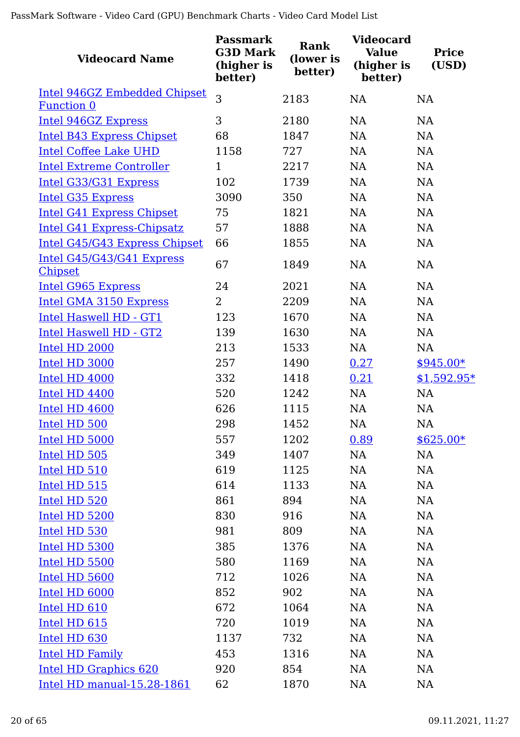| Videocard Name | Passmark G3D Mark (higher is better) | Rank (lower is better) | Videocard Value (higher is better) | Price (USD) |
|---|---|---|---|---|
| Intel 946GZ Embedded Chipset Function 0 | 3 | 2183 | NA | NA |
| Intel 946GZ Express | 3 | 2180 | NA | NA |
| Intel B43 Express Chipset | 68 | 1847 | NA | NA |
| Intel Coffee Lake UHD | 1158 | 727 | NA | NA |
| Intel Extreme Controller | 1 | 2217 | NA | NA |
| Intel G33/G31 Express | 102 | 1739 | NA | NA |
| Intel G35 Express | 3090 | 350 | NA | NA |
| Intel G41 Express Chipset | 75 | 1821 | NA | NA |
| Intel G41 Express-Chipsatz | 57 | 1888 | NA | NA |
| Intel G45/G43 Express Chipset | 66 | 1855 | NA | NA |
| Intel G45/G43/G41 Express Chipset | 67 | 1849 | NA | NA |
| Intel G965 Express | 24 | 2021 | NA | NA |
| Intel GMA 3150 Express | 2 | 2209 | NA | NA |
| Intel Haswell HD - GT1 | 123 | 1670 | NA | NA |
| Intel Haswell HD - GT2 | 139 | 1630 | NA | NA |
| Intel HD 2000 | 213 | 1533 | NA | NA |
| Intel HD 3000 | 257 | 1490 | 0.27 | $945.00* |
| Intel HD 4000 | 332 | 1418 | 0.21 | $1,592.95* |
| Intel HD 4400 | 520 | 1242 | NA | NA |
| Intel HD 4600 | 626 | 1115 | NA | NA |
| Intel HD 500 | 298 | 1452 | NA | NA |
| Intel HD 5000 | 557 | 1202 | 0.89 | $625.00* |
| Intel HD 505 | 349 | 1407 | NA | NA |
| Intel HD 510 | 619 | 1125 | NA | NA |
| Intel HD 515 | 614 | 1133 | NA | NA |
| Intel HD 520 | 861 | 894 | NA | NA |
| Intel HD 5200 | 830 | 916 | NA | NA |
| Intel HD 530 | 981 | 809 | NA | NA |
| Intel HD 5300 | 385 | 1376 | NA | NA |
| Intel HD 5500 | 580 | 1169 | NA | NA |
| Intel HD 5600 | 712 | 1026 | NA | NA |
| Intel HD 6000 | 852 | 902 | NA | NA |
| Intel HD 610 | 672 | 1064 | NA | NA |
| Intel HD 615 | 720 | 1019 | NA | NA |
| Intel HD 630 | 1137 | 732 | NA | NA |
| Intel HD Family | 453 | 1316 | NA | NA |
| Intel HD Graphics 620 | 920 | 854 | NA | NA |
| Intel HD manual-15.28-1861 | 62 | 1870 | NA | NA |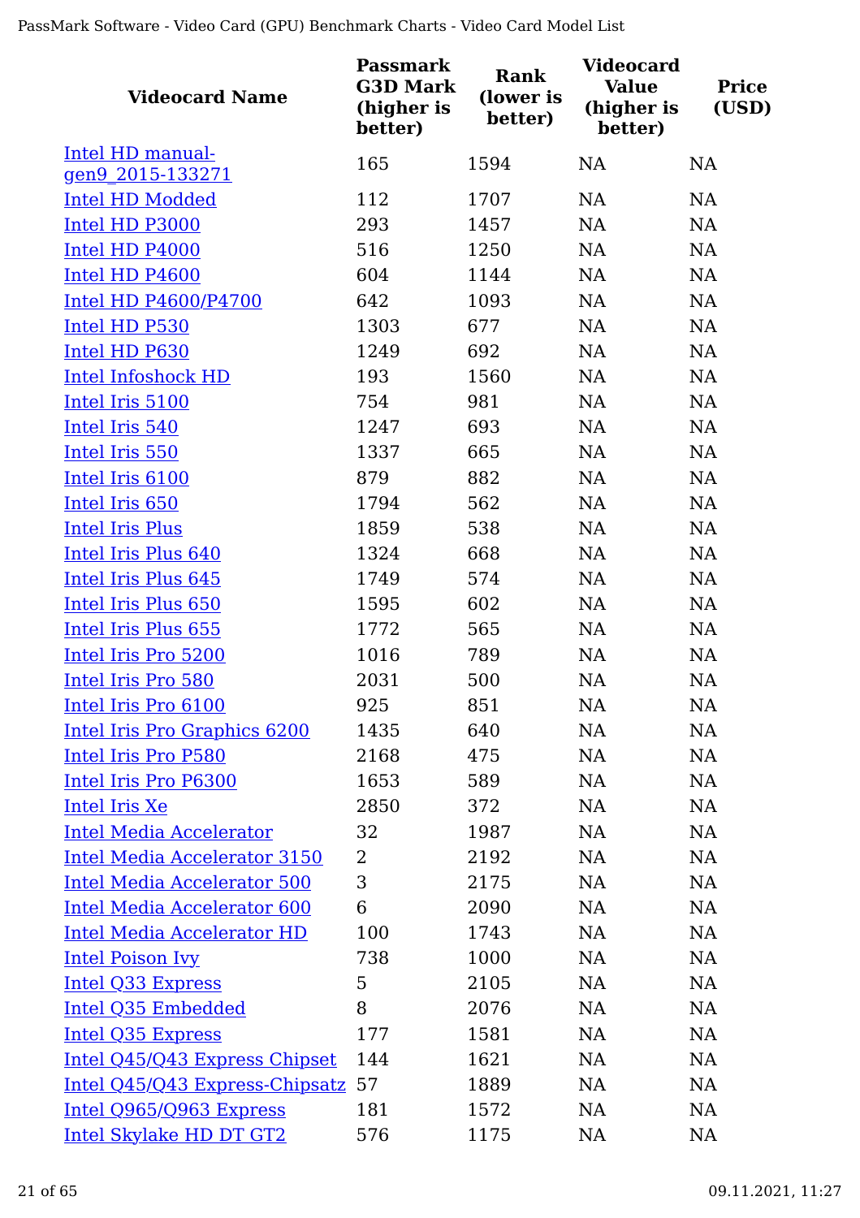| Videocard Name | Passmark G3D Mark (higher is better) | Rank (lower is better) | Videocard Value (higher is better) | Price (USD) |
|---|---|---|---|---|
| Intel HD manual-gen9_2015-133271 | 165 | 1594 | NA | NA |
| Intel HD Modded | 112 | 1707 | NA | NA |
| Intel HD P3000 | 293 | 1457 | NA | NA |
| Intel HD P4000 | 516 | 1250 | NA | NA |
| Intel HD P4600 | 604 | 1144 | NA | NA |
| Intel HD P4600/P4700 | 642 | 1093 | NA | NA |
| Intel HD P530 | 1303 | 677 | NA | NA |
| Intel HD P630 | 1249 | 692 | NA | NA |
| Intel Infoshock HD | 193 | 1560 | NA | NA |
| Intel Iris 5100 | 754 | 981 | NA | NA |
| Intel Iris 540 | 1247 | 693 | NA | NA |
| Intel Iris 550 | 1337 | 665 | NA | NA |
| Intel Iris 6100 | 879 | 882 | NA | NA |
| Intel Iris 650 | 1794 | 562 | NA | NA |
| Intel Iris Plus | 1859 | 538 | NA | NA |
| Intel Iris Plus 640 | 1324 | 668 | NA | NA |
| Intel Iris Plus 645 | 1749 | 574 | NA | NA |
| Intel Iris Plus 650 | 1595 | 602 | NA | NA |
| Intel Iris Plus 655 | 1772 | 565 | NA | NA |
| Intel Iris Pro 5200 | 1016 | 789 | NA | NA |
| Intel Iris Pro 580 | 2031 | 500 | NA | NA |
| Intel Iris Pro 6100 | 925 | 851 | NA | NA |
| Intel Iris Pro Graphics 6200 | 1435 | 640 | NA | NA |
| Intel Iris Pro P580 | 2168 | 475 | NA | NA |
| Intel Iris Pro P6300 | 1653 | 589 | NA | NA |
| Intel Iris Xe | 2850 | 372 | NA | NA |
| Intel Media Accelerator | 32 | 1987 | NA | NA |
| Intel Media Accelerator 3150 | 2 | 2192 | NA | NA |
| Intel Media Accelerator 500 | 3 | 2175 | NA | NA |
| Intel Media Accelerator 600 | 6 | 2090 | NA | NA |
| Intel Media Accelerator HD | 100 | 1743 | NA | NA |
| Intel Poison Ivy | 738 | 1000 | NA | NA |
| Intel Q33 Express | 5 | 2105 | NA | NA |
| Intel Q35 Embedded | 8 | 2076 | NA | NA |
| Intel Q35 Express | 177 | 1581 | NA | NA |
| Intel Q45/Q43 Express Chipset | 144 | 1621 | NA | NA |
| Intel Q45/Q43 Express-Chipsatz | 57 | 1889 | NA | NA |
| Intel Q965/Q963 Express | 181 | 1572 | NA | NA |
| Intel Skylake HD DT GT2 | 576 | 1175 | NA | NA |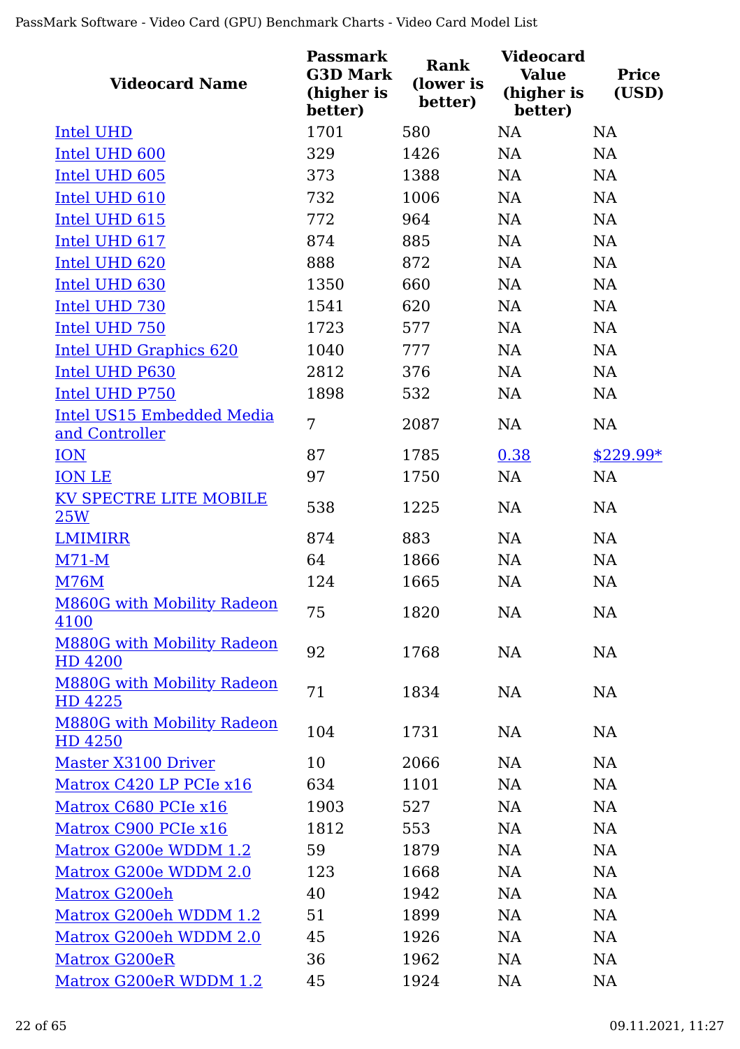| Videocard Name | Passmark G3D Mark (higher is better) | Rank (lower is better) | Videocard Value (higher is better) | Price (USD) |
|---|---|---|---|---|
| Intel UHD | 1701 | 580 | NA | NA |
| Intel UHD 600 | 329 | 1426 | NA | NA |
| Intel UHD 605 | 373 | 1388 | NA | NA |
| Intel UHD 610 | 732 | 1006 | NA | NA |
| Intel UHD 615 | 772 | 964 | NA | NA |
| Intel UHD 617 | 874 | 885 | NA | NA |
| Intel UHD 620 | 888 | 872 | NA | NA |
| Intel UHD 630 | 1350 | 660 | NA | NA |
| Intel UHD 730 | 1541 | 620 | NA | NA |
| Intel UHD 750 | 1723 | 577 | NA | NA |
| Intel UHD Graphics 620 | 1040 | 777 | NA | NA |
| Intel UHD P630 | 2812 | 376 | NA | NA |
| Intel UHD P750 | 1898 | 532 | NA | NA |
| Intel US15 Embedded Media and Controller | 7 | 2087 | NA | NA |
| ION | 87 | 1785 | 0.38 | $229.99* |
| ION LE | 97 | 1750 | NA | NA |
| KV SPECTRE LITE MOBILE 25W | 538 | 1225 | NA | NA |
| LMIMIRR | 874 | 883 | NA | NA |
| M71-M | 64 | 1866 | NA | NA |
| M76M | 124 | 1665 | NA | NA |
| M860G with Mobility Radeon 4100 | 75 | 1820 | NA | NA |
| M880G with Mobility Radeon HD 4200 | 92 | 1768 | NA | NA |
| M880G with Mobility Radeon HD 4225 | 71 | 1834 | NA | NA |
| M880G with Mobility Radeon HD 4250 | 104 | 1731 | NA | NA |
| Master X3100 Driver | 10 | 2066 | NA | NA |
| Matrox C420 LP PCIe x16 | 634 | 1101 | NA | NA |
| Matrox C680 PCIe x16 | 1903 | 527 | NA | NA |
| Matrox C900 PCIe x16 | 1812 | 553 | NA | NA |
| Matrox G200e WDDM 1.2 | 59 | 1879 | NA | NA |
| Matrox G200e WDDM 2.0 | 123 | 1668 | NA | NA |
| Matrox G200eh | 40 | 1942 | NA | NA |
| Matrox G200eh WDDM 1.2 | 51 | 1899 | NA | NA |
| Matrox G200eh WDDM 2.0 | 45 | 1926 | NA | NA |
| Matrox G200eR | 36 | 1962 | NA | NA |
| Matrox G200eR WDDM 1.2 | 45 | 1924 | NA | NA |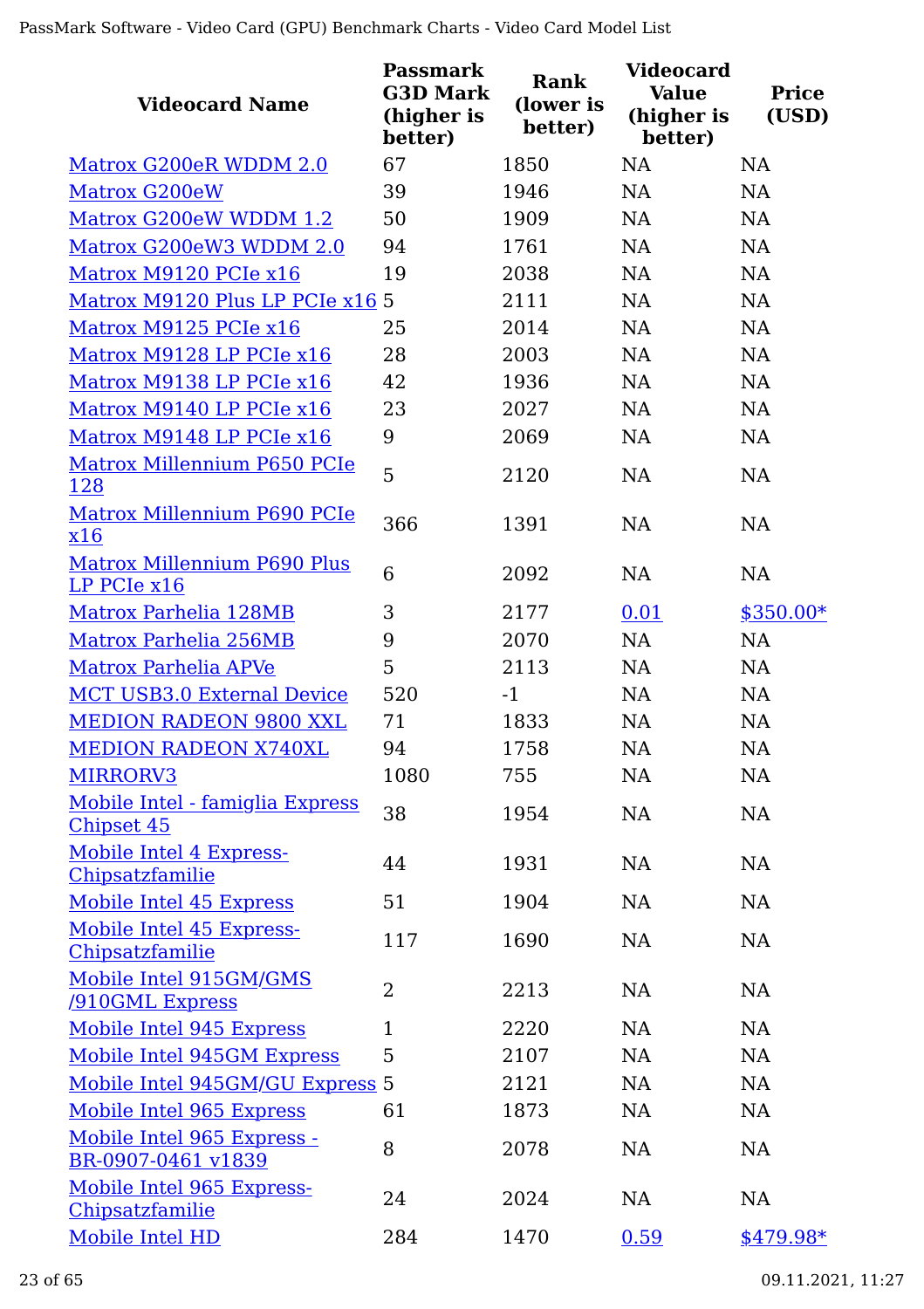| Videocard Name | Passmark G3D Mark (higher is better) | Rank (lower is better) | Videocard Value (higher is better) | Price (USD) |
|---|---|---|---|---|
| Matrox G200eR WDDM 2.0 | 67 | 1850 | NA | NA |
| Matrox G200eW | 39 | 1946 | NA | NA |
| Matrox G200eW WDDM 1.2 | 50 | 1909 | NA | NA |
| Matrox G200eW3 WDDM 2.0 | 94 | 1761 | NA | NA |
| Matrox M9120 PCIe x16 | 19 | 2038 | NA | NA |
| Matrox M9120 Plus LP PCIe x16 | 5 | 2111 | NA | NA |
| Matrox M9125 PCIe x16 | 25 | 2014 | NA | NA |
| Matrox M9128 LP PCIe x16 | 28 | 2003 | NA | NA |
| Matrox M9138 LP PCIe x16 | 42 | 1936 | NA | NA |
| Matrox M9140 LP PCIe x16 | 23 | 2027 | NA | NA |
| Matrox M9148 LP PCIe x16 | 9 | 2069 | NA | NA |
| Matrox Millennium P650 PCIe 128 | 5 | 2120 | NA | NA |
| Matrox Millennium P690 PCIe x16 | 366 | 1391 | NA | NA |
| Matrox Millennium P690 Plus LP PCIe x16 | 6 | 2092 | NA | NA |
| Matrox Parhelia 128MB | 3 | 2177 | 0.01 | $350.00* |
| Matrox Parhelia 256MB | 9 | 2070 | NA | NA |
| Matrox Parhelia APVe | 5 | 2113 | NA | NA |
| MCT USB3.0 External Device | 520 | -1 | NA | NA |
| MEDION RADEON 9800 XXL | 71 | 1833 | NA | NA |
| MEDION RADEON X740XL | 94 | 1758 | NA | NA |
| MIRRORV3 | 1080 | 755 | NA | NA |
| Mobile Intel - famiglia Express Chipset 45 | 38 | 1954 | NA | NA |
| Mobile Intel 4 Express-Chipsatzfamilie | 44 | 1931 | NA | NA |
| Mobile Intel 45 Express | 51 | 1904 | NA | NA |
| Mobile Intel 45 Express-Chipsatzfamilie | 117 | 1690 | NA | NA |
| Mobile Intel 915GM/GMS /910GML Express | 2 | 2213 | NA | NA |
| Mobile Intel 945 Express | 1 | 2220 | NA | NA |
| Mobile Intel 945GM Express | 5 | 2107 | NA | NA |
| Mobile Intel 945GM/GU Express | 5 | 2121 | NA | NA |
| Mobile Intel 965 Express | 61 | 1873 | NA | NA |
| Mobile Intel 965 Express - BR-0907-0461 v1839 | 8 | 2078 | NA | NA |
| Mobile Intel 965 Express-Chipsatzfamilie | 24 | 2024 | NA | NA |
| Mobile Intel HD | 284 | 1470 | 0.59 | $479.98* |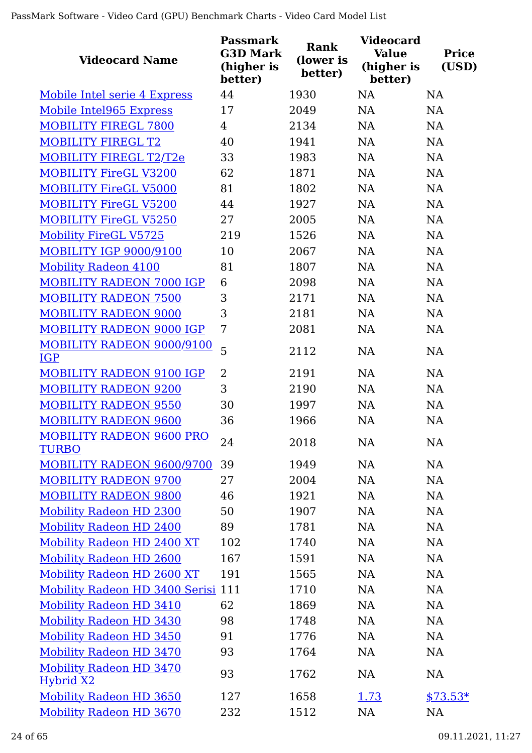| Videocard Name | Passmark G3D Mark (higher is better) | Rank (lower is better) | Videocard Value (higher is better) | Price (USD) |
|---|---|---|---|---|
| Mobile Intel serie 4 Express | 44 | 1930 | NA | NA |
| Mobile Intel965 Express | 17 | 2049 | NA | NA |
| MOBILITY FIREGL 7800 | 4 | 2134 | NA | NA |
| MOBILITY FIREGL T2 | 40 | 1941 | NA | NA |
| MOBILITY FIREGL T2/T2e | 33 | 1983 | NA | NA |
| MOBILITY FireGL V3200 | 62 | 1871 | NA | NA |
| MOBILITY FireGL V5000 | 81 | 1802 | NA | NA |
| MOBILITY FireGL V5200 | 44 | 1927 | NA | NA |
| MOBILITY FireGL V5250 | 27 | 2005 | NA | NA |
| Mobility FireGL V5725 | 219 | 1526 | NA | NA |
| MOBILITY IGP 9000/9100 | 10 | 2067 | NA | NA |
| Mobility Radeon 4100 | 81 | 1807 | NA | NA |
| MOBILITY RADEON 7000 IGP | 6 | 2098 | NA | NA |
| MOBILITY RADEON 7500 | 3 | 2171 | NA | NA |
| MOBILITY RADEON 9000 | 3 | 2181 | NA | NA |
| MOBILITY RADEON 9000 IGP | 7 | 2081 | NA | NA |
| MOBILITY RADEON 9000/9100 IGP | 5 | 2112 | NA | NA |
| MOBILITY RADEON 9100 IGP | 2 | 2191 | NA | NA |
| MOBILITY RADEON 9200 | 3 | 2190 | NA | NA |
| MOBILITY RADEON 9550 | 30 | 1997 | NA | NA |
| MOBILITY RADEON 9600 | 36 | 1966 | NA | NA |
| MOBILITY RADEON 9600 PRO TURBO | 24 | 2018 | NA | NA |
| MOBILITY RADEON 9600/9700 | 39 | 1949 | NA | NA |
| MOBILITY RADEON 9700 | 27 | 2004 | NA | NA |
| MOBILITY RADEON 9800 | 46 | 1921 | NA | NA |
| Mobility Radeon HD 2300 | 50 | 1907 | NA | NA |
| Mobility Radeon HD 2400 | 89 | 1781 | NA | NA |
| Mobility Radeon HD 2400 XT | 102 | 1740 | NA | NA |
| Mobility Radeon HD 2600 | 167 | 1591 | NA | NA |
| Mobility Radeon HD 2600 XT | 191 | 1565 | NA | NA |
| Mobility Radeon HD 3400 Serisi | 111 | 1710 | NA | NA |
| Mobility Radeon HD 3410 | 62 | 1869 | NA | NA |
| Mobility Radeon HD 3430 | 98 | 1748 | NA | NA |
| Mobility Radeon HD 3450 | 91 | 1776 | NA | NA |
| Mobility Radeon HD 3470 | 93 | 1764 | NA | NA |
| Mobility Radeon HD 3470 Hybrid X2 | 93 | 1762 | NA | NA |
| Mobility Radeon HD 3650 | 127 | 1658 | 1.73 | $73.53* |
| Mobility Radeon HD 3670 | 232 | 1512 | NA | NA |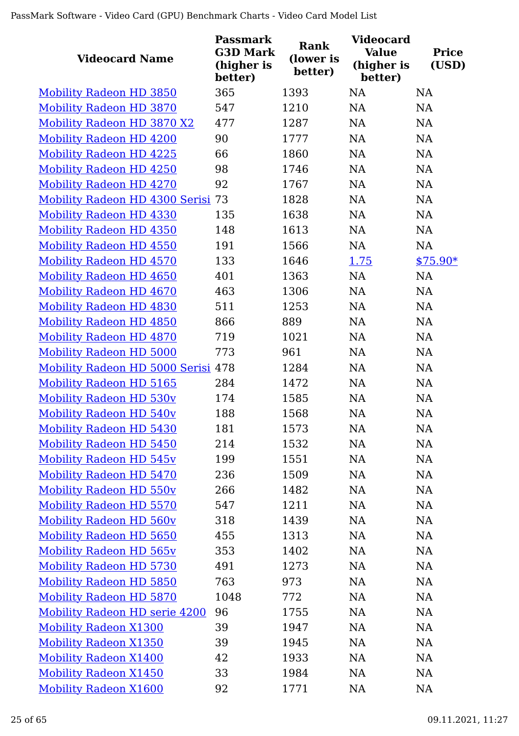| Videocard Name | Passmark G3D Mark (higher is better) | Rank (lower is better) | Videocard Value (higher is better) | Price (USD) |
|---|---|---|---|---|
| Mobility Radeon HD 3850 | 365 | 1393 | NA | NA |
| Mobility Radeon HD 3870 | 547 | 1210 | NA | NA |
| Mobility Radeon HD 3870 X2 | 477 | 1287 | NA | NA |
| Mobility Radeon HD 4200 | 90 | 1777 | NA | NA |
| Mobility Radeon HD 4225 | 66 | 1860 | NA | NA |
| Mobility Radeon HD 4250 | 98 | 1746 | NA | NA |
| Mobility Radeon HD 4270 | 92 | 1767 | NA | NA |
| Mobility Radeon HD 4300 Serisi | 73 | 1828 | NA | NA |
| Mobility Radeon HD 4330 | 135 | 1638 | NA | NA |
| Mobility Radeon HD 4350 | 148 | 1613 | NA | NA |
| Mobility Radeon HD 4550 | 191 | 1566 | NA | NA |
| Mobility Radeon HD 4570 | 133 | 1646 | 1.75 | $75.90* |
| Mobility Radeon HD 4650 | 401 | 1363 | NA | NA |
| Mobility Radeon HD 4670 | 463 | 1306 | NA | NA |
| Mobility Radeon HD 4830 | 511 | 1253 | NA | NA |
| Mobility Radeon HD 4850 | 866 | 889 | NA | NA |
| Mobility Radeon HD 4870 | 719 | 1021 | NA | NA |
| Mobility Radeon HD 5000 | 773 | 961 | NA | NA |
| Mobility Radeon HD 5000 Serisi | 478 | 1284 | NA | NA |
| Mobility Radeon HD 5165 | 284 | 1472 | NA | NA |
| Mobility Radeon HD 530v | 174 | 1585 | NA | NA |
| Mobility Radeon HD 540v | 188 | 1568 | NA | NA |
| Mobility Radeon HD 5430 | 181 | 1573 | NA | NA |
| Mobility Radeon HD 5450 | 214 | 1532 | NA | NA |
| Mobility Radeon HD 545v | 199 | 1551 | NA | NA |
| Mobility Radeon HD 5470 | 236 | 1509 | NA | NA |
| Mobility Radeon HD 550v | 266 | 1482 | NA | NA |
| Mobility Radeon HD 5570 | 547 | 1211 | NA | NA |
| Mobility Radeon HD 560v | 318 | 1439 | NA | NA |
| Mobility Radeon HD 5650 | 455 | 1313 | NA | NA |
| Mobility Radeon HD 565v | 353 | 1402 | NA | NA |
| Mobility Radeon HD 5730 | 491 | 1273 | NA | NA |
| Mobility Radeon HD 5850 | 763 | 973 | NA | NA |
| Mobility Radeon HD 5870 | 1048 | 772 | NA | NA |
| Mobility Radeon HD serie 4200 | 96 | 1755 | NA | NA |
| Mobility Radeon X1300 | 39 | 1947 | NA | NA |
| Mobility Radeon X1350 | 39 | 1945 | NA | NA |
| Mobility Radeon X1400 | 42 | 1933 | NA | NA |
| Mobility Radeon X1450 | 33 | 1984 | NA | NA |
| Mobility Radeon X1600 | 92 | 1771 | NA | NA |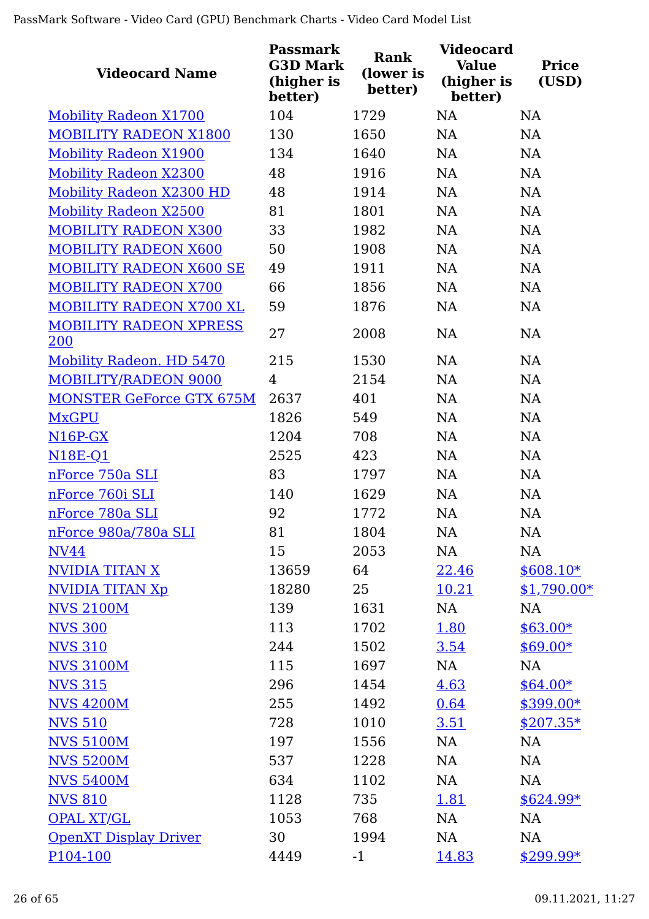| Videocard Name | Passmark G3D Mark (higher is better) | Rank (lower is better) | Videocard Value (higher is better) | Price (USD) |
|---|---|---|---|---|
| Mobility Radeon X1700 | 104 | 1729 | NA | NA |
| MOBILITY RADEON X1800 | 130 | 1650 | NA | NA |
| Mobility Radeon X1900 | 134 | 1640 | NA | NA |
| Mobility Radeon X2300 | 48 | 1916 | NA | NA |
| Mobility Radeon X2300 HD | 48 | 1914 | NA | NA |
| Mobility Radeon X2500 | 81 | 1801 | NA | NA |
| MOBILITY RADEON X300 | 33 | 1982 | NA | NA |
| MOBILITY RADEON X600 | 50 | 1908 | NA | NA |
| MOBILITY RADEON X600 SE | 49 | 1911 | NA | NA |
| MOBILITY RADEON X700 | 66 | 1856 | NA | NA |
| MOBILITY RADEON X700 XL | 59 | 1876 | NA | NA |
| MOBILITY RADEON XPRESS 200 | 27 | 2008 | NA | NA |
| Mobility Radeon. HD 5470 | 215 | 1530 | NA | NA |
| MOBILITY/RADEON 9000 | 4 | 2154 | NA | NA |
| MONSTER GeForce GTX 675M | 2637 | 401 | NA | NA |
| MxGPU | 1826 | 549 | NA | NA |
| N16P-GX | 1204 | 708 | NA | NA |
| N18E-Q1 | 2525 | 423 | NA | NA |
| nForce 750a SLI | 83 | 1797 | NA | NA |
| nForce 760i SLI | 140 | 1629 | NA | NA |
| nForce 780a SLI | 92 | 1772 | NA | NA |
| nForce 980a/780a SLI | 81 | 1804 | NA | NA |
| NV44 | 15 | 2053 | NA | NA |
| NVIDIA TITAN X | 13659 | 64 | 22.46 | $608.10* |
| NVIDIA TITAN Xp | 18280 | 25 | 10.21 | $1,790.00* |
| NVS 2100M | 139 | 1631 | NA | NA |
| NVS 300 | 113 | 1702 | 1.80 | $63.00* |
| NVS 310 | 244 | 1502 | 3.54 | $69.00* |
| NVS 3100M | 115 | 1697 | NA | NA |
| NVS 315 | 296 | 1454 | 4.63 | $64.00* |
| NVS 4200M | 255 | 1492 | 0.64 | $399.00* |
| NVS 510 | 728 | 1010 | 3.51 | $207.35* |
| NVS 5100M | 197 | 1556 | NA | NA |
| NVS 5200M | 537 | 1228 | NA | NA |
| NVS 5400M | 634 | 1102 | NA | NA |
| NVS 810 | 1128 | 735 | 1.81 | $624.99* |
| OPAL XT/GL | 1053 | 768 | NA | NA |
| OpenXT Display Driver | 30 | 1994 | NA | NA |
| P104-100 | 4449 | -1 | 14.83 | $299.99* |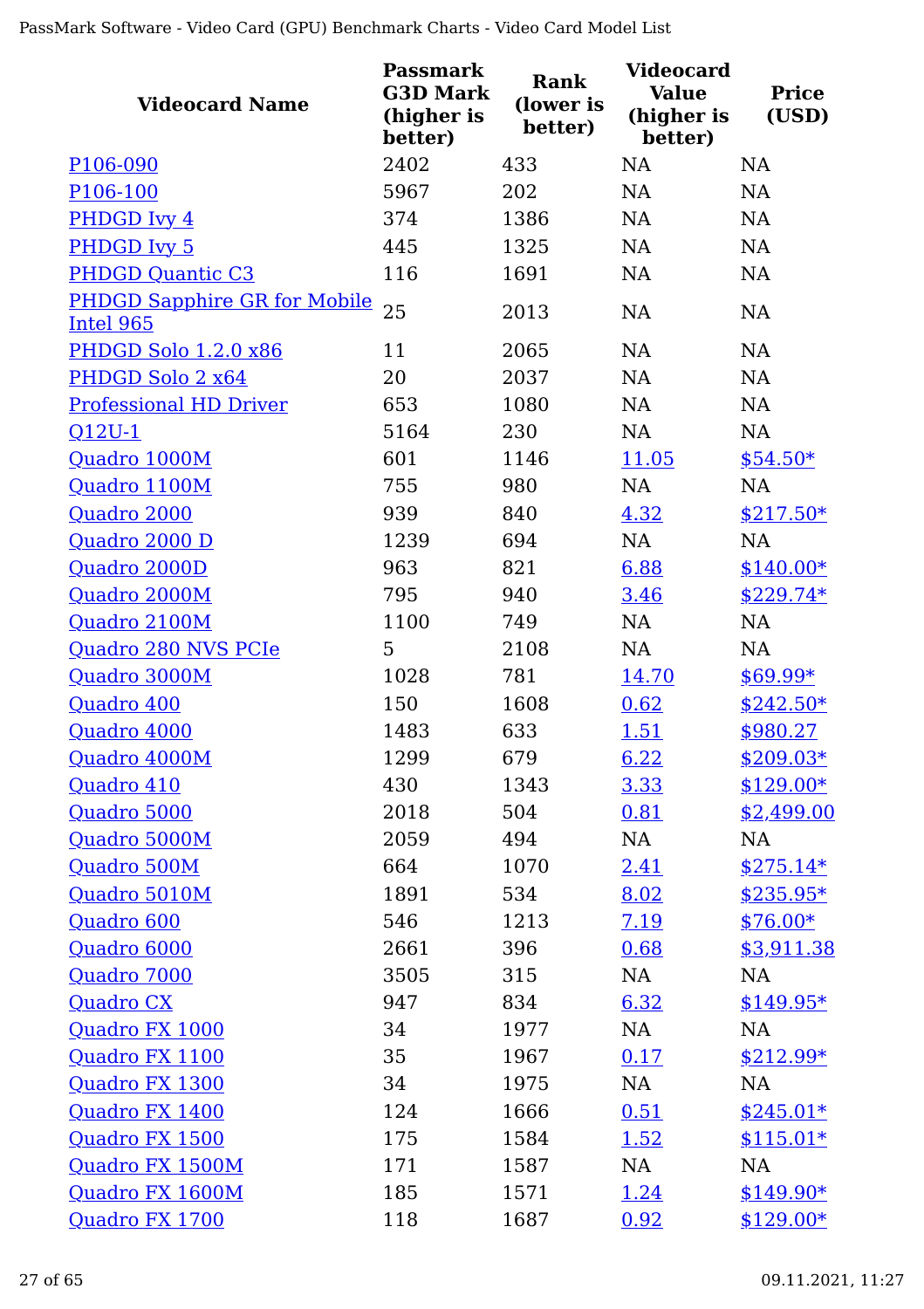| Videocard Name | Passmark G3D Mark (higher is better) | Rank (lower is better) | Videocard Value (higher is better) | Price (USD) |
|---|---|---|---|---|
| P106-090 | 2402 | 433 | NA | NA |
| P106-100 | 5967 | 202 | NA | NA |
| PHDGD Ivy 4 | 374 | 1386 | NA | NA |
| PHDGD Ivy 5 | 445 | 1325 | NA | NA |
| PHDGD Quantic C3 | 116 | 1691 | NA | NA |
| PHDGD Sapphire GR for Mobile Intel 965 | 25 | 2013 | NA | NA |
| PHDGD Solo 1.2.0 x86 | 11 | 2065 | NA | NA |
| PHDGD Solo 2 x64 | 20 | 2037 | NA | NA |
| Professional HD Driver | 653 | 1080 | NA | NA |
| Q12U-1 | 5164 | 230 | NA | NA |
| Quadro 1000M | 601 | 1146 | 11.05 | $54.50* |
| Quadro 1100M | 755 | 980 | NA | NA |
| Quadro 2000 | 939 | 840 | 4.32 | $217.50* |
| Quadro 2000 D | 1239 | 694 | NA | NA |
| Quadro 2000D | 963 | 821 | 6.88 | $140.00* |
| Quadro 2000M | 795 | 940 | 3.46 | $229.74* |
| Quadro 2100M | 1100 | 749 | NA | NA |
| Quadro 280 NVS PCIe | 5 | 2108 | NA | NA |
| Quadro 3000M | 1028 | 781 | 14.70 | $69.99* |
| Quadro 400 | 150 | 1608 | 0.62 | $242.50* |
| Quadro 4000 | 1483 | 633 | 1.51 | $980.27 |
| Quadro 4000M | 1299 | 679 | 6.22 | $209.03* |
| Quadro 410 | 430 | 1343 | 3.33 | $129.00* |
| Quadro 5000 | 2018 | 504 | 0.81 | $2,499.00 |
| Quadro 5000M | 2059 | 494 | NA | NA |
| Quadro 500M | 664 | 1070 | 2.41 | $275.14* |
| Quadro 5010M | 1891 | 534 | 8.02 | $235.95* |
| Quadro 600 | 546 | 1213 | 7.19 | $76.00* |
| Quadro 6000 | 2661 | 396 | 0.68 | $3,911.38 |
| Quadro 7000 | 3505 | 315 | NA | NA |
| Quadro CX | 947 | 834 | 6.32 | $149.95* |
| Quadro FX 1000 | 34 | 1977 | NA | NA |
| Quadro FX 1100 | 35 | 1967 | 0.17 | $212.99* |
| Quadro FX 1300 | 34 | 1975 | NA | NA |
| Quadro FX 1400 | 124 | 1666 | 0.51 | $245.01* |
| Quadro FX 1500 | 175 | 1584 | 1.52 | $115.01* |
| Quadro FX 1500M | 171 | 1587 | NA | NA |
| Quadro FX 1600M | 185 | 1571 | 1.24 | $149.90* |
| Quadro FX 1700 | 118 | 1687 | 0.92 | $129.00* |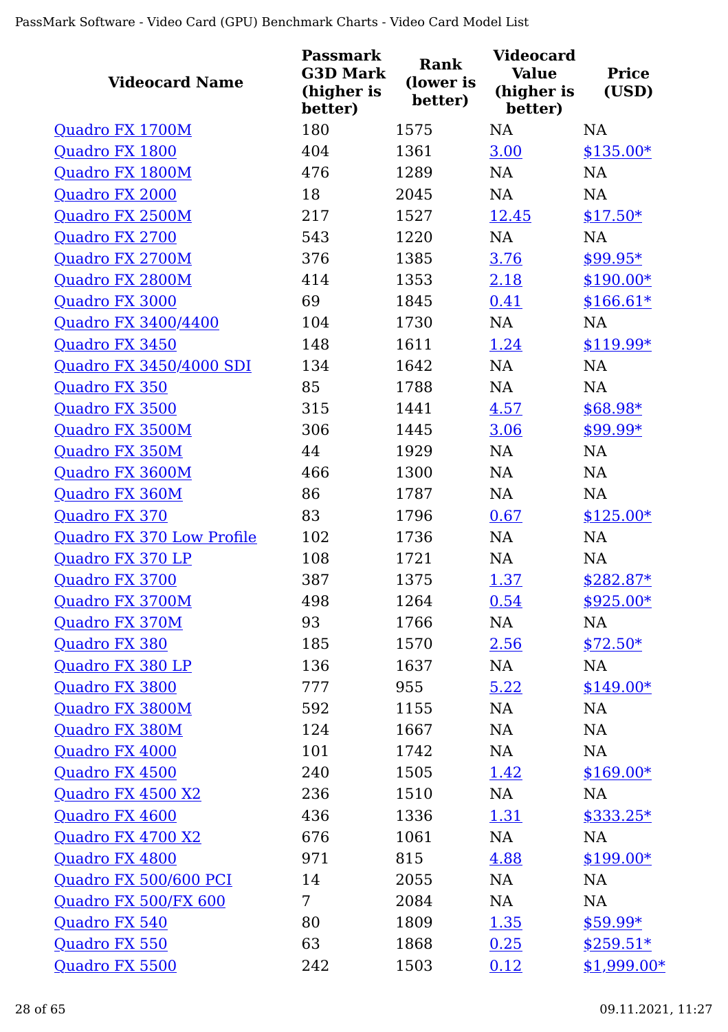| Videocard Name | Passmark G3D Mark (higher is better) | Rank (lower is better) | Videocard Value (higher is better) | Price (USD) |
|---|---|---|---|---|
| Quadro FX 1700M | 180 | 1575 | NA | NA |
| Quadro FX 1800 | 404 | 1361 | 3.00 | $135.00* |
| Quadro FX 1800M | 476 | 1289 | NA | NA |
| Quadro FX 2000 | 18 | 2045 | NA | NA |
| Quadro FX 2500M | 217 | 1527 | 12.45 | $17.50* |
| Quadro FX 2700 | 543 | 1220 | NA | NA |
| Quadro FX 2700M | 376 | 1385 | 3.76 | $99.95* |
| Quadro FX 2800M | 414 | 1353 | 2.18 | $190.00* |
| Quadro FX 3000 | 69 | 1845 | 0.41 | $166.61* |
| Quadro FX 3400/4400 | 104 | 1730 | NA | NA |
| Quadro FX 3450 | 148 | 1611 | 1.24 | $119.99* |
| Quadro FX 3450/4000 SDI | 134 | 1642 | NA | NA |
| Quadro FX 350 | 85 | 1788 | NA | NA |
| Quadro FX 3500 | 315 | 1441 | 4.57 | $68.98* |
| Quadro FX 3500M | 306 | 1445 | 3.06 | $99.99* |
| Quadro FX 350M | 44 | 1929 | NA | NA |
| Quadro FX 3600M | 466 | 1300 | NA | NA |
| Quadro FX 360M | 86 | 1787 | NA | NA |
| Quadro FX 370 | 83 | 1796 | 0.67 | $125.00* |
| Quadro FX 370 Low Profile | 102 | 1736 | NA | NA |
| Quadro FX 370 LP | 108 | 1721 | NA | NA |
| Quadro FX 3700 | 387 | 1375 | 1.37 | $282.87* |
| Quadro FX 3700M | 498 | 1264 | 0.54 | $925.00* |
| Quadro FX 370M | 93 | 1766 | NA | NA |
| Quadro FX 380 | 185 | 1570 | 2.56 | $72.50* |
| Quadro FX 380 LP | 136 | 1637 | NA | NA |
| Quadro FX 3800 | 777 | 955 | 5.22 | $149.00* |
| Quadro FX 3800M | 592 | 1155 | NA | NA |
| Quadro FX 380M | 124 | 1667 | NA | NA |
| Quadro FX 4000 | 101 | 1742 | NA | NA |
| Quadro FX 4500 | 240 | 1505 | 1.42 | $169.00* |
| Quadro FX 4500 X2 | 236 | 1510 | NA | NA |
| Quadro FX 4600 | 436 | 1336 | 1.31 | $333.25* |
| Quadro FX 4700 X2 | 676 | 1061 | NA | NA |
| Quadro FX 4800 | 971 | 815 | 4.88 | $199.00* |
| Quadro FX 500/600 PCI | 14 | 2055 | NA | NA |
| Quadro FX 500/FX 600 | 7 | 2084 | NA | NA |
| Quadro FX 540 | 80 | 1809 | 1.35 | $59.99* |
| Quadro FX 550 | 63 | 1868 | 0.25 | $259.51* |
| Quadro FX 5500 | 242 | 1503 | 0.12 | $1,999.00* |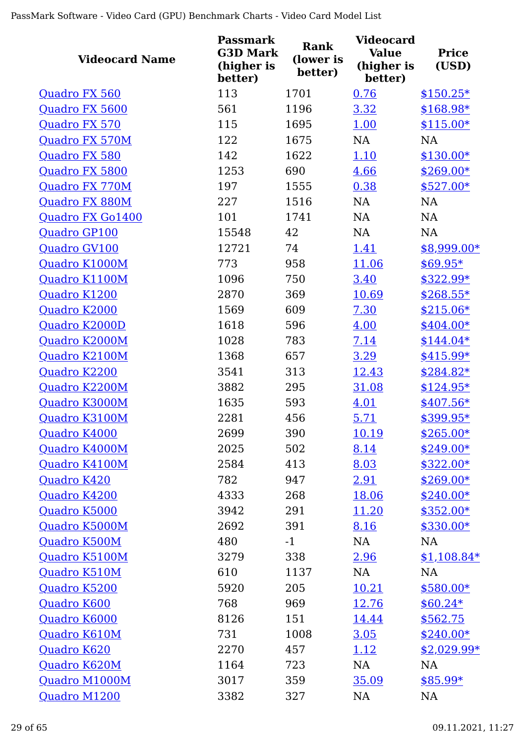| Videocard Name | Passmark G3D Mark (higher is better) | Rank (lower is better) | Videocard Value (higher is better) | Price (USD) |
|---|---|---|---|---|
| Quadro FX 560 | 113 | 1701 | 0.76 | $150.25* |
| Quadro FX 5600 | 561 | 1196 | 3.32 | $168.98* |
| Quadro FX 570 | 115 | 1695 | 1.00 | $115.00* |
| Quadro FX 570M | 122 | 1675 | NA | NA |
| Quadro FX 580 | 142 | 1622 | 1.10 | $130.00* |
| Quadro FX 5800 | 1253 | 690 | 4.66 | $269.00* |
| Quadro FX 770M | 197 | 1555 | 0.38 | $527.00* |
| Quadro FX 880M | 227 | 1516 | NA | NA |
| Quadro FX Go1400 | 101 | 1741 | NA | NA |
| Quadro GP100 | 15548 | 42 | NA | NA |
| Quadro GV100 | 12721 | 74 | 1.41 | $8,999.00* |
| Quadro K1000M | 773 | 958 | 11.06 | $69.95* |
| Quadro K1100M | 1096 | 750 | 3.40 | $322.99* |
| Quadro K1200 | 2870 | 369 | 10.69 | $268.55* |
| Quadro K2000 | 1569 | 609 | 7.30 | $215.06* |
| Quadro K2000D | 1618 | 596 | 4.00 | $404.00* |
| Quadro K2000M | 1028 | 783 | 7.14 | $144.04* |
| Quadro K2100M | 1368 | 657 | 3.29 | $415.99* |
| Quadro K2200 | 3541 | 313 | 12.43 | $284.82* |
| Quadro K2200M | 3882 | 295 | 31.08 | $124.95* |
| Quadro K3000M | 1635 | 593 | 4.01 | $407.56* |
| Quadro K3100M | 2281 | 456 | 5.71 | $399.95* |
| Quadro K4000 | 2699 | 390 | 10.19 | $265.00* |
| Quadro K4000M | 2025 | 502 | 8.14 | $249.00* |
| Quadro K4100M | 2584 | 413 | 8.03 | $322.00* |
| Quadro K420 | 782 | 947 | 2.91 | $269.00* |
| Quadro K4200 | 4333 | 268 | 18.06 | $240.00* |
| Quadro K5000 | 3942 | 291 | 11.20 | $352.00* |
| Quadro K5000M | 2692 | 391 | 8.16 | $330.00* |
| Quadro K500M | 480 | -1 | NA | NA |
| Quadro K5100M | 3279 | 338 | 2.96 | $1,108.84* |
| Quadro K510M | 610 | 1137 | NA | NA |
| Quadro K5200 | 5920 | 205 | 10.21 | $580.00* |
| Quadro K600 | 768 | 969 | 12.76 | $60.24* |
| Quadro K6000 | 8126 | 151 | 14.44 | $562.75 |
| Quadro K610M | 731 | 1008 | 3.05 | $240.00* |
| Quadro K620 | 2270 | 457 | 1.12 | $2,029.99* |
| Quadro K620M | 1164 | 723 | NA | NA |
| Quadro M1000M | 3017 | 359 | 35.09 | $85.99* |
| Quadro M1200 | 3382 | 327 | NA | NA |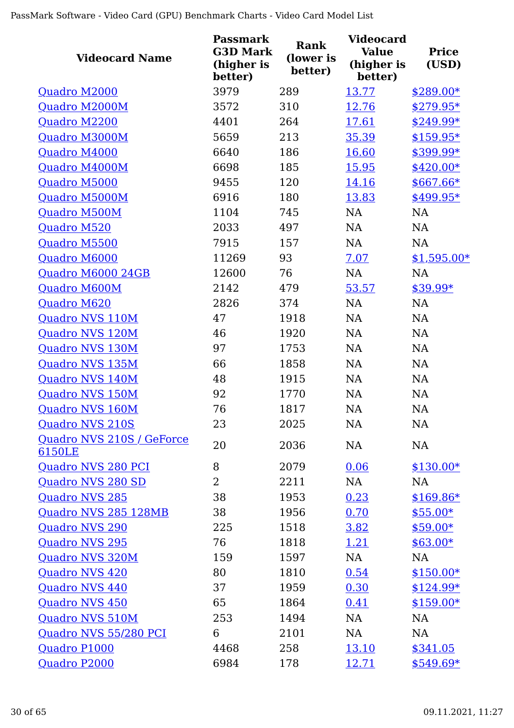| Videocard Name | Passmark G3D Mark (higher is better) | Rank (lower is better) | Videocard Value (higher is better) | Price (USD) |
|---|---|---|---|---|
| Quadro M2000 | 3979 | 289 | 13.77 | $289.00* |
| Quadro M2000M | 3572 | 310 | 12.76 | $279.95* |
| Quadro M2200 | 4401 | 264 | 17.61 | $249.99* |
| Quadro M3000M | 5659 | 213 | 35.39 | $159.95* |
| Quadro M4000 | 6640 | 186 | 16.60 | $399.99* |
| Quadro M4000M | 6698 | 185 | 15.95 | $420.00* |
| Quadro M5000 | 9455 | 120 | 14.16 | $667.66* |
| Quadro M5000M | 6916 | 180 | 13.83 | $499.95* |
| Quadro M500M | 1104 | 745 | NA | NA |
| Quadro M520 | 2033 | 497 | NA | NA |
| Quadro M5500 | 7915 | 157 | NA | NA |
| Quadro M6000 | 11269 | 93 | 7.07 | $1,595.00* |
| Quadro M6000 24GB | 12600 | 76 | NA | NA |
| Quadro M600M | 2142 | 479 | 53.57 | $39.99* |
| Quadro M620 | 2826 | 374 | NA | NA |
| Quadro NVS 110M | 47 | 1918 | NA | NA |
| Quadro NVS 120M | 46 | 1920 | NA | NA |
| Quadro NVS 130M | 97 | 1753 | NA | NA |
| Quadro NVS 135M | 66 | 1858 | NA | NA |
| Quadro NVS 140M | 48 | 1915 | NA | NA |
| Quadro NVS 150M | 92 | 1770 | NA | NA |
| Quadro NVS 160M | 76 | 1817 | NA | NA |
| Quadro NVS 210S | 23 | 2025 | NA | NA |
| Quadro NVS 210S / GeForce 6150LE | 20 | 2036 | NA | NA |
| Quadro NVS 280 PCI | 8 | 2079 | 0.06 | $130.00* |
| Quadro NVS 280 SD | 2 | 2211 | NA | NA |
| Quadro NVS 285 | 38 | 1953 | 0.23 | $169.86* |
| Quadro NVS 285 128MB | 38 | 1956 | 0.70 | $55.00* |
| Quadro NVS 290 | 225 | 1518 | 3.82 | $59.00* |
| Quadro NVS 295 | 76 | 1818 | 1.21 | $63.00* |
| Quadro NVS 320M | 159 | 1597 | NA | NA |
| Quadro NVS 420 | 80 | 1810 | 0.54 | $150.00* |
| Quadro NVS 440 | 37 | 1959 | 0.30 | $124.99* |
| Quadro NVS 450 | 65 | 1864 | 0.41 | $159.00* |
| Quadro NVS 510M | 253 | 1494 | NA | NA |
| Quadro NVS 55/280 PCI | 6 | 2101 | NA | NA |
| Quadro P1000 | 4468 | 258 | 13.10 | $341.05 |
| Quadro P2000 | 6984 | 178 | 12.71 | $549.69* |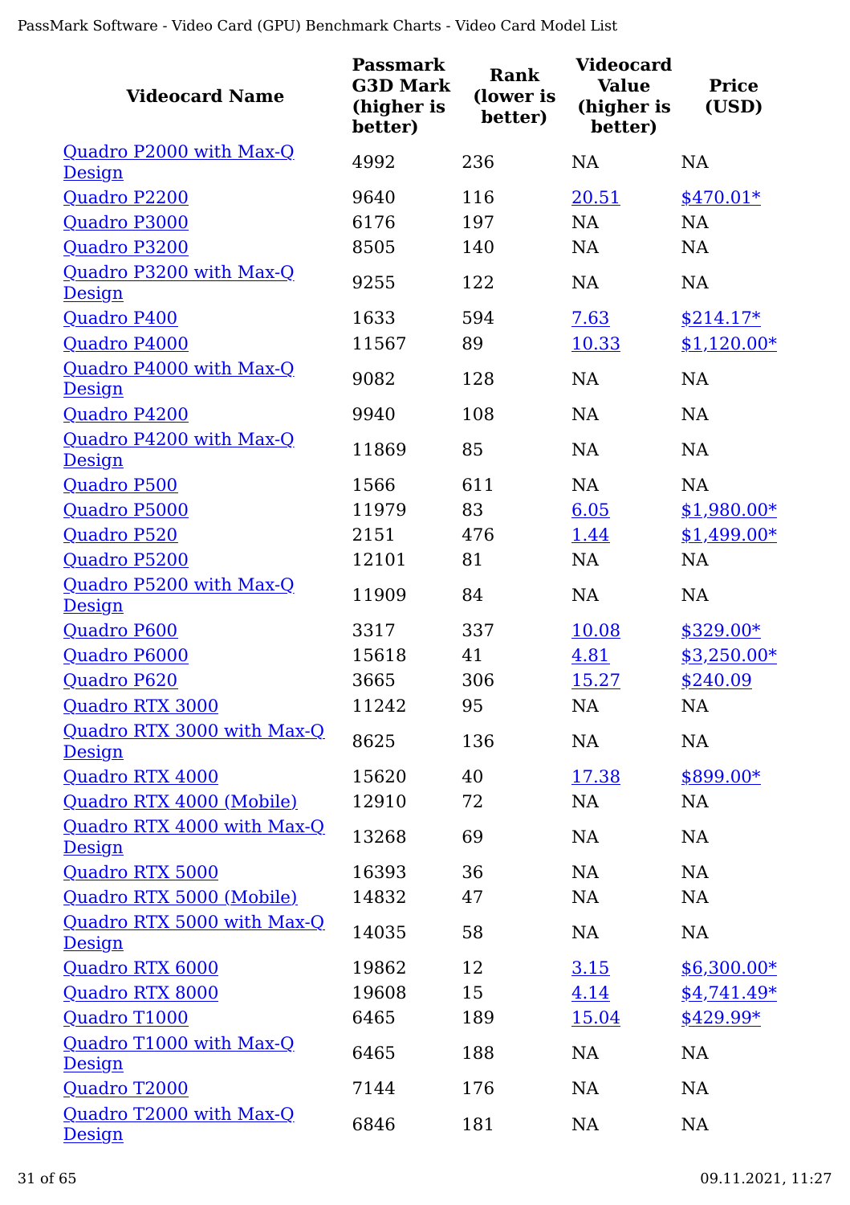| Videocard Name | Passmark G3D Mark (higher is better) | Rank (lower is better) | Videocard Value (higher is better) | Price (USD) |
|---|---|---|---|---|
| Quadro P2000 with Max-Q Design | 4992 | 236 | NA | NA |
| Quadro P2200 | 9640 | 116 | 20.51 | $470.01* |
| Quadro P3000 | 6176 | 197 | NA | NA |
| Quadro P3200 | 8505 | 140 | NA | NA |
| Quadro P3200 with Max-Q Design | 9255 | 122 | NA | NA |
| Quadro P400 | 1633 | 594 | 7.63 | $214.17* |
| Quadro P4000 | 11567 | 89 | 10.33 | $1,120.00* |
| Quadro P4000 with Max-Q Design | 9082 | 128 | NA | NA |
| Quadro P4200 | 9940 | 108 | NA | NA |
| Quadro P4200 with Max-Q Design | 11869 | 85 | NA | NA |
| Quadro P500 | 1566 | 611 | NA | NA |
| Quadro P5000 | 11979 | 83 | 6.05 | $1,980.00* |
| Quadro P520 | 2151 | 476 | 1.44 | $1,499.00* |
| Quadro P5200 | 12101 | 81 | NA | NA |
| Quadro P5200 with Max-Q Design | 11909 | 84 | NA | NA |
| Quadro P600 | 3317 | 337 | 10.08 | $329.00* |
| Quadro P6000 | 15618 | 41 | 4.81 | $3,250.00* |
| Quadro P620 | 3665 | 306 | 15.27 | $240.09 |
| Quadro RTX 3000 | 11242 | 95 | NA | NA |
| Quadro RTX 3000 with Max-Q Design | 8625 | 136 | NA | NA |
| Quadro RTX 4000 | 15620 | 40 | 17.38 | $899.00* |
| Quadro RTX 4000 (Mobile) | 12910 | 72 | NA | NA |
| Quadro RTX 4000 with Max-Q Design | 13268 | 69 | NA | NA |
| Quadro RTX 5000 | 16393 | 36 | NA | NA |
| Quadro RTX 5000 (Mobile) | 14832 | 47 | NA | NA |
| Quadro RTX 5000 with Max-Q Design | 14035 | 58 | NA | NA |
| Quadro RTX 6000 | 19862 | 12 | 3.15 | $6,300.00* |
| Quadro RTX 8000 | 19608 | 15 | 4.14 | $4,741.49* |
| Quadro T1000 | 6465 | 189 | 15.04 | $429.99* |
| Quadro T1000 with Max-Q Design | 6465 | 188 | NA | NA |
| Quadro T2000 | 7144 | 176 | NA | NA |
| Quadro T2000 with Max-Q Design | 6846 | 181 | NA | NA |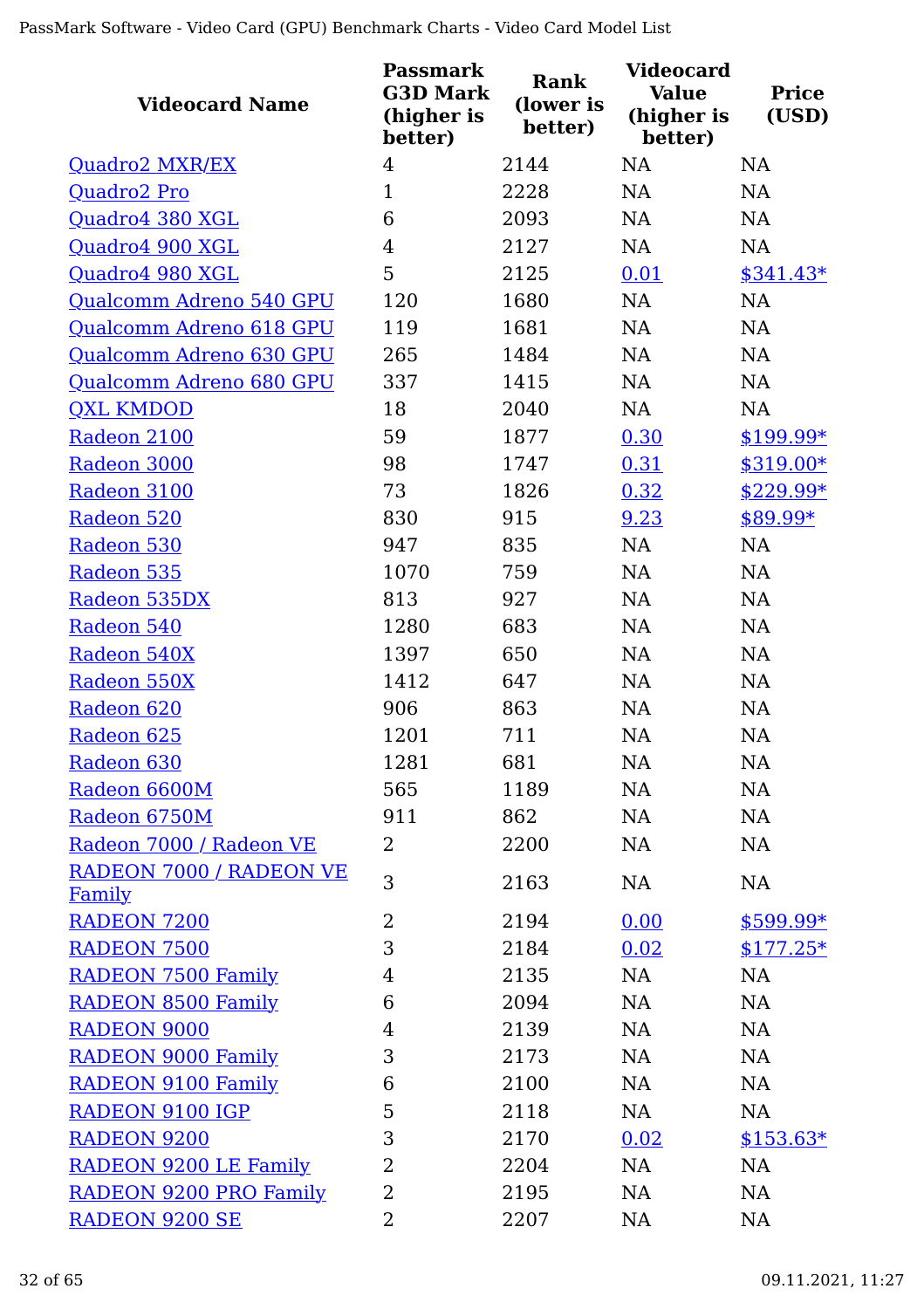| Videocard Name | Passmark G3D Mark (higher is better) | Rank (lower is better) | Videocard Value (higher is better) | Price (USD) |
|---|---|---|---|---|
| Quadro2 MXR/EX | 4 | 2144 | NA | NA |
| Quadro2 Pro | 1 | 2228 | NA | NA |
| Quadro4 380 XGL | 6 | 2093 | NA | NA |
| Quadro4 900 XGL | 4 | 2127 | NA | NA |
| Quadro4 980 XGL | 5 | 2125 | 0.01 | $341.43* |
| Qualcomm Adreno 540 GPU | 120 | 1680 | NA | NA |
| Qualcomm Adreno 618 GPU | 119 | 1681 | NA | NA |
| Qualcomm Adreno 630 GPU | 265 | 1484 | NA | NA |
| Qualcomm Adreno 680 GPU | 337 | 1415 | NA | NA |
| QXL KMDOD | 18 | 2040 | NA | NA |
| Radeon 2100 | 59 | 1877 | 0.30 | $199.99* |
| Radeon 3000 | 98 | 1747 | 0.31 | $319.00* |
| Radeon 3100 | 73 | 1826 | 0.32 | $229.99* |
| Radeon 520 | 830 | 915 | 9.23 | $89.99* |
| Radeon 530 | 947 | 835 | NA | NA |
| Radeon 535 | 1070 | 759 | NA | NA |
| Radeon 535DX | 813 | 927 | NA | NA |
| Radeon 540 | 1280 | 683 | NA | NA |
| Radeon 540X | 1397 | 650 | NA | NA |
| Radeon 550X | 1412 | 647 | NA | NA |
| Radeon 620 | 906 | 863 | NA | NA |
| Radeon 625 | 1201 | 711 | NA | NA |
| Radeon 630 | 1281 | 681 | NA | NA |
| Radeon 6600M | 565 | 1189 | NA | NA |
| Radeon 6750M | 911 | 862 | NA | NA |
| Radeon 7000 / Radeon VE | 2 | 2200 | NA | NA |
| RADEON 7000 / RADEON VE Family | 3 | 2163 | NA | NA |
| RADEON 7200 | 2 | 2194 | 0.00 | $599.99* |
| RADEON 7500 | 3 | 2184 | 0.02 | $177.25* |
| RADEON 7500 Family | 4 | 2135 | NA | NA |
| RADEON 8500 Family | 6 | 2094 | NA | NA |
| RADEON 9000 | 4 | 2139 | NA | NA |
| RADEON 9000 Family | 3 | 2173 | NA | NA |
| RADEON 9100 Family | 6 | 2100 | NA | NA |
| RADEON 9100 IGP | 5 | 2118 | NA | NA |
| RADEON 9200 | 3 | 2170 | 0.02 | $153.63* |
| RADEON 9200 LE Family | 2 | 2204 | NA | NA |
| RADEON 9200 PRO Family | 2 | 2195 | NA | NA |
| RADEON 9200 SE | 2 | 2207 | NA | NA |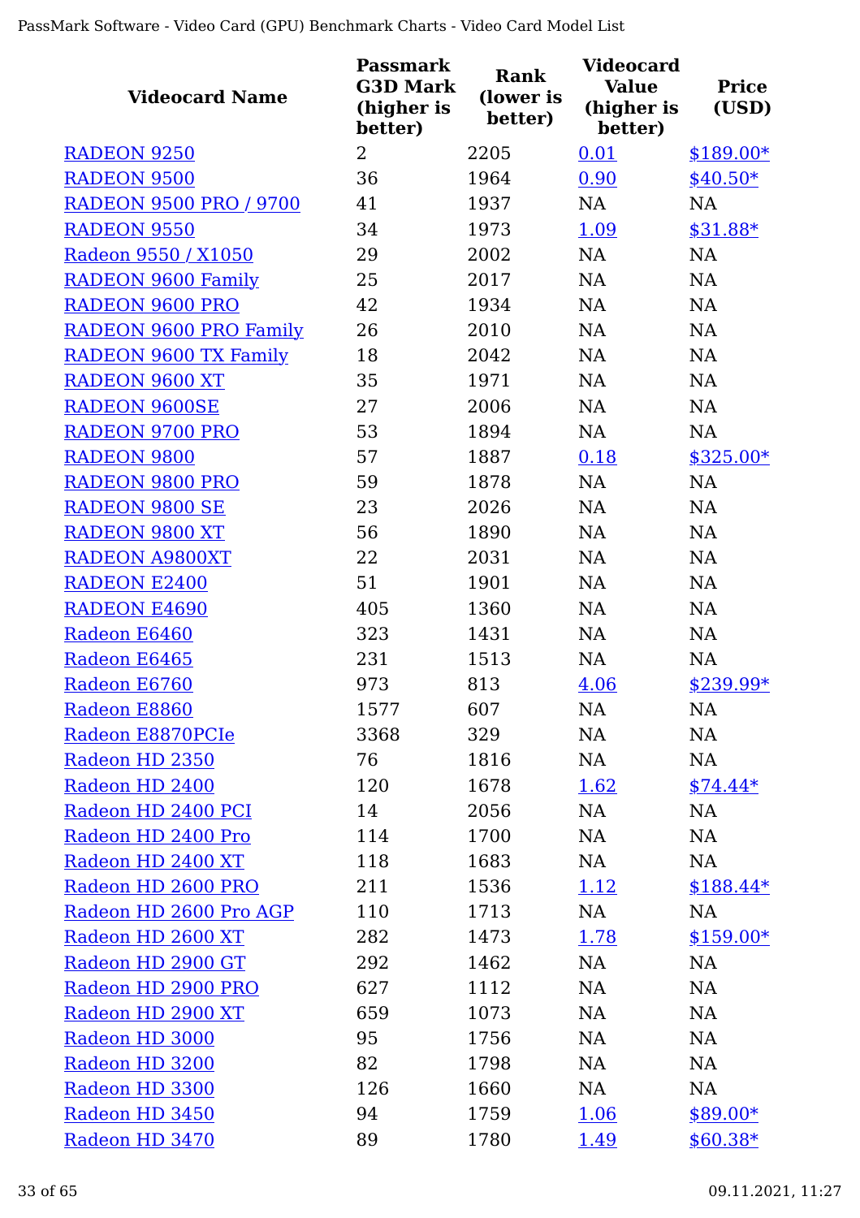| Videocard Name | Passmark G3D Mark (higher is better) | Rank (lower is better) | Videocard Value (higher is better) | Price (USD) |
|---|---|---|---|---|
| RADEON 9250 | 2 | 2205 | 0.01 | $189.00* |
| RADEON 9500 | 36 | 1964 | 0.90 | $40.50* |
| RADEON 9500 PRO / 9700 | 41 | 1937 | NA | NA |
| RADEON 9550 | 34 | 1973 | 1.09 | $31.88* |
| Radeon 9550 / X1050 | 29 | 2002 | NA | NA |
| RADEON 9600 Family | 25 | 2017 | NA | NA |
| RADEON 9600 PRO | 42 | 1934 | NA | NA |
| RADEON 9600 PRO Family | 26 | 2010 | NA | NA |
| RADEON 9600 TX Family | 18 | 2042 | NA | NA |
| RADEON 9600 XT | 35 | 1971 | NA | NA |
| RADEON 9600SE | 27 | 2006 | NA | NA |
| RADEON 9700 PRO | 53 | 1894 | NA | NA |
| RADEON 9800 | 57 | 1887 | 0.18 | $325.00* |
| RADEON 9800 PRO | 59 | 1878 | NA | NA |
| RADEON 9800 SE | 23 | 2026 | NA | NA |
| RADEON 9800 XT | 56 | 1890 | NA | NA |
| RADEON A9800XT | 22 | 2031 | NA | NA |
| RADEON E2400 | 51 | 1901 | NA | NA |
| RADEON E4690 | 405 | 1360 | NA | NA |
| Radeon E6460 | 323 | 1431 | NA | NA |
| Radeon E6465 | 231 | 1513 | NA | NA |
| Radeon E6760 | 973 | 813 | 4.06 | $239.99* |
| Radeon E8860 | 1577 | 607 | NA | NA |
| Radeon E8870PCIe | 3368 | 329 | NA | NA |
| Radeon HD 2350 | 76 | 1816 | NA | NA |
| Radeon HD 2400 | 120 | 1678 | 1.62 | $74.44* |
| Radeon HD 2400 PCI | 14 | 2056 | NA | NA |
| Radeon HD 2400 Pro | 114 | 1700 | NA | NA |
| Radeon HD 2400 XT | 118 | 1683 | NA | NA |
| Radeon HD 2600 PRO | 211 | 1536 | 1.12 | $188.44* |
| Radeon HD 2600 Pro AGP | 110 | 1713 | NA | NA |
| Radeon HD 2600 XT | 282 | 1473 | 1.78 | $159.00* |
| Radeon HD 2900 GT | 292 | 1462 | NA | NA |
| Radeon HD 2900 PRO | 627 | 1112 | NA | NA |
| Radeon HD 2900 XT | 659 | 1073 | NA | NA |
| Radeon HD 3000 | 95 | 1756 | NA | NA |
| Radeon HD 3200 | 82 | 1798 | NA | NA |
| Radeon HD 3300 | 126 | 1660 | NA | NA |
| Radeon HD 3450 | 94 | 1759 | 1.06 | $89.00* |
| Radeon HD 3470 | 89 | 1780 | 1.49 | $60.38* |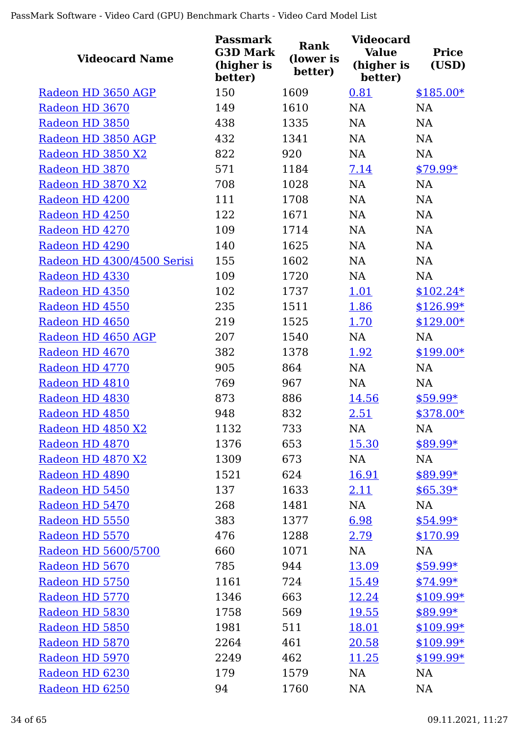| Videocard Name | Passmark G3D Mark (higher is better) | Rank (lower is better) | Videocard Value (higher is better) | Price (USD) |
|---|---|---|---|---|
| Radeon HD 3650 AGP | 150 | 1609 | 0.81 | $185.00* |
| Radeon HD 3670 | 149 | 1610 | NA | NA |
| Radeon HD 3850 | 438 | 1335 | NA | NA |
| Radeon HD 3850 AGP | 432 | 1341 | NA | NA |
| Radeon HD 3850 X2 | 822 | 920 | NA | NA |
| Radeon HD 3870 | 571 | 1184 | 7.14 | $79.99* |
| Radeon HD 3870 X2 | 708 | 1028 | NA | NA |
| Radeon HD 4200 | 111 | 1708 | NA | NA |
| Radeon HD 4250 | 122 | 1671 | NA | NA |
| Radeon HD 4270 | 109 | 1714 | NA | NA |
| Radeon HD 4290 | 140 | 1625 | NA | NA |
| Radeon HD 4300/4500 Serisi | 155 | 1602 | NA | NA |
| Radeon HD 4330 | 109 | 1720 | NA | NA |
| Radeon HD 4350 | 102 | 1737 | 1.01 | $102.24* |
| Radeon HD 4550 | 235 | 1511 | 1.86 | $126.99* |
| Radeon HD 4650 | 219 | 1525 | 1.70 | $129.00* |
| Radeon HD 4650 AGP | 207 | 1540 | NA | NA |
| Radeon HD 4670 | 382 | 1378 | 1.92 | $199.00* |
| Radeon HD 4770 | 905 | 864 | NA | NA |
| Radeon HD 4810 | 769 | 967 | NA | NA |
| Radeon HD 4830 | 873 | 886 | 14.56 | $59.99* |
| Radeon HD 4850 | 948 | 832 | 2.51 | $378.00* |
| Radeon HD 4850 X2 | 1132 | 733 | NA | NA |
| Radeon HD 4870 | 1376 | 653 | 15.30 | $89.99* |
| Radeon HD 4870 X2 | 1309 | 673 | NA | NA |
| Radeon HD 4890 | 1521 | 624 | 16.91 | $89.99* |
| Radeon HD 5450 | 137 | 1633 | 2.11 | $65.39* |
| Radeon HD 5470 | 268 | 1481 | NA | NA |
| Radeon HD 5550 | 383 | 1377 | 6.98 | $54.99* |
| Radeon HD 5570 | 476 | 1288 | 2.79 | $170.99 |
| Radeon HD 5600/5700 | 660 | 1071 | NA | NA |
| Radeon HD 5670 | 785 | 944 | 13.09 | $59.99* |
| Radeon HD 5750 | 1161 | 724 | 15.49 | $74.99* |
| Radeon HD 5770 | 1346 | 663 | 12.24 | $109.99* |
| Radeon HD 5830 | 1758 | 569 | 19.55 | $89.99* |
| Radeon HD 5850 | 1981 | 511 | 18.01 | $109.99* |
| Radeon HD 5870 | 2264 | 461 | 20.58 | $109.99* |
| Radeon HD 5970 | 2249 | 462 | 11.25 | $199.99* |
| Radeon HD 6230 | 179 | 1579 | NA | NA |
| Radeon HD 6250 | 94 | 1760 | NA | NA |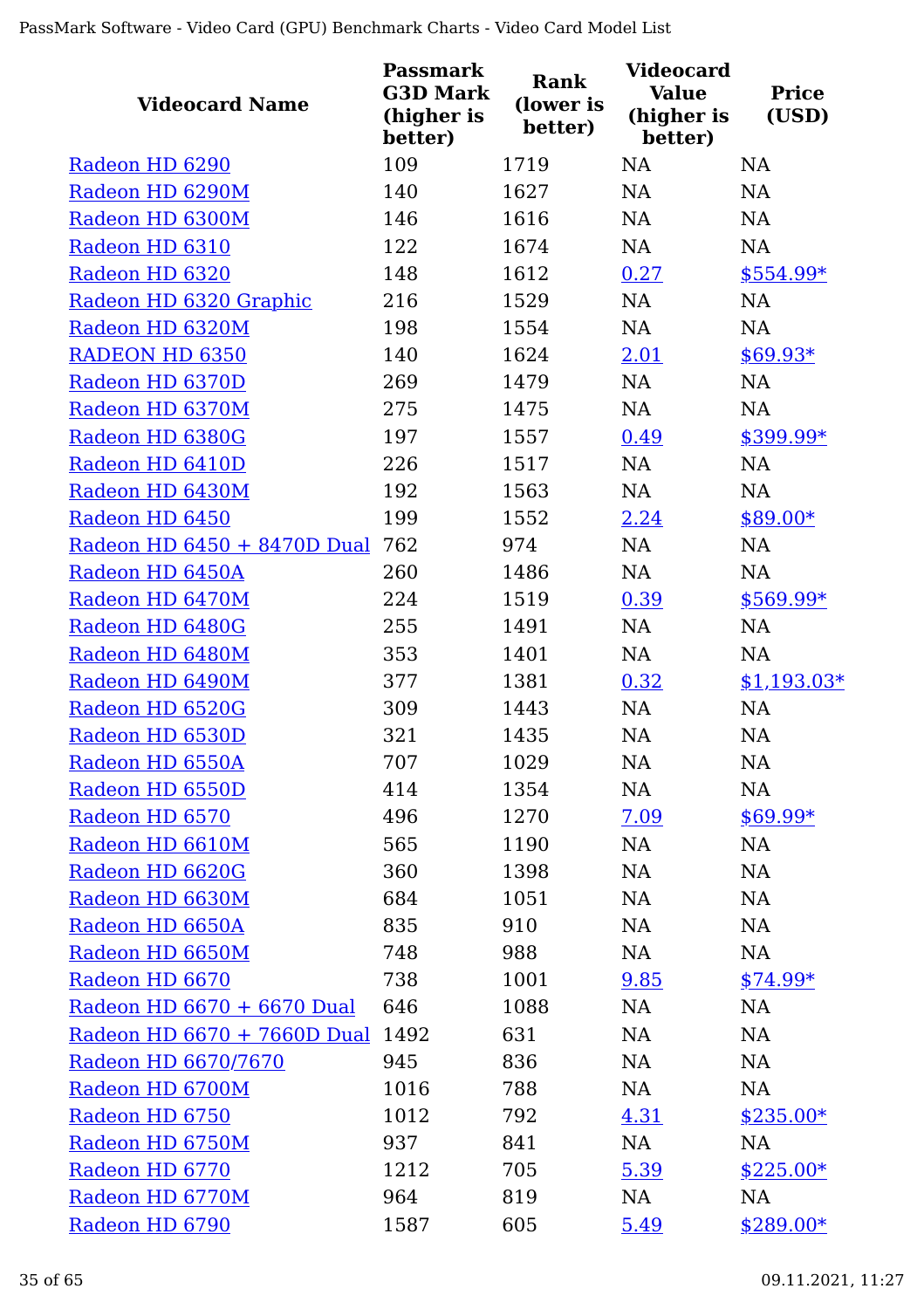| Videocard Name | Passmark G3D Mark (higher is better) | Rank (lower is better) | Videocard Value (higher is better) | Price (USD) |
|---|---|---|---|---|
| Radeon HD 6290 | 109 | 1719 | NA | NA |
| Radeon HD 6290M | 140 | 1627 | NA | NA |
| Radeon HD 6300M | 146 | 1616 | NA | NA |
| Radeon HD 6310 | 122 | 1674 | NA | NA |
| Radeon HD 6320 | 148 | 1612 | 0.27 | $554.99* |
| Radeon HD 6320 Graphic | 216 | 1529 | NA | NA |
| Radeon HD 6320M | 198 | 1554 | NA | NA |
| RADEON HD 6350 | 140 | 1624 | 2.01 | $69.93* |
| Radeon HD 6370D | 269 | 1479 | NA | NA |
| Radeon HD 6370M | 275 | 1475 | NA | NA |
| Radeon HD 6380G | 197 | 1557 | 0.49 | $399.99* |
| Radeon HD 6410D | 226 | 1517 | NA | NA |
| Radeon HD 6430M | 192 | 1563 | NA | NA |
| Radeon HD 6450 | 199 | 1552 | 2.24 | $89.00* |
| Radeon HD 6450 + 8470D Dual | 762 | 974 | NA | NA |
| Radeon HD 6450A | 260 | 1486 | NA | NA |
| Radeon HD 6470M | 224 | 1519 | 0.39 | $569.99* |
| Radeon HD 6480G | 255 | 1491 | NA | NA |
| Radeon HD 6480M | 353 | 1401 | NA | NA |
| Radeon HD 6490M | 377 | 1381 | 0.32 | $1,193.03* |
| Radeon HD 6520G | 309 | 1443 | NA | NA |
| Radeon HD 6530D | 321 | 1435 | NA | NA |
| Radeon HD 6550A | 707 | 1029 | NA | NA |
| Radeon HD 6550D | 414 | 1354 | NA | NA |
| Radeon HD 6570 | 496 | 1270 | 7.09 | $69.99* |
| Radeon HD 6610M | 565 | 1190 | NA | NA |
| Radeon HD 6620G | 360 | 1398 | NA | NA |
| Radeon HD 6630M | 684 | 1051 | NA | NA |
| Radeon HD 6650A | 835 | 910 | NA | NA |
| Radeon HD 6650M | 748 | 988 | NA | NA |
| Radeon HD 6670 | 738 | 1001 | 9.85 | $74.99* |
| Radeon HD 6670 + 6670 Dual | 646 | 1088 | NA | NA |
| Radeon HD 6670 + 7660D Dual | 1492 | 631 | NA | NA |
| Radeon HD 6670/7670 | 945 | 836 | NA | NA |
| Radeon HD 6700M | 1016 | 788 | NA | NA |
| Radeon HD 6750 | 1012 | 792 | 4.31 | $235.00* |
| Radeon HD 6750M | 937 | 841 | NA | NA |
| Radeon HD 6770 | 1212 | 705 | 5.39 | $225.00* |
| Radeon HD 6770M | 964 | 819 | NA | NA |
| Radeon HD 6790 | 1587 | 605 | 5.49 | $289.00* |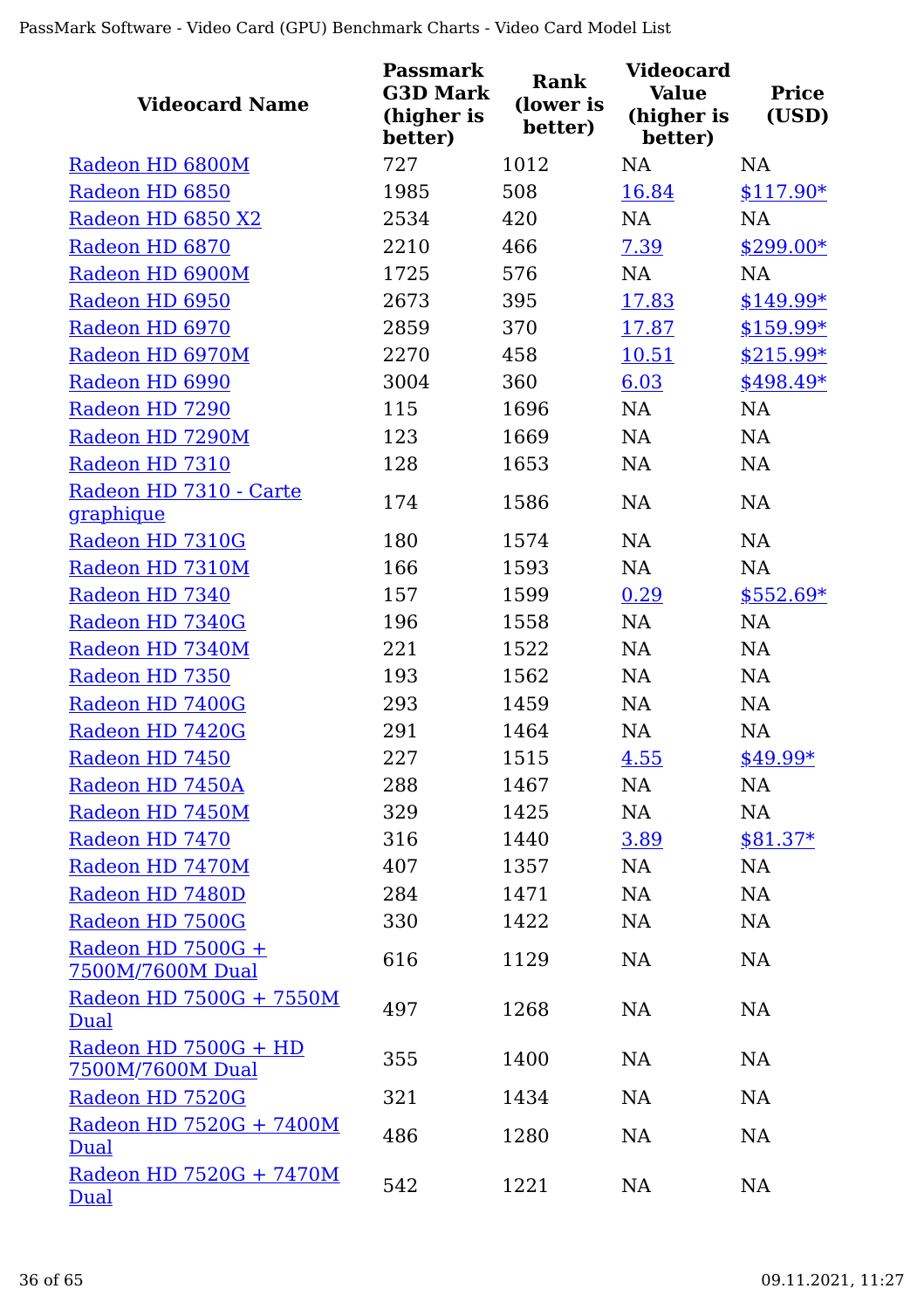| Videocard Name | Passmark G3D Mark (higher is better) | Rank (lower is better) | Videocard Value (higher is better) | Price (USD) |
|---|---|---|---|---|
| Radeon HD 6800M | 727 | 1012 | NA | NA |
| Radeon HD 6850 | 1985 | 508 | 16.84 | $117.90* |
| Radeon HD 6850 X2 | 2534 | 420 | NA | NA |
| Radeon HD 6870 | 2210 | 466 | 7.39 | $299.00* |
| Radeon HD 6900M | 1725 | 576 | NA | NA |
| Radeon HD 6950 | 2673 | 395 | 17.83 | $149.99* |
| Radeon HD 6970 | 2859 | 370 | 17.87 | $159.99* |
| Radeon HD 6970M | 2270 | 458 | 10.51 | $215.99* |
| Radeon HD 6990 | 3004 | 360 | 6.03 | $498.49* |
| Radeon HD 7290 | 115 | 1696 | NA | NA |
| Radeon HD 7290M | 123 | 1669 | NA | NA |
| Radeon HD 7310 | 128 | 1653 | NA | NA |
| Radeon HD 7310 - Carte graphique | 174 | 1586 | NA | NA |
| Radeon HD 7310G | 180 | 1574 | NA | NA |
| Radeon HD 7310M | 166 | 1593 | NA | NA |
| Radeon HD 7340 | 157 | 1599 | 0.29 | $552.69* |
| Radeon HD 7340G | 196 | 1558 | NA | NA |
| Radeon HD 7340M | 221 | 1522 | NA | NA |
| Radeon HD 7350 | 193 | 1562 | NA | NA |
| Radeon HD 7400G | 293 | 1459 | NA | NA |
| Radeon HD 7420G | 291 | 1464 | NA | NA |
| Radeon HD 7450 | 227 | 1515 | 4.55 | $49.99* |
| Radeon HD 7450A | 288 | 1467 | NA | NA |
| Radeon HD 7450M | 329 | 1425 | NA | NA |
| Radeon HD 7470 | 316 | 1440 | 3.89 | $81.37* |
| Radeon HD 7470M | 407 | 1357 | NA | NA |
| Radeon HD 7480D | 284 | 1471 | NA | NA |
| Radeon HD 7500G | 330 | 1422 | NA | NA |
| Radeon HD 7500G + 7500M/7600M Dual | 616 | 1129 | NA | NA |
| Radeon HD 7500G + 7550M Dual | 497 | 1268 | NA | NA |
| Radeon HD 7500G + HD 7500M/7600M Dual | 355 | 1400 | NA | NA |
| Radeon HD 7520G | 321 | 1434 | NA | NA |
| Radeon HD 7520G + 7400M Dual | 486 | 1280 | NA | NA |
| Radeon HD 7520G + 7470M Dual | 542 | 1221 | NA | NA |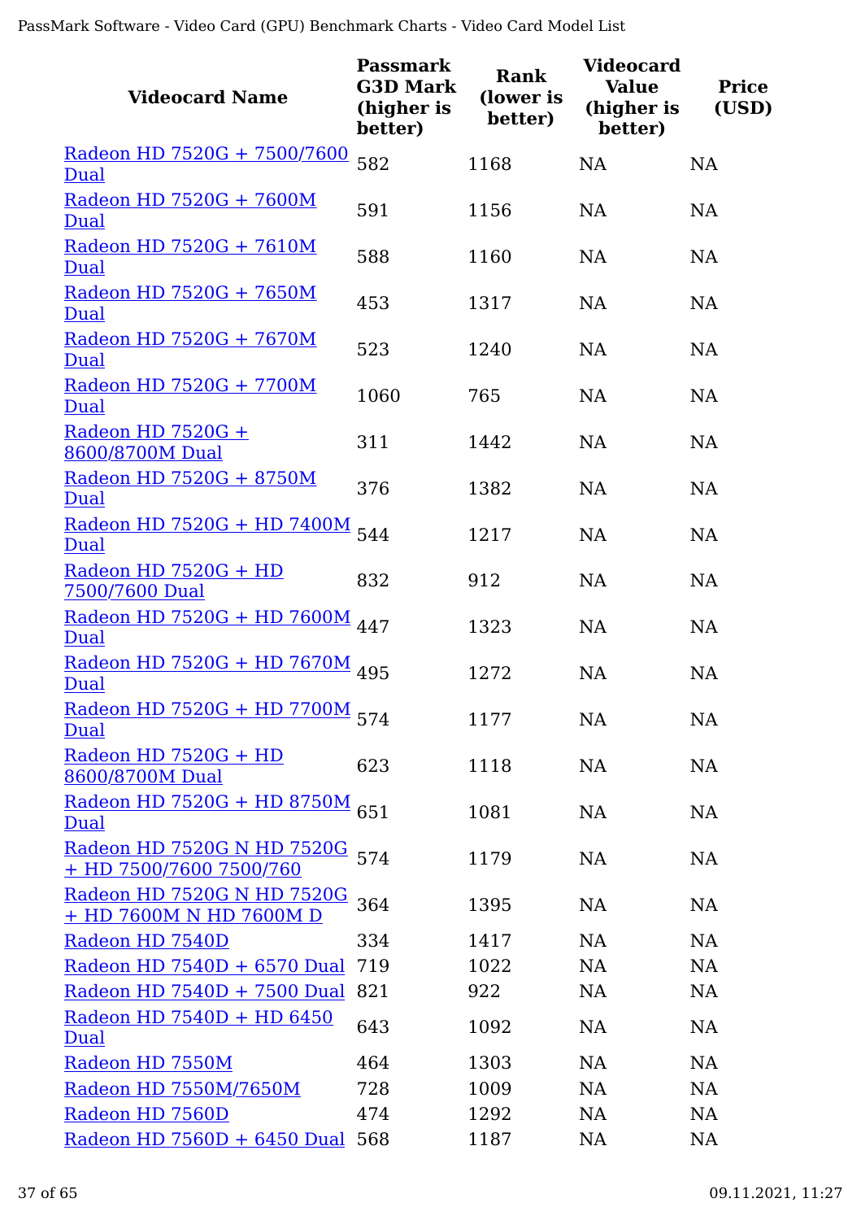| Videocard Name | Passmark G3D Mark (higher is better) | Rank (lower is better) | Videocard Value (higher is better) | Price (USD) |
|---|---|---|---|---|
| Radeon HD 7520G + 7500/7600 Dual | 582 | 1168 | NA | NA |
| Radeon HD 7520G + 7600M Dual | 591 | 1156 | NA | NA |
| Radeon HD 7520G + 7610M Dual | 588 | 1160 | NA | NA |
| Radeon HD 7520G + 7650M Dual | 453 | 1317 | NA | NA |
| Radeon HD 7520G + 7670M Dual | 523 | 1240 | NA | NA |
| Radeon HD 7520G + 7700M Dual | 1060 | 765 | NA | NA |
| Radeon HD 7520G + 8600/8700M Dual | 311 | 1442 | NA | NA |
| Radeon HD 7520G + 8750M Dual | 376 | 1382 | NA | NA |
| Radeon HD 7520G + HD 7400M Dual | 544 | 1217 | NA | NA |
| Radeon HD 7520G + HD 7500/7600 Dual | 832 | 912 | NA | NA |
| Radeon HD 7520G + HD 7600M Dual | 447 | 1323 | NA | NA |
| Radeon HD 7520G + HD 7670M Dual | 495 | 1272 | NA | NA |
| Radeon HD 7520G + HD 7700M Dual | 574 | 1177 | NA | NA |
| Radeon HD 7520G + HD 8600/8700M Dual | 623 | 1118 | NA | NA |
| Radeon HD 7520G + HD 8750M Dual | 651 | 1081 | NA | NA |
| Radeon HD 7520G N HD 7520G + HD 7500/7600 7500/760 | 574 | 1179 | NA | NA |
| Radeon HD 7520G N HD 7520G + HD 7600M N HD 7600M D | 364 | 1395 | NA | NA |
| Radeon HD 7540D | 334 | 1417 | NA | NA |
| Radeon HD 7540D + 6570 Dual | 719 | 1022 | NA | NA |
| Radeon HD 7540D + 7500 Dual | 821 | 922 | NA | NA |
| Radeon HD 7540D + HD 6450 Dual | 643 | 1092 | NA | NA |
| Radeon HD 7550M | 464 | 1303 | NA | NA |
| Radeon HD 7550M/7650M | 728 | 1009 | NA | NA |
| Radeon HD 7560D | 474 | 1292 | NA | NA |
| Radeon HD 7560D + 6450 Dual | 568 | 1187 | NA | NA |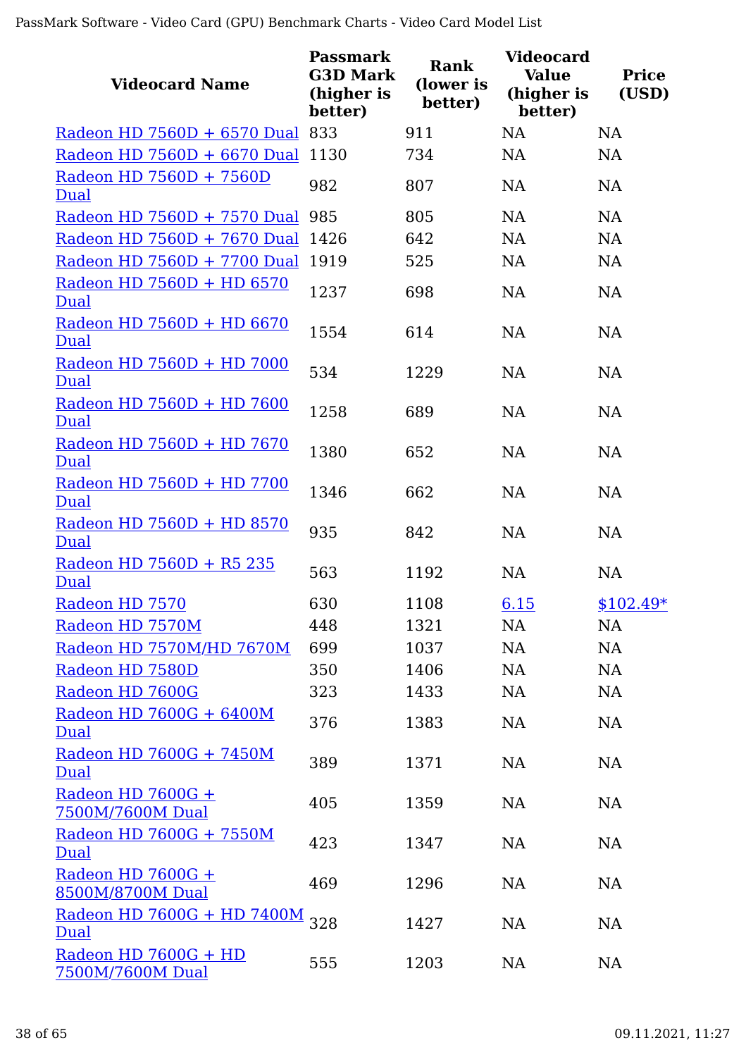| Videocard Name | Passmark G3D Mark (higher is better) | Rank (lower is better) | Videocard Value (higher is better) | Price (USD) |
|---|---|---|---|---|
| Radeon HD 7560D + 6570 Dual | 833 | 911 | NA | NA |
| Radeon HD 7560D + 6670 Dual | 1130 | 734 | NA | NA |
| Radeon HD 7560D + 7560D Dual | 982 | 807 | NA | NA |
| Radeon HD 7560D + 7570 Dual | 985 | 805 | NA | NA |
| Radeon HD 7560D + 7670 Dual | 1426 | 642 | NA | NA |
| Radeon HD 7560D + 7700 Dual | 1919 | 525 | NA | NA |
| Radeon HD 7560D + HD 6570 Dual | 1237 | 698 | NA | NA |
| Radeon HD 7560D + HD 6670 Dual | 1554 | 614 | NA | NA |
| Radeon HD 7560D + HD 7000 Dual | 534 | 1229 | NA | NA |
| Radeon HD 7560D + HD 7600 Dual | 1258 | 689 | NA | NA |
| Radeon HD 7560D + HD 7670 Dual | 1380 | 652 | NA | NA |
| Radeon HD 7560D + HD 7700 Dual | 1346 | 662 | NA | NA |
| Radeon HD 7560D + HD 8570 Dual | 935 | 842 | NA | NA |
| Radeon HD 7560D + R5 235 Dual | 563 | 1192 | NA | NA |
| Radeon HD 7570 | 630 | 1108 | 6.15 | $102.49* |
| Radeon HD 7570M | 448 | 1321 | NA | NA |
| Radeon HD 7570M/HD 7670M | 699 | 1037 | NA | NA |
| Radeon HD 7580D | 350 | 1406 | NA | NA |
| Radeon HD 7600G | 323 | 1433 | NA | NA |
| Radeon HD 7600G + 6400M Dual | 376 | 1383 | NA | NA |
| Radeon HD 7600G + 7450M Dual | 389 | 1371 | NA | NA |
| Radeon HD 7600G + 7500M/7600M Dual | 405 | 1359 | NA | NA |
| Radeon HD 7600G + 7550M Dual | 423 | 1347 | NA | NA |
| Radeon HD 7600G + 8500M/8700M Dual | 469 | 1296 | NA | NA |
| Radeon HD 7600G + HD 7400M Dual | 328 | 1427 | NA | NA |
| Radeon HD 7600G + HD 7500M/7600M Dual | 555 | 1203 | NA | NA |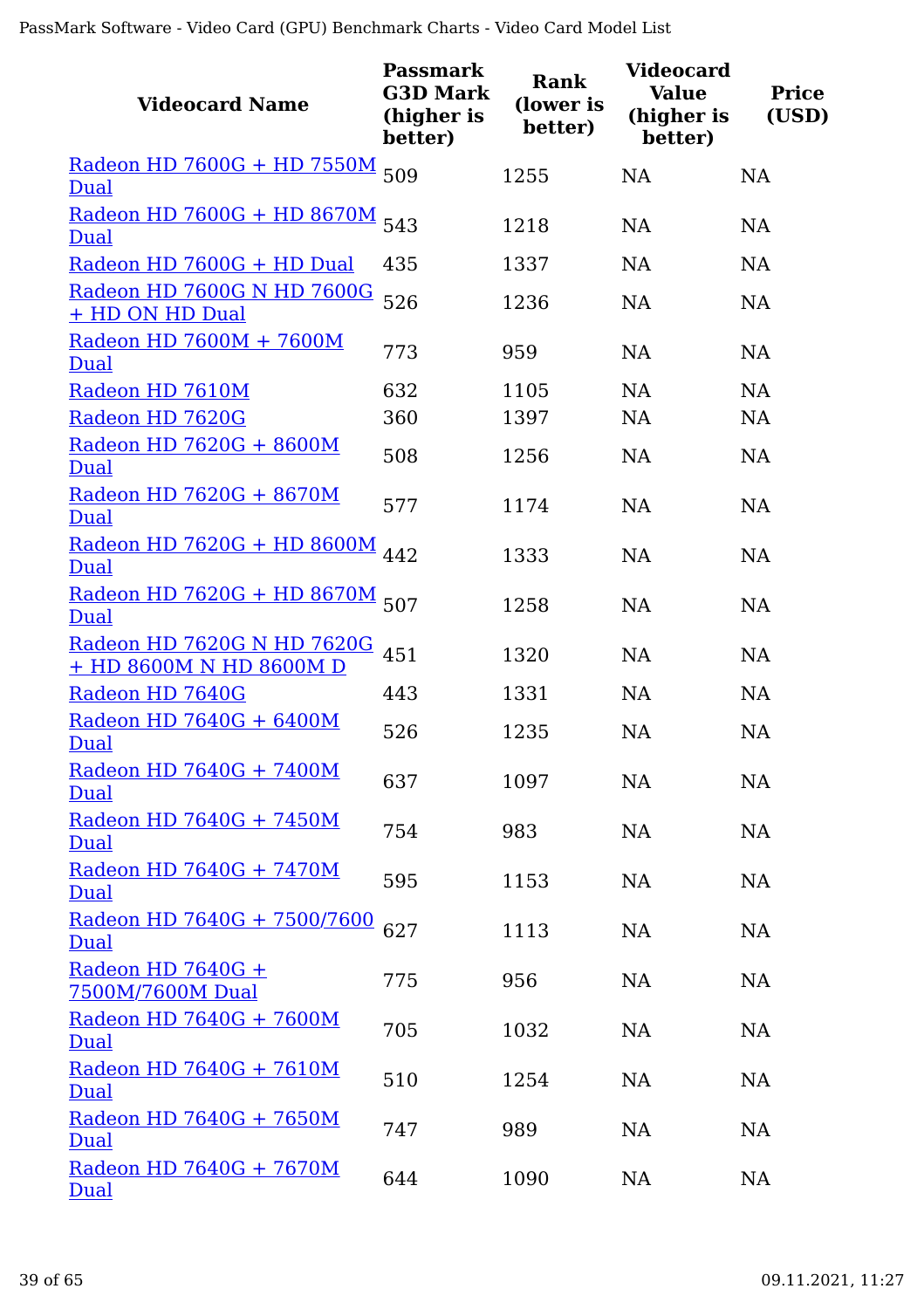| Videocard Name | Passmark G3D Mark (higher is better) | Rank (lower is better) | Videocard Value (higher is better) | Price (USD) |
|---|---|---|---|---|
| Radeon HD 7600G + HD 7550M Dual | 509 | 1255 | NA | NA |
| Radeon HD 7600G + HD 8670M Dual | 543 | 1218 | NA | NA |
| Radeon HD 7600G + HD Dual | 435 | 1337 | NA | NA |
| Radeon HD 7600G N HD 7600G + HD ON HD Dual | 526 | 1236 | NA | NA |
| Radeon HD 7600M + 7600M Dual | 773 | 959 | NA | NA |
| Radeon HD 7610M | 632 | 1105 | NA | NA |
| Radeon HD 7620G | 360 | 1397 | NA | NA |
| Radeon HD 7620G + 8600M Dual | 508 | 1256 | NA | NA |
| Radeon HD 7620G + 8670M Dual | 577 | 1174 | NA | NA |
| Radeon HD 7620G + HD 8600M Dual | 442 | 1333 | NA | NA |
| Radeon HD 7620G + HD 8670M Dual | 507 | 1258 | NA | NA |
| Radeon HD 7620G N HD 7620G + HD 8600M N HD 8600M D | 451 | 1320 | NA | NA |
| Radeon HD 7640G | 443 | 1331 | NA | NA |
| Radeon HD 7640G + 6400M Dual | 526 | 1235 | NA | NA |
| Radeon HD 7640G + 7400M Dual | 637 | 1097 | NA | NA |
| Radeon HD 7640G + 7450M Dual | 754 | 983 | NA | NA |
| Radeon HD 7640G + 7470M Dual | 595 | 1153 | NA | NA |
| Radeon HD 7640G + 7500/7600 Dual | 627 | 1113 | NA | NA |
| Radeon HD 7640G + 7500M/7600M Dual | 775 | 956 | NA | NA |
| Radeon HD 7640G + 7600M Dual | 705 | 1032 | NA | NA |
| Radeon HD 7640G + 7610M Dual | 510 | 1254 | NA | NA |
| Radeon HD 7640G + 7650M Dual | 747 | 989 | NA | NA |
| Radeon HD 7640G + 7670M Dual | 644 | 1090 | NA | NA |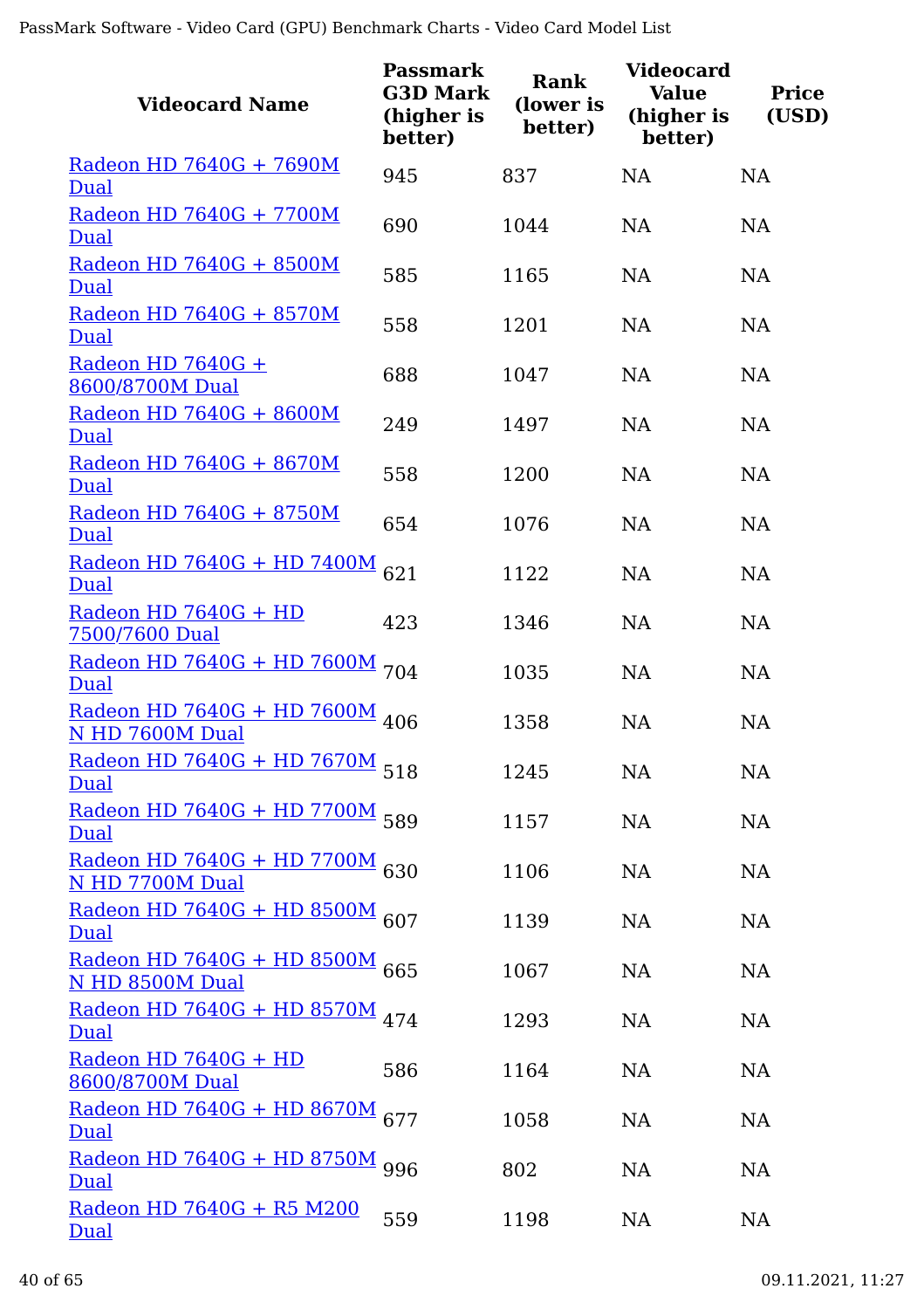| Videocard Name | Passmark G3D Mark (higher is better) | Rank (lower is better) | Videocard Value (higher is better) | Price (USD) |
|---|---|---|---|---|
| Radeon HD 7640G + 7690M Dual | 945 | 837 | NA | NA |
| Radeon HD 7640G + 7700M Dual | 690 | 1044 | NA | NA |
| Radeon HD 7640G + 8500M Dual | 585 | 1165 | NA | NA |
| Radeon HD 7640G + 8570M Dual | 558 | 1201 | NA | NA |
| Radeon HD 7640G + 8600/8700M Dual | 688 | 1047 | NA | NA |
| Radeon HD 7640G + 8600M Dual | 249 | 1497 | NA | NA |
| Radeon HD 7640G + 8670M Dual | 558 | 1200 | NA | NA |
| Radeon HD 7640G + 8750M Dual | 654 | 1076 | NA | NA |
| Radeon HD 7640G + HD 7400M Dual | 621 | 1122 | NA | NA |
| Radeon HD 7640G + HD 7500/7600 Dual | 423 | 1346 | NA | NA |
| Radeon HD 7640G + HD 7600M Dual | 704 | 1035 | NA | NA |
| Radeon HD 7640G + HD 7600M N HD 7600M Dual | 406 | 1358 | NA | NA |
| Radeon HD 7640G + HD 7670M Dual | 518 | 1245 | NA | NA |
| Radeon HD 7640G + HD 7700M Dual | 589 | 1157 | NA | NA |
| Radeon HD 7640G + HD 7700M N HD 7700M Dual | 630 | 1106 | NA | NA |
| Radeon HD 7640G + HD 8500M Dual | 607 | 1139 | NA | NA |
| Radeon HD 7640G + HD 8500M N HD 8500M Dual | 665 | 1067 | NA | NA |
| Radeon HD 7640G + HD 8570M Dual | 474 | 1293 | NA | NA |
| Radeon HD 7640G + HD 8600/8700M Dual | 586 | 1164 | NA | NA |
| Radeon HD 7640G + HD 8670M Dual | 677 | 1058 | NA | NA |
| Radeon HD 7640G + HD 8750M Dual | 996 | 802 | NA | NA |
| Radeon HD 7640G + R5 M200 Dual | 559 | 1198 | NA | NA |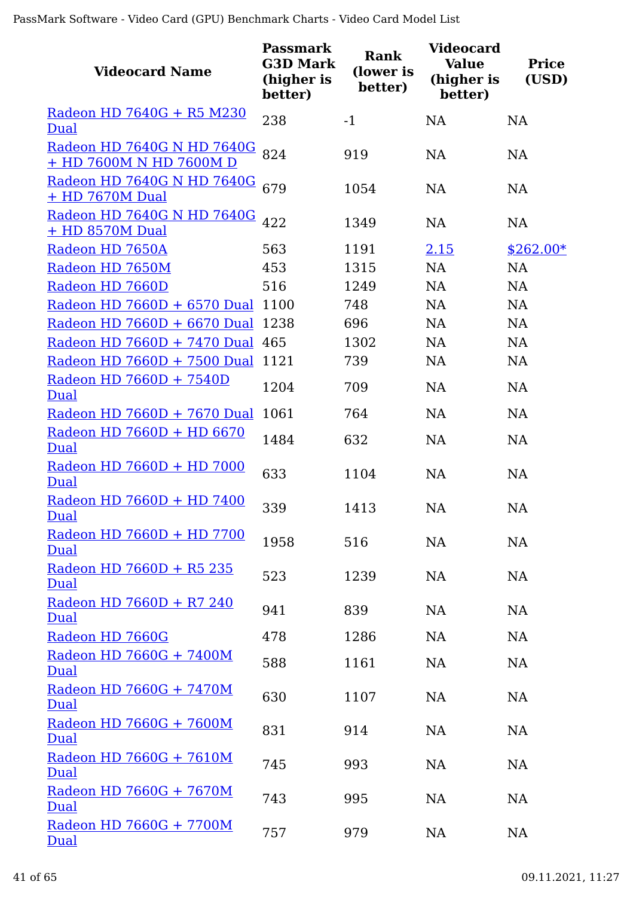| Videocard Name | Passmark G3D Mark (higher is better) | Rank (lower is better) | Videocard Value (higher is better) | Price (USD) |
|---|---|---|---|---|
| Radeon HD 7640G + R5 M230 Dual | 238 | -1 | NA | NA |
| Radeon HD 7640G N HD 7640G + HD 7600M N HD 7600M D | 824 | 919 | NA | NA |
| Radeon HD 7640G N HD 7640G + HD 7670M Dual | 679 | 1054 | NA | NA |
| Radeon HD 7640G N HD 7640G + HD 8570M Dual | 422 | 1349 | NA | NA |
| Radeon HD 7650A | 563 | 1191 | 2.15 | $262.00* |
| Radeon HD 7650M | 453 | 1315 | NA | NA |
| Radeon HD 7660D | 516 | 1249 | NA | NA |
| Radeon HD 7660D + 6570 Dual | 1100 | 748 | NA | NA |
| Radeon HD 7660D + 6670 Dual | 1238 | 696 | NA | NA |
| Radeon HD 7660D + 7470 Dual | 465 | 1302 | NA | NA |
| Radeon HD 7660D + 7500 Dual | 1121 | 739 | NA | NA |
| Radeon HD 7660D + 7540D Dual | 1204 | 709 | NA | NA |
| Radeon HD 7660D + 7670 Dual | 1061 | 764 | NA | NA |
| Radeon HD 7660D + HD 6670 Dual | 1484 | 632 | NA | NA |
| Radeon HD 7660D + HD 7000 Dual | 633 | 1104 | NA | NA |
| Radeon HD 7660D + HD 7400 Dual | 339 | 1413 | NA | NA |
| Radeon HD 7660D + HD 7700 Dual | 1958 | 516 | NA | NA |
| Radeon HD 7660D + R5 235 Dual | 523 | 1239 | NA | NA |
| Radeon HD 7660D + R7 240 Dual | 941 | 839 | NA | NA |
| Radeon HD 7660G | 478 | 1286 | NA | NA |
| Radeon HD 7660G + 7400M Dual | 588 | 1161 | NA | NA |
| Radeon HD 7660G + 7470M Dual | 630 | 1107 | NA | NA |
| Radeon HD 7660G + 7600M Dual | 831 | 914 | NA | NA |
| Radeon HD 7660G + 7610M Dual | 745 | 993 | NA | NA |
| Radeon HD 7660G + 7670M Dual | 743 | 995 | NA | NA |
| Radeon HD 7660G + 7700M Dual | 757 | 979 | NA | NA |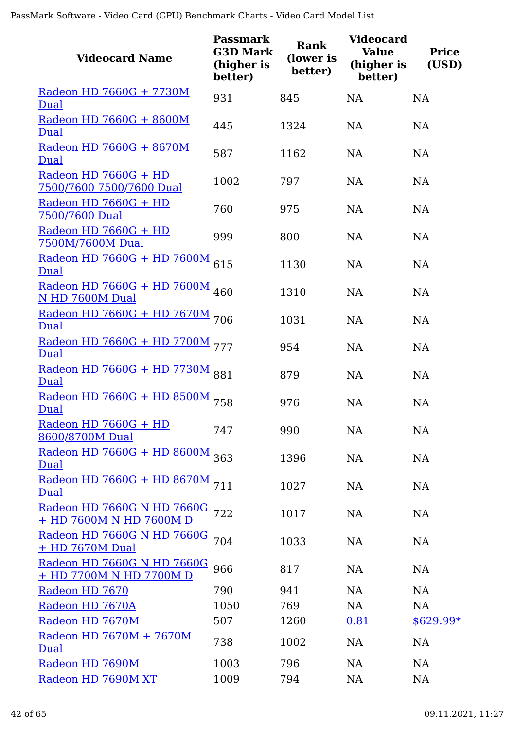| Videocard Name | Passmark G3D Mark (higher is better) | Rank (lower is better) | Videocard Value (higher is better) | Price (USD) |
|---|---|---|---|---|
| Radeon HD 7660G + 7730M Dual | 931 | 845 | NA | NA |
| Radeon HD 7660G + 8600M Dual | 445 | 1324 | NA | NA |
| Radeon HD 7660G + 8670M Dual | 587 | 1162 | NA | NA |
| Radeon HD 7660G + HD 7500/7600 7500/7600 Dual | 1002 | 797 | NA | NA |
| Radeon HD 7660G + HD 7500/7600 Dual | 760 | 975 | NA | NA |
| Radeon HD 7660G + HD 7500M/7600M Dual | 999 | 800 | NA | NA |
| Radeon HD 7660G + HD 7600M Dual | 615 | 1130 | NA | NA |
| Radeon HD 7660G + HD 7600M N HD 7600M Dual | 460 | 1310 | NA | NA |
| Radeon HD 7660G + HD 7670M Dual | 706 | 1031 | NA | NA |
| Radeon HD 7660G + HD 7700M Dual | 777 | 954 | NA | NA |
| Radeon HD 7660G + HD 7730M Dual | 881 | 879 | NA | NA |
| Radeon HD 7660G + HD 8500M Dual | 758 | 976 | NA | NA |
| Radeon HD 7660G + HD 8600/8700M Dual | 747 | 990 | NA | NA |
| Radeon HD 7660G + HD 8600M Dual | 363 | 1396 | NA | NA |
| Radeon HD 7660G + HD 8670M Dual | 711 | 1027 | NA | NA |
| Radeon HD 7660G N HD 7660G + HD 7600M N HD 7600M D | 722 | 1017 | NA | NA |
| Radeon HD 7660G N HD 7660G + HD 7670M Dual | 704 | 1033 | NA | NA |
| Radeon HD 7660G N HD 7660G + HD 7700M N HD 7700M D | 966 | 817 | NA | NA |
| Radeon HD 7670 | 790 | 941 | NA | NA |
| Radeon HD 7670A | 1050 | 769 | NA | NA |
| Radeon HD 7670M | 507 | 1260 | 0.81 | $629.99* |
| Radeon HD 7670M + 7670M Dual | 738 | 1002 | NA | NA |
| Radeon HD 7690M | 1003 | 796 | NA | NA |
| Radeon HD 7690M XT | 1009 | 794 | NA | NA |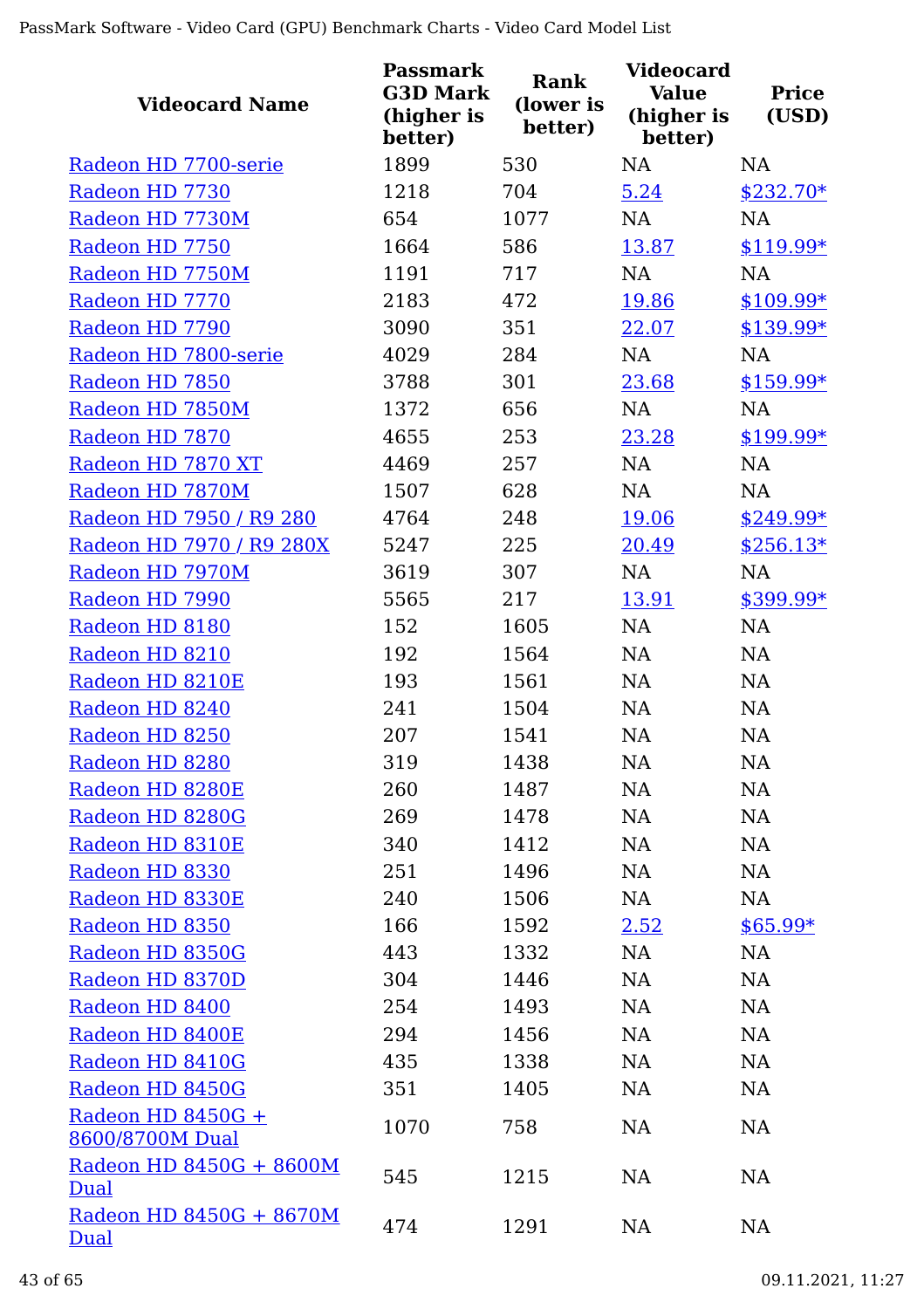| Videocard Name | Passmark G3D Mark (higher is better) | Rank (lower is better) | Videocard Value (higher is better) | Price (USD) |
|---|---|---|---|---|
| Radeon HD 7700-serie | 1899 | 530 | NA | NA |
| Radeon HD 7730 | 1218 | 704 | 5.24 | $232.70* |
| Radeon HD 7730M | 654 | 1077 | NA | NA |
| Radeon HD 7750 | 1664 | 586 | 13.87 | $119.99* |
| Radeon HD 7750M | 1191 | 717 | NA | NA |
| Radeon HD 7770 | 2183 | 472 | 19.86 | $109.99* |
| Radeon HD 7790 | 3090 | 351 | 22.07 | $139.99* |
| Radeon HD 7800-serie | 4029 | 284 | NA | NA |
| Radeon HD 7850 | 3788 | 301 | 23.68 | $159.99* |
| Radeon HD 7850M | 1372 | 656 | NA | NA |
| Radeon HD 7870 | 4655 | 253 | 23.28 | $199.99* |
| Radeon HD 7870 XT | 4469 | 257 | NA | NA |
| Radeon HD 7870M | 1507 | 628 | NA | NA |
| Radeon HD 7950 / R9 280 | 4764 | 248 | 19.06 | $249.99* |
| Radeon HD 7970 / R9 280X | 5247 | 225 | 20.49 | $256.13* |
| Radeon HD 7970M | 3619 | 307 | NA | NA |
| Radeon HD 7990 | 5565 | 217 | 13.91 | $399.99* |
| Radeon HD 8180 | 152 | 1605 | NA | NA |
| Radeon HD 8210 | 192 | 1564 | NA | NA |
| Radeon HD 8210E | 193 | 1561 | NA | NA |
| Radeon HD 8240 | 241 | 1504 | NA | NA |
| Radeon HD 8250 | 207 | 1541 | NA | NA |
| Radeon HD 8280 | 319 | 1438 | NA | NA |
| Radeon HD 8280E | 260 | 1487 | NA | NA |
| Radeon HD 8280G | 269 | 1478 | NA | NA |
| Radeon HD 8310E | 340 | 1412 | NA | NA |
| Radeon HD 8330 | 251 | 1496 | NA | NA |
| Radeon HD 8330E | 240 | 1506 | NA | NA |
| Radeon HD 8350 | 166 | 1592 | 2.52 | $65.99* |
| Radeon HD 8350G | 443 | 1332 | NA | NA |
| Radeon HD 8370D | 304 | 1446 | NA | NA |
| Radeon HD 8400 | 254 | 1493 | NA | NA |
| Radeon HD 8400E | 294 | 1456 | NA | NA |
| Radeon HD 8410G | 435 | 1338 | NA | NA |
| Radeon HD 8450G | 351 | 1405 | NA | NA |
| Radeon HD 8450G + 8600/8700M Dual | 1070 | 758 | NA | NA |
| Radeon HD 8450G + 8600M Dual | 545 | 1215 | NA | NA |
| Radeon HD 8450G + 8670M Dual | 474 | 1291 | NA | NA |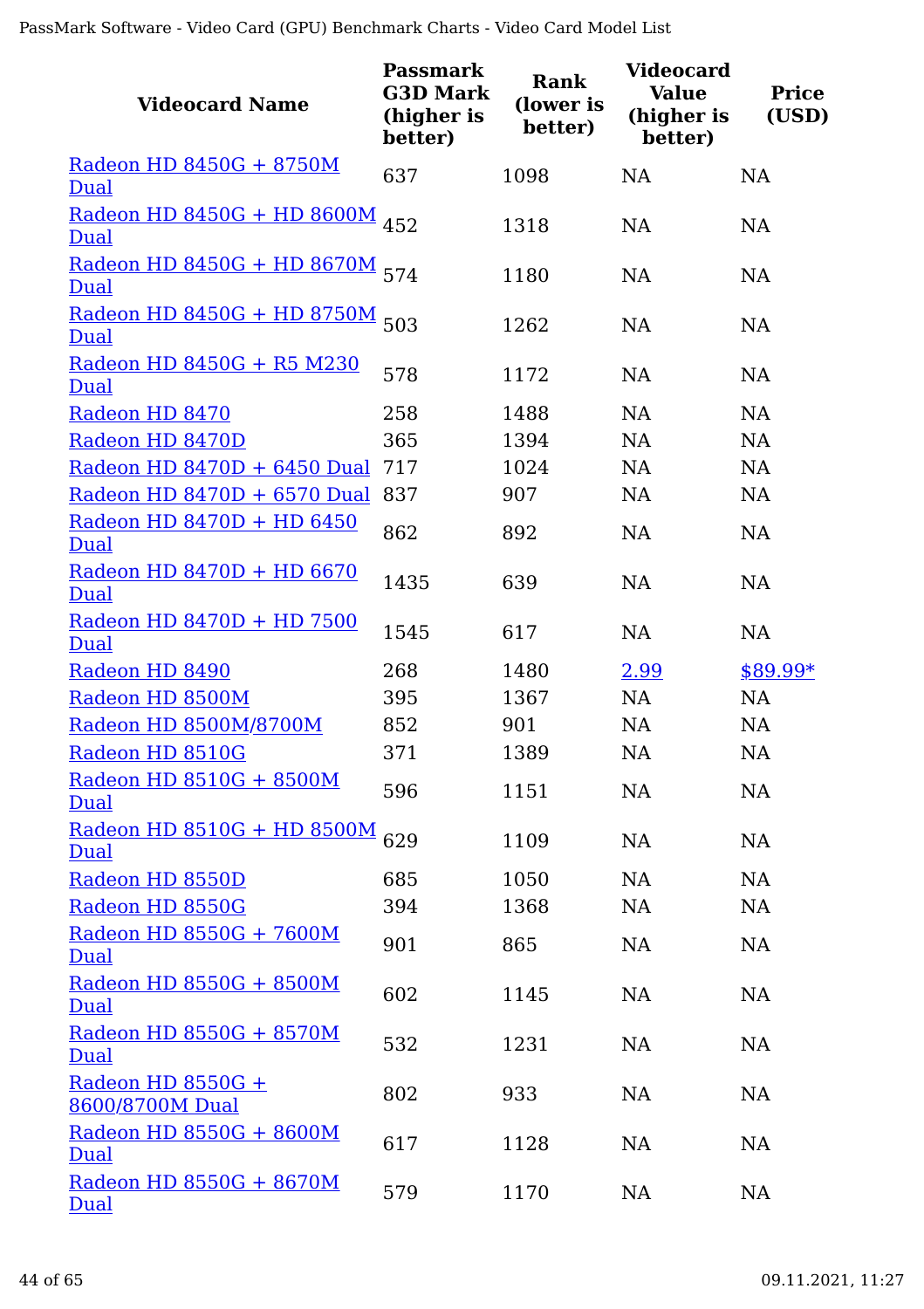| Videocard Name | Passmark G3D Mark (higher is better) | Rank (lower is better) | Videocard Value (higher is better) | Price (USD) |
|---|---|---|---|---|
| Radeon HD 8450G + 8750M Dual | 637 | 1098 | NA | NA |
| Radeon HD 8450G + HD 8600M Dual | 452 | 1318 | NA | NA |
| Radeon HD 8450G + HD 8670M Dual | 574 | 1180 | NA | NA |
| Radeon HD 8450G + HD 8750M Dual | 503 | 1262 | NA | NA |
| Radeon HD 8450G + R5 M230 Dual | 578 | 1172 | NA | NA |
| Radeon HD 8470 | 258 | 1488 | NA | NA |
| Radeon HD 8470D | 365 | 1394 | NA | NA |
| Radeon HD 8470D + 6450 Dual | 717 | 1024 | NA | NA |
| Radeon HD 8470D + 6570 Dual | 837 | 907 | NA | NA |
| Radeon HD 8470D + HD 6450 Dual | 862 | 892 | NA | NA |
| Radeon HD 8470D + HD 6670 Dual | 1435 | 639 | NA | NA |
| Radeon HD 8470D + HD 7500 Dual | 1545 | 617 | NA | NA |
| Radeon HD 8490 | 268 | 1480 | 2.99 | $89.99* |
| Radeon HD 8500M | 395 | 1367 | NA | NA |
| Radeon HD 8500M/8700M | 852 | 901 | NA | NA |
| Radeon HD 8510G | 371 | 1389 | NA | NA |
| Radeon HD 8510G + 8500M Dual | 596 | 1151 | NA | NA |
| Radeon HD 8510G + HD 8500M Dual | 629 | 1109 | NA | NA |
| Radeon HD 8550D | 685 | 1050 | NA | NA |
| Radeon HD 8550G | 394 | 1368 | NA | NA |
| Radeon HD 8550G + 7600M Dual | 901 | 865 | NA | NA |
| Radeon HD 8550G + 8500M Dual | 602 | 1145 | NA | NA |
| Radeon HD 8550G + 8570M Dual | 532 | 1231 | NA | NA |
| Radeon HD 8550G + 8600/8700M Dual | 802 | 933 | NA | NA |
| Radeon HD 8550G + 8600M Dual | 617 | 1128 | NA | NA |
| Radeon HD 8550G + 8670M Dual | 579 | 1170 | NA | NA |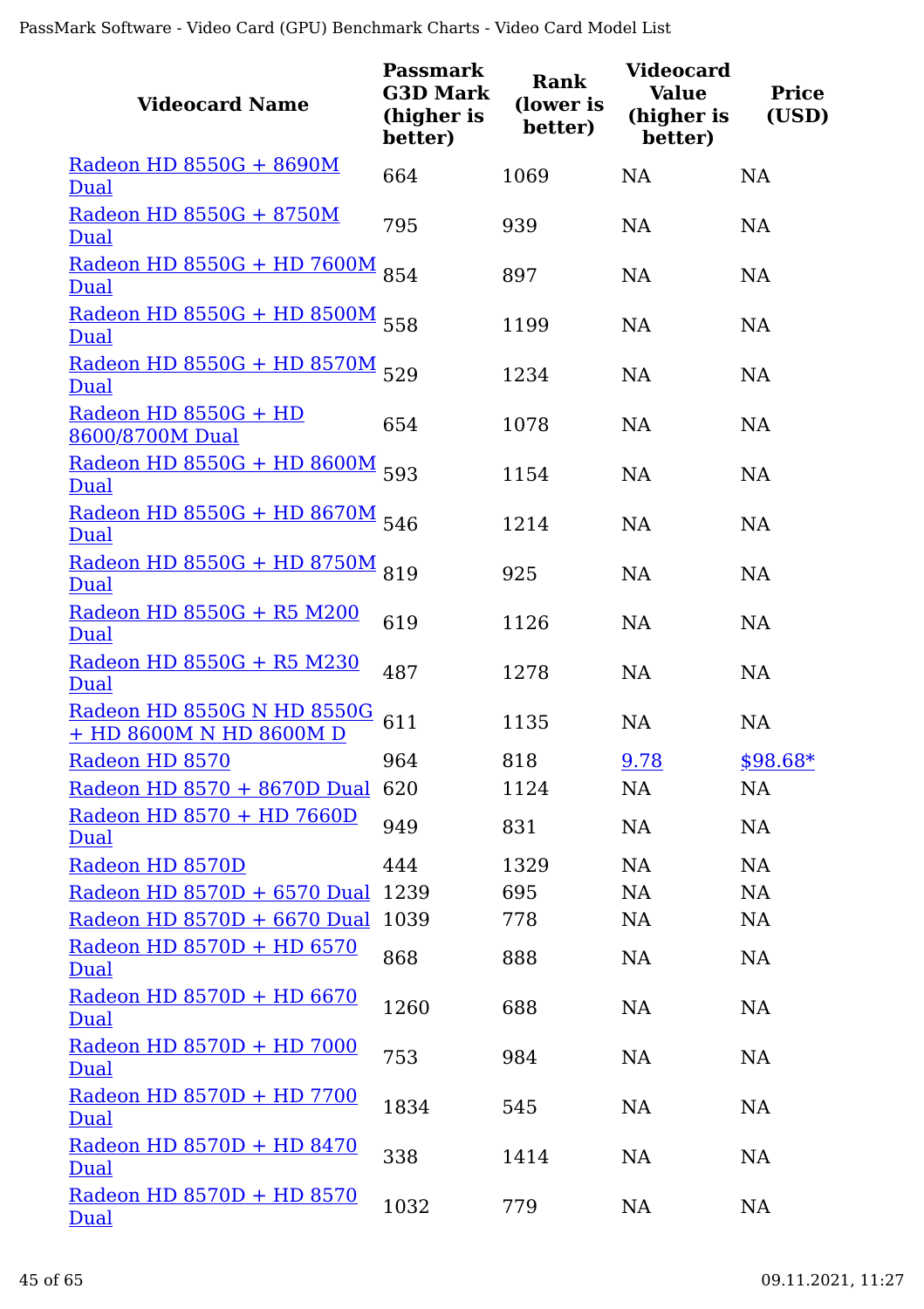| Videocard Name | Passmark G3D Mark (higher is better) | Rank (lower is better) | Videocard Value (higher is better) | Price (USD) |
|---|---|---|---|---|
| Radeon HD 8550G + 8690M Dual | 664 | 1069 | NA | NA |
| Radeon HD 8550G + 8750M Dual | 795 | 939 | NA | NA |
| Radeon HD 8550G + HD 7600M Dual | 854 | 897 | NA | NA |
| Radeon HD 8550G + HD 8500M Dual | 558 | 1199 | NA | NA |
| Radeon HD 8550G + HD 8570M Dual | 529 | 1234 | NA | NA |
| Radeon HD 8550G + HD 8600/8700M Dual | 654 | 1078 | NA | NA |
| Radeon HD 8550G + HD 8600M Dual | 593 | 1154 | NA | NA |
| Radeon HD 8550G + HD 8670M Dual | 546 | 1214 | NA | NA |
| Radeon HD 8550G + HD 8750M Dual | 819 | 925 | NA | NA |
| Radeon HD 8550G + R5 M200 Dual | 619 | 1126 | NA | NA |
| Radeon HD 8550G + R5 M230 Dual | 487 | 1278 | NA | NA |
| Radeon HD 8550G N HD 8550G + HD 8600M N HD 8600M D | 611 | 1135 | NA | NA |
| Radeon HD 8570 | 964 | 818 | 9.78 | $98.68* |
| Radeon HD 8570 + 8670D Dual | 620 | 1124 | NA | NA |
| Radeon HD 8570 + HD 7660D Dual | 949 | 831 | NA | NA |
| Radeon HD 8570D | 444 | 1329 | NA | NA |
| Radeon HD 8570D + 6570 Dual | 1239 | 695 | NA | NA |
| Radeon HD 8570D + 6670 Dual | 1039 | 778 | NA | NA |
| Radeon HD 8570D + HD 6570 Dual | 868 | 888 | NA | NA |
| Radeon HD 8570D + HD 6670 Dual | 1260 | 688 | NA | NA |
| Radeon HD 8570D + HD 7000 Dual | 753 | 984 | NA | NA |
| Radeon HD 8570D + HD 7700 Dual | 1834 | 545 | NA | NA |
| Radeon HD 8570D + HD 8470 Dual | 338 | 1414 | NA | NA |
| Radeon HD 8570D + HD 8570 Dual | 1032 | 779 | NA | NA |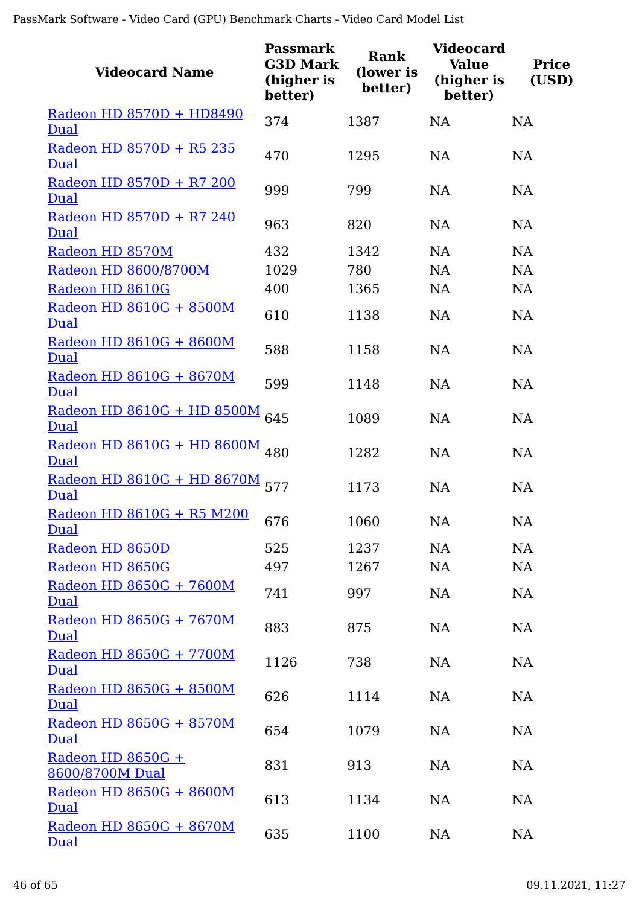| Videocard Name | Passmark G3D Mark (higher is better) | Rank (lower is better) | Videocard Value (higher is better) | Price (USD) |
|---|---|---|---|---|
| Radeon HD 8570D + HD8490 Dual | 374 | 1387 | NA | NA |
| Radeon HD 8570D + R5 235 Dual | 470 | 1295 | NA | NA |
| Radeon HD 8570D + R7 200 Dual | 999 | 799 | NA | NA |
| Radeon HD 8570D + R7 240 Dual | 963 | 820 | NA | NA |
| Radeon HD 8570M | 432 | 1342 | NA | NA |
| Radeon HD 8600/8700M | 1029 | 780 | NA | NA |
| Radeon HD 8610G | 400 | 1365 | NA | NA |
| Radeon HD 8610G + 8500M Dual | 610 | 1138 | NA | NA |
| Radeon HD 8610G + 8600M Dual | 588 | 1158 | NA | NA |
| Radeon HD 8610G + 8670M Dual | 599 | 1148 | NA | NA |
| Radeon HD 8610G + HD 8500M Dual | 645 | 1089 | NA | NA |
| Radeon HD 8610G + HD 8600M Dual | 480 | 1282 | NA | NA |
| Radeon HD 8610G + HD 8670M Dual | 577 | 1173 | NA | NA |
| Radeon HD 8610G + R5 M200 Dual | 676 | 1060 | NA | NA |
| Radeon HD 8650D | 525 | 1237 | NA | NA |
| Radeon HD 8650G | 497 | 1267 | NA | NA |
| Radeon HD 8650G + 7600M Dual | 741 | 997 | NA | NA |
| Radeon HD 8650G + 7670M Dual | 883 | 875 | NA | NA |
| Radeon HD 8650G + 7700M Dual | 1126 | 738 | NA | NA |
| Radeon HD 8650G + 8500M Dual | 626 | 1114 | NA | NA |
| Radeon HD 8650G + 8570M Dual | 654 | 1079 | NA | NA |
| Radeon HD 8650G + 8600/8700M Dual | 831 | 913 | NA | NA |
| Radeon HD 8650G + 8600M Dual | 613 | 1134 | NA | NA |
| Radeon HD 8650G + 8670M Dual | 635 | 1100 | NA | NA |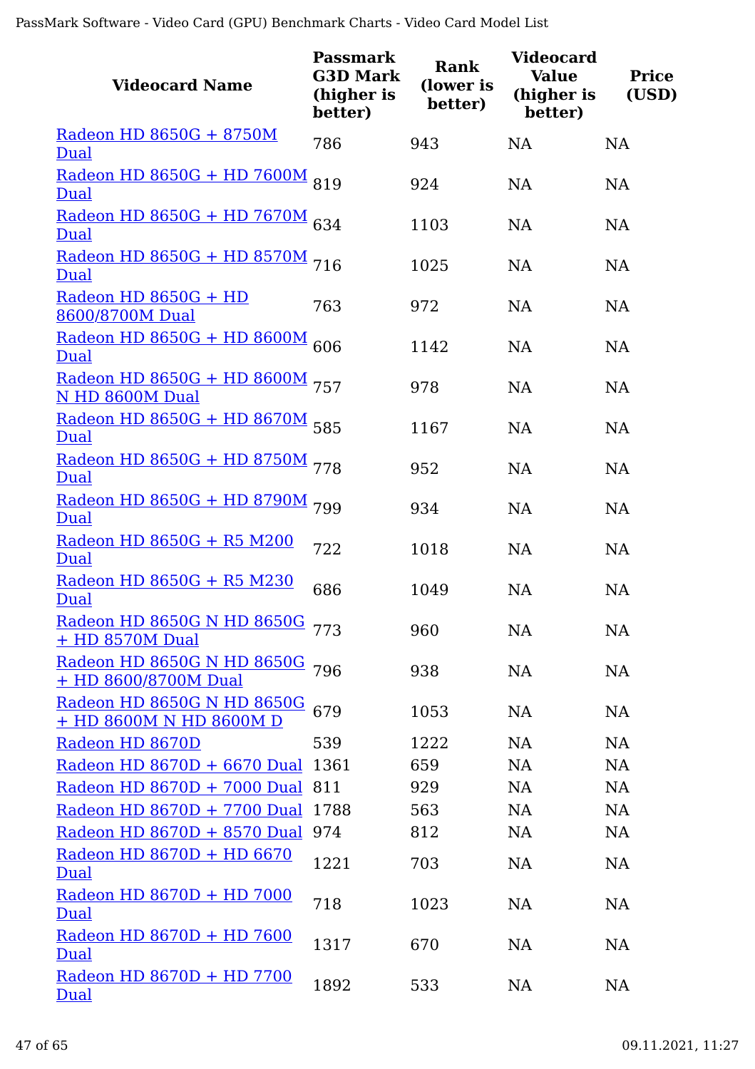| Videocard Name | Passmark G3D Mark (higher is better) | Rank (lower is better) | Videocard Value (higher is better) | Price (USD) |
|---|---|---|---|---|
| Radeon HD 8650G + 8750M Dual | 786 | 943 | NA | NA |
| Radeon HD 8650G + HD 7600M Dual | 819 | 924 | NA | NA |
| Radeon HD 8650G + HD 7670M Dual | 634 | 1103 | NA | NA |
| Radeon HD 8650G + HD 8570M Dual | 716 | 1025 | NA | NA |
| Radeon HD 8650G + HD 8600/8700M Dual | 763 | 972 | NA | NA |
| Radeon HD 8650G + HD 8600M Dual | 606 | 1142 | NA | NA |
| Radeon HD 8650G + HD 8600M N HD 8600M Dual | 757 | 978 | NA | NA |
| Radeon HD 8650G + HD 8670M Dual | 585 | 1167 | NA | NA |
| Radeon HD 8650G + HD 8750M Dual | 778 | 952 | NA | NA |
| Radeon HD 8650G + HD 8790M Dual | 799 | 934 | NA | NA |
| Radeon HD 8650G + R5 M200 Dual | 722 | 1018 | NA | NA |
| Radeon HD 8650G + R5 M230 Dual | 686 | 1049 | NA | NA |
| Radeon HD 8650G N HD 8650G + HD 8570M Dual | 773 | 960 | NA | NA |
| Radeon HD 8650G N HD 8650G + HD 8600/8700M Dual | 796 | 938 | NA | NA |
| Radeon HD 8650G N HD 8650G + HD 8600M N HD 8600M D | 679 | 1053 | NA | NA |
| Radeon HD 8670D | 539 | 1222 | NA | NA |
| Radeon HD 8670D + 6670 Dual | 1361 | 659 | NA | NA |
| Radeon HD 8670D + 7000 Dual | 811 | 929 | NA | NA |
| Radeon HD 8670D + 7700 Dual | 1788 | 563 | NA | NA |
| Radeon HD 8670D + 8570 Dual | 974 | 812 | NA | NA |
| Radeon HD 8670D + HD 6670 Dual | 1221 | 703 | NA | NA |
| Radeon HD 8670D + HD 7000 Dual | 718 | 1023 | NA | NA |
| Radeon HD 8670D + HD 7600 Dual | 1317 | 670 | NA | NA |
| Radeon HD 8670D + HD 7700 Dual | 1892 | 533 | NA | NA |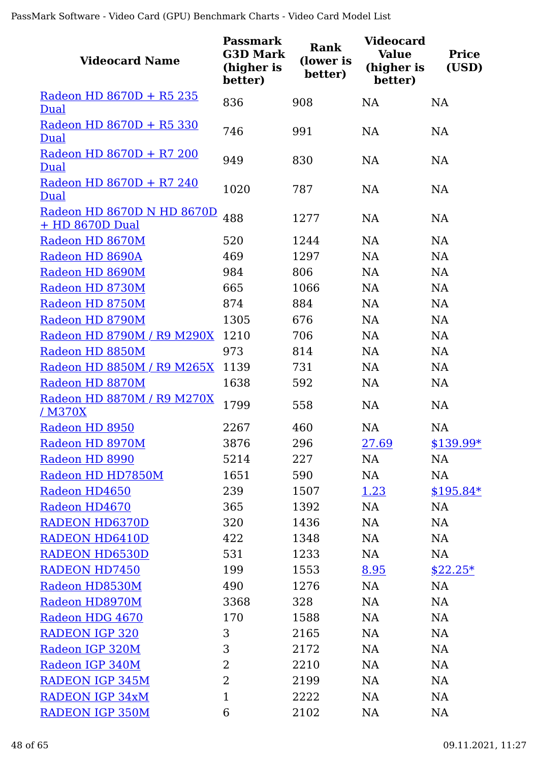| Videocard Name | Passmark G3D Mark (higher is better) | Rank (lower is better) | Videocard Value (higher is better) | Price (USD) |
|---|---|---|---|---|
| Radeon HD 8670D + R5 235 Dual | 836 | 908 | NA | NA |
| Radeon HD 8670D + R5 330 Dual | 746 | 991 | NA | NA |
| Radeon HD 8670D + R7 200 Dual | 949 | 830 | NA | NA |
| Radeon HD 8670D + R7 240 Dual | 1020 | 787 | NA | NA |
| Radeon HD 8670D N HD 8670D + HD 8670D Dual | 488 | 1277 | NA | NA |
| Radeon HD 8670M | 520 | 1244 | NA | NA |
| Radeon HD 8690A | 469 | 1297 | NA | NA |
| Radeon HD 8690M | 984 | 806 | NA | NA |
| Radeon HD 8730M | 665 | 1066 | NA | NA |
| Radeon HD 8750M | 874 | 884 | NA | NA |
| Radeon HD 8790M | 1305 | 676 | NA | NA |
| Radeon HD 8790M / R9 M290X | 1210 | 706 | NA | NA |
| Radeon HD 8850M | 973 | 814 | NA | NA |
| Radeon HD 8850M / R9 M265X | 1139 | 731 | NA | NA |
| Radeon HD 8870M | 1638 | 592 | NA | NA |
| Radeon HD 8870M / R9 M270X / M370X | 1799 | 558 | NA | NA |
| Radeon HD 8950 | 2267 | 460 | NA | NA |
| Radeon HD 8970M | 3876 | 296 | 27.69 | $139.99* |
| Radeon HD 8990 | 5214 | 227 | NA | NA |
| Radeon HD HD7850M | 1651 | 590 | NA | NA |
| Radeon HD4650 | 239 | 1507 | 1.23 | $195.84* |
| Radeon HD4670 | 365 | 1392 | NA | NA |
| RADEON HD6370D | 320 | 1436 | NA | NA |
| RADEON HD6410D | 422 | 1348 | NA | NA |
| RADEON HD6530D | 531 | 1233 | NA | NA |
| RADEON HD7450 | 199 | 1553 | 8.95 | $22.25* |
| Radeon HD8530M | 490 | 1276 | NA | NA |
| Radeon HD8970M | 3368 | 328 | NA | NA |
| Radeon HDG 4670 | 170 | 1588 | NA | NA |
| RADEON IGP 320 | 3 | 2165 | NA | NA |
| Radeon IGP 320M | 3 | 2172 | NA | NA |
| Radeon IGP 340M | 2 | 2210 | NA | NA |
| RADEON IGP 345M | 2 | 2199 | NA | NA |
| RADEON IGP 34xM | 1 | 2222 | NA | NA |
| RADEON IGP 350M | 6 | 2102 | NA | NA |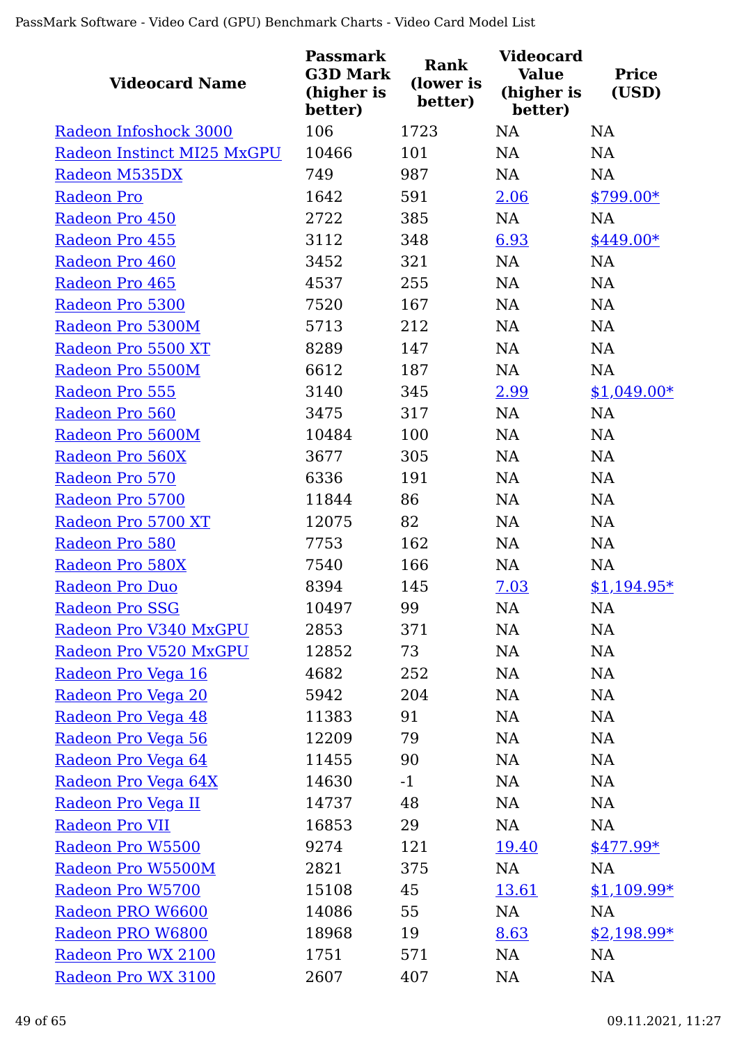| Videocard Name | Passmark G3D Mark (higher is better) | Rank (lower is better) | Videocard Value (higher is better) | Price (USD) |
|---|---|---|---|---|
| Radeon Infoshock 3000 | 106 | 1723 | NA | NA |
| Radeon Instinct MI25 MxGPU | 10466 | 101 | NA | NA |
| Radeon M535DX | 749 | 987 | NA | NA |
| Radeon Pro | 1642 | 591 | 2.06 | $799.00* |
| Radeon Pro 450 | 2722 | 385 | NA | NA |
| Radeon Pro 455 | 3112 | 348 | 6.93 | $449.00* |
| Radeon Pro 460 | 3452 | 321 | NA | NA |
| Radeon Pro 465 | 4537 | 255 | NA | NA |
| Radeon Pro 5300 | 7520 | 167 | NA | NA |
| Radeon Pro 5300M | 5713 | 212 | NA | NA |
| Radeon Pro 5500 XT | 8289 | 147 | NA | NA |
| Radeon Pro 5500M | 6612 | 187 | NA | NA |
| Radeon Pro 555 | 3140 | 345 | 2.99 | $1,049.00* |
| Radeon Pro 560 | 3475 | 317 | NA | NA |
| Radeon Pro 5600M | 10484 | 100 | NA | NA |
| Radeon Pro 560X | 3677 | 305 | NA | NA |
| Radeon Pro 570 | 6336 | 191 | NA | NA |
| Radeon Pro 5700 | 11844 | 86 | NA | NA |
| Radeon Pro 5700 XT | 12075 | 82 | NA | NA |
| Radeon Pro 580 | 7753 | 162 | NA | NA |
| Radeon Pro 580X | 7540 | 166 | NA | NA |
| Radeon Pro Duo | 8394 | 145 | 7.03 | $1,194.95* |
| Radeon Pro SSG | 10497 | 99 | NA | NA |
| Radeon Pro V340 MxGPU | 2853 | 371 | NA | NA |
| Radeon Pro V520 MxGPU | 12852 | 73 | NA | NA |
| Radeon Pro Vega 16 | 4682 | 252 | NA | NA |
| Radeon Pro Vega 20 | 5942 | 204 | NA | NA |
| Radeon Pro Vega 48 | 11383 | 91 | NA | NA |
| Radeon Pro Vega 56 | 12209 | 79 | NA | NA |
| Radeon Pro Vega 64 | 11455 | 90 | NA | NA |
| Radeon Pro Vega 64X | 14630 | -1 | NA | NA |
| Radeon Pro Vega II | 14737 | 48 | NA | NA |
| Radeon Pro VII | 16853 | 29 | NA | NA |
| Radeon Pro W5500 | 9274 | 121 | 19.40 | $477.99* |
| Radeon Pro W5500M | 2821 | 375 | NA | NA |
| Radeon Pro W5700 | 15108 | 45 | 13.61 | $1,109.99* |
| Radeon PRO W6600 | 14086 | 55 | NA | NA |
| Radeon PRO W6800 | 18968 | 19 | 8.63 | $2,198.99* |
| Radeon Pro WX 2100 | 1751 | 571 | NA | NA |
| Radeon Pro WX 3100 | 2607 | 407 | NA | NA |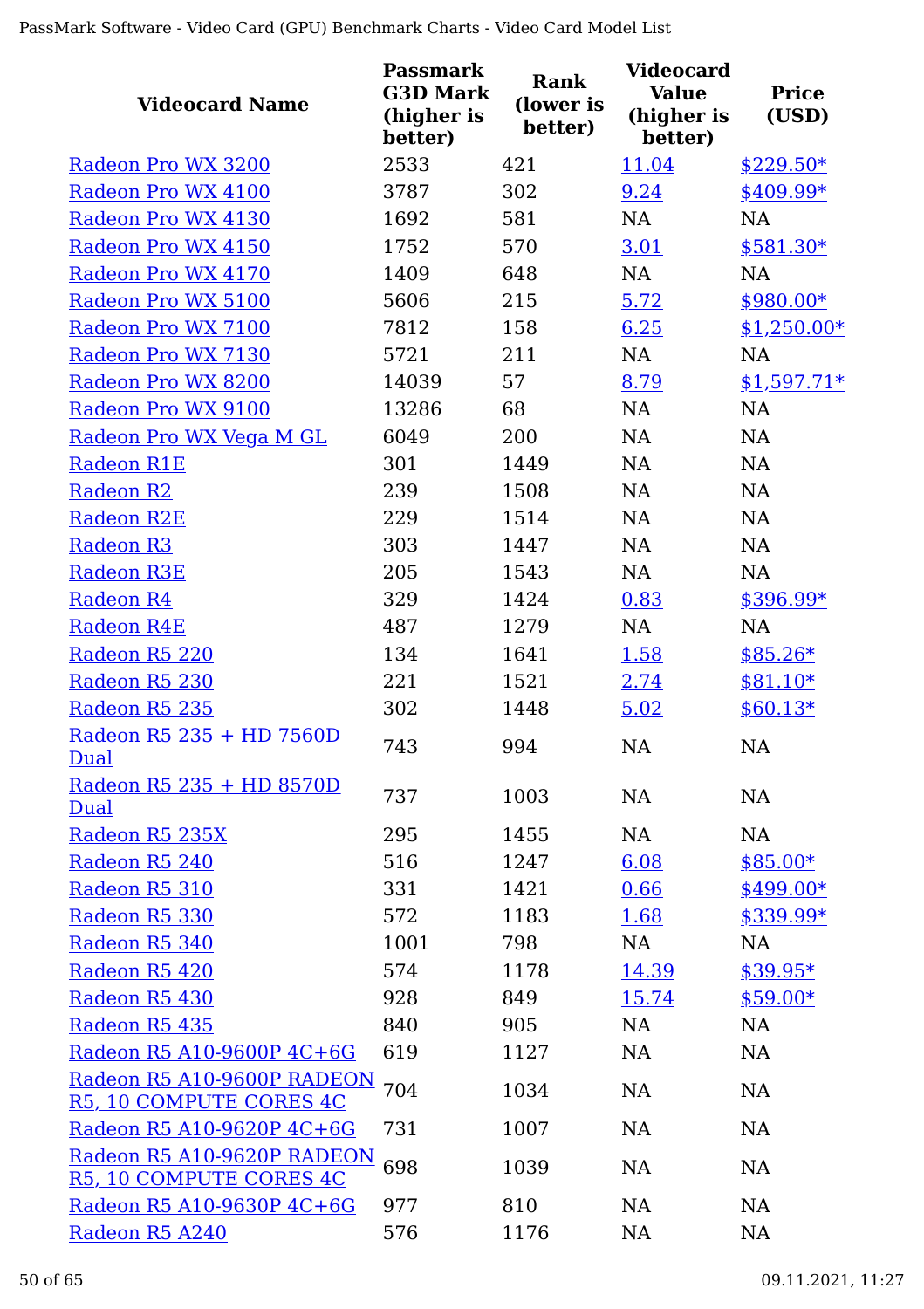| Videocard Name | Passmark G3D Mark (higher is better) | Rank (lower is better) | Videocard Value (higher is better) | Price (USD) |
|---|---|---|---|---|
| Radeon Pro WX 3200 | 2533 | 421 | 11.04 | $229.50* |
| Radeon Pro WX 4100 | 3787 | 302 | 9.24 | $409.99* |
| Radeon Pro WX 4130 | 1692 | 581 | NA | NA |
| Radeon Pro WX 4150 | 1752 | 570 | 3.01 | $581.30* |
| Radeon Pro WX 4170 | 1409 | 648 | NA | NA |
| Radeon Pro WX 5100 | 5606 | 215 | 5.72 | $980.00* |
| Radeon Pro WX 7100 | 7812 | 158 | 6.25 | $1,250.00* |
| Radeon Pro WX 7130 | 5721 | 211 | NA | NA |
| Radeon Pro WX 8200 | 14039 | 57 | 8.79 | $1,597.71* |
| Radeon Pro WX 9100 | 13286 | 68 | NA | NA |
| Radeon Pro WX Vega M GL | 6049 | 200 | NA | NA |
| Radeon R1E | 301 | 1449 | NA | NA |
| Radeon R2 | 239 | 1508 | NA | NA |
| Radeon R2E | 229 | 1514 | NA | NA |
| Radeon R3 | 303 | 1447 | NA | NA |
| Radeon R3E | 205 | 1543 | NA | NA |
| Radeon R4 | 329 | 1424 | 0.83 | $396.99* |
| Radeon R4E | 487 | 1279 | NA | NA |
| Radeon R5 220 | 134 | 1641 | 1.58 | $85.26* |
| Radeon R5 230 | 221 | 1521 | 2.74 | $81.10* |
| Radeon R5 235 | 302 | 1448 | 5.02 | $60.13* |
| Radeon R5 235 + HD 7560D Dual | 743 | 994 | NA | NA |
| Radeon R5 235 + HD 8570D Dual | 737 | 1003 | NA | NA |
| Radeon R5 235X | 295 | 1455 | NA | NA |
| Radeon R5 240 | 516 | 1247 | 6.08 | $85.00* |
| Radeon R5 310 | 331 | 1421 | 0.66 | $499.00* |
| Radeon R5 330 | 572 | 1183 | 1.68 | $339.99* |
| Radeon R5 340 | 1001 | 798 | NA | NA |
| Radeon R5 420 | 574 | 1178 | 14.39 | $39.95* |
| Radeon R5 430 | 928 | 849 | 15.74 | $59.00* |
| Radeon R5 435 | 840 | 905 | NA | NA |
| Radeon R5 A10-9600P 4C+6G | 619 | 1127 | NA | NA |
| Radeon R5 A10-9600P RADEON R5, 10 COMPUTE CORES 4C | 704 | 1034 | NA | NA |
| Radeon R5 A10-9620P 4C+6G | 731 | 1007 | NA | NA |
| Radeon R5 A10-9620P RADEON R5, 10 COMPUTE CORES 4C | 698 | 1039 | NA | NA |
| Radeon R5 A10-9630P 4C+6G | 977 | 810 | NA | NA |
| Radeon R5 A240 | 576 | 1176 | NA | NA |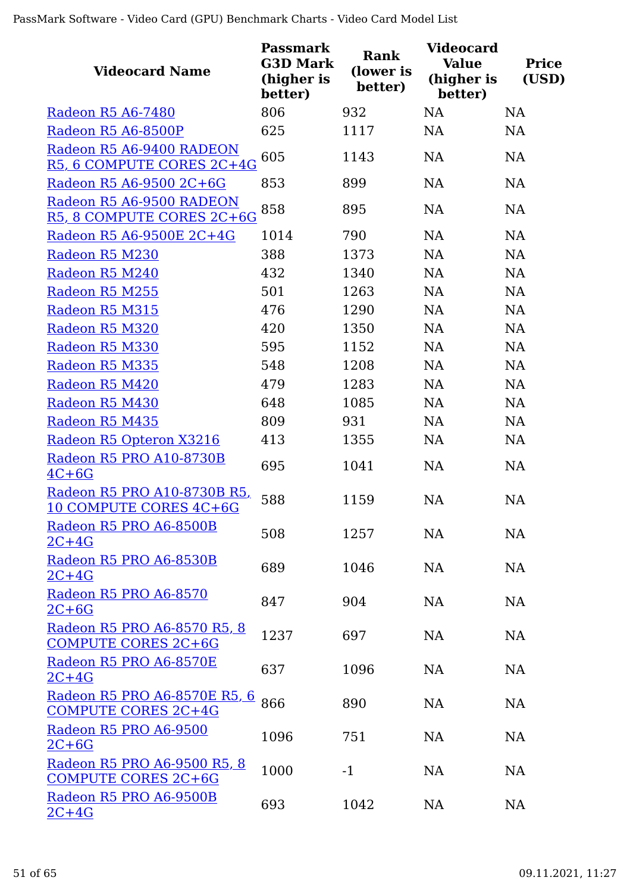| Videocard Name | Passmark G3D Mark (higher is better) | Rank (lower is better) | Videocard Value (higher is better) | Price (USD) |
|---|---|---|---|---|
| Radeon R5 A6-7480 | 806 | 932 | NA | NA |
| Radeon R5 A6-8500P | 625 | 1117 | NA | NA |
| Radeon R5 A6-9400 RADEON R5, 6 COMPUTE CORES 2C+4G | 605 | 1143 | NA | NA |
| Radeon R5 A6-9500 2C+6G | 853 | 899 | NA | NA |
| Radeon R5 A6-9500 RADEON R5, 8 COMPUTE CORES 2C+6G | 858 | 895 | NA | NA |
| Radeon R5 A6-9500E 2C+4G | 1014 | 790 | NA | NA |
| Radeon R5 M230 | 388 | 1373 | NA | NA |
| Radeon R5 M240 | 432 | 1340 | NA | NA |
| Radeon R5 M255 | 501 | 1263 | NA | NA |
| Radeon R5 M315 | 476 | 1290 | NA | NA |
| Radeon R5 M320 | 420 | 1350 | NA | NA |
| Radeon R5 M330 | 595 | 1152 | NA | NA |
| Radeon R5 M335 | 548 | 1208 | NA | NA |
| Radeon R5 M420 | 479 | 1283 | NA | NA |
| Radeon R5 M430 | 648 | 1085 | NA | NA |
| Radeon R5 M435 | 809 | 931 | NA | NA |
| Radeon R5 Opteron X3216 | 413 | 1355 | NA | NA |
| Radeon R5 PRO A10-8730B 4C+6G | 695 | 1041 | NA | NA |
| Radeon R5 PRO A10-8730B R5, 10 COMPUTE CORES 4C+6G | 588 | 1159 | NA | NA |
| Radeon R5 PRO A6-8500B 2C+4G | 508 | 1257 | NA | NA |
| Radeon R5 PRO A6-8530B 2C+4G | 689 | 1046 | NA | NA |
| Radeon R5 PRO A6-8570 2C+6G | 847 | 904 | NA | NA |
| Radeon R5 PRO A6-8570 R5, 8 COMPUTE CORES 2C+6G | 1237 | 697 | NA | NA |
| Radeon R5 PRO A6-8570E 2C+4G | 637 | 1096 | NA | NA |
| Radeon R5 PRO A6-8570E R5, 6 COMPUTE CORES 2C+4G | 866 | 890 | NA | NA |
| Radeon R5 PRO A6-9500 2C+6G | 1096 | 751 | NA | NA |
| Radeon R5 PRO A6-9500 R5, 8 COMPUTE CORES 2C+6G | 1000 | -1 | NA | NA |
| Radeon R5 PRO A6-9500B 2C+4G | 693 | 1042 | NA | NA |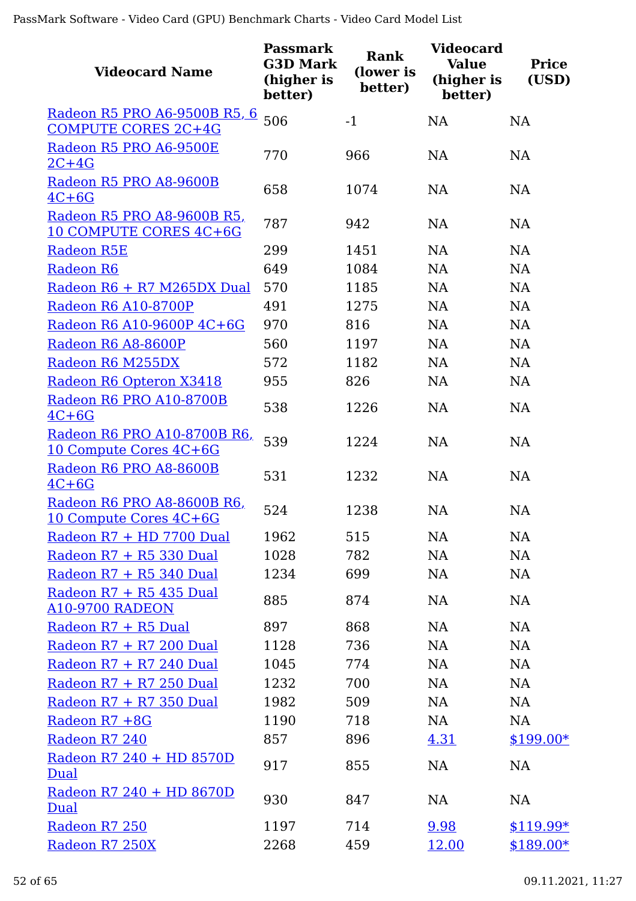| Videocard Name | Passmark G3D Mark (higher is better) | Rank (lower is better) | Videocard Value (higher is better) | Price (USD) |
|---|---|---|---|---|
| Radeon R5 PRO A6-9500B R5, 6 COMPUTE CORES 2C+4G | 506 | -1 | NA | NA |
| Radeon R5 PRO A6-9500E 2C+4G | 770 | 966 | NA | NA |
| Radeon R5 PRO A8-9600B 4C+6G | 658 | 1074 | NA | NA |
| Radeon R5 PRO A8-9600B R5, 10 COMPUTE CORES 4C+6G | 787 | 942 | NA | NA |
| Radeon R5E | 299 | 1451 | NA | NA |
| Radeon R6 | 649 | 1084 | NA | NA |
| Radeon R6 + R7 M265DX Dual | 570 | 1185 | NA | NA |
| Radeon R6 A10-8700P | 491 | 1275 | NA | NA |
| Radeon R6 A10-9600P 4C+6G | 970 | 816 | NA | NA |
| Radeon R6 A8-8600P | 560 | 1197 | NA | NA |
| Radeon R6 M255DX | 572 | 1182 | NA | NA |
| Radeon R6 Opteron X3418 | 955 | 826 | NA | NA |
| Radeon R6 PRO A10-8700B 4C+6G | 538 | 1226 | NA | NA |
| Radeon R6 PRO A10-8700B R6, 10 Compute Cores 4C+6G | 539 | 1224 | NA | NA |
| Radeon R6 PRO A8-8600B 4C+6G | 531 | 1232 | NA | NA |
| Radeon R6 PRO A8-8600B R6, 10 Compute Cores 4C+6G | 524 | 1238 | NA | NA |
| Radeon R7 + HD 7700 Dual | 1962 | 515 | NA | NA |
| Radeon R7 + R5 330 Dual | 1028 | 782 | NA | NA |
| Radeon R7 + R5 340 Dual | 1234 | 699 | NA | NA |
| Radeon R7 + R5 435 Dual A10-9700 RADEON | 885 | 874 | NA | NA |
| Radeon R7 + R5 Dual | 897 | 868 | NA | NA |
| Radeon R7 + R7 200 Dual | 1128 | 736 | NA | NA |
| Radeon R7 + R7 240 Dual | 1045 | 774 | NA | NA |
| Radeon R7 + R7 250 Dual | 1232 | 700 | NA | NA |
| Radeon R7 + R7 350 Dual | 1982 | 509 | NA | NA |
| Radeon R7 +8G | 1190 | 718 | NA | NA |
| Radeon R7 240 | 857 | 896 | 4.31 | $199.00* |
| Radeon R7 240 + HD 8570D Dual | 917 | 855 | NA | NA |
| Radeon R7 240 + HD 8670D Dual | 930 | 847 | NA | NA |
| Radeon R7 250 | 1197 | 714 | 9.98 | $119.99* |
| Radeon R7 250X | 2268 | 459 | 12.00 | $189.00* |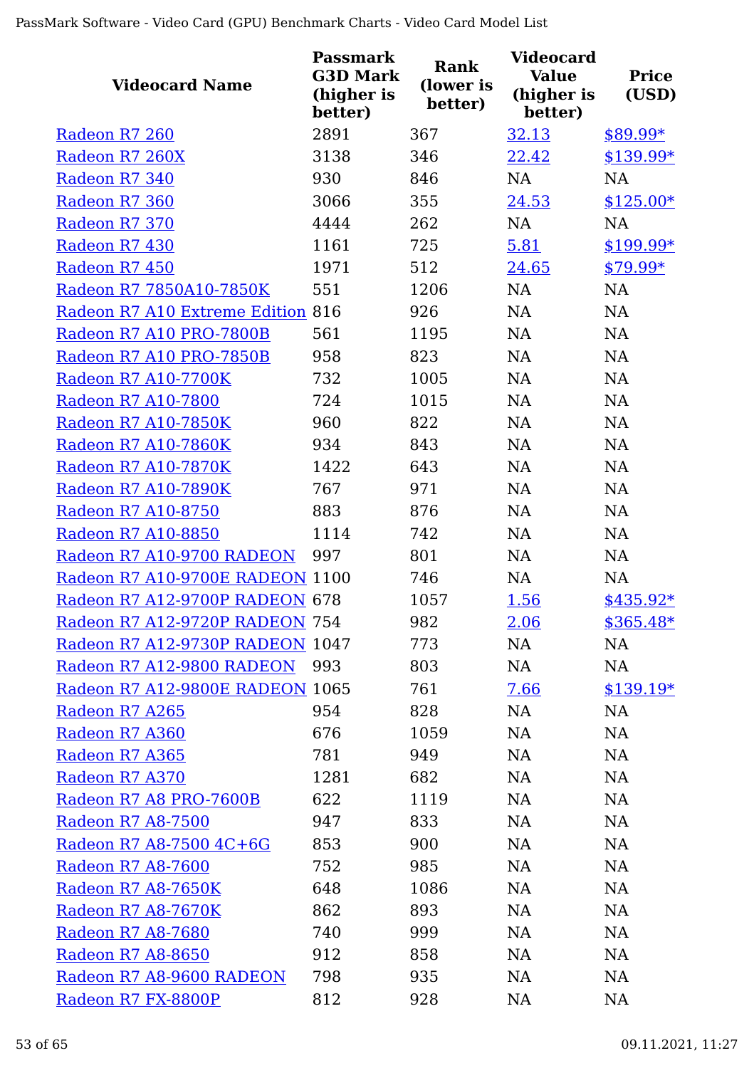| Videocard Name | Passmark G3D Mark (higher is better) | Rank (lower is better) | Videocard Value (higher is better) | Price (USD) |
|---|---|---|---|---|
| Radeon R7 260 | 2891 | 367 | 32.13 | $89.99* |
| Radeon R7 260X | 3138 | 346 | 22.42 | $139.99* |
| Radeon R7 340 | 930 | 846 | NA | NA |
| Radeon R7 360 | 3066 | 355 | 24.53 | $125.00* |
| Radeon R7 370 | 4444 | 262 | NA | NA |
| Radeon R7 430 | 1161 | 725 | 5.81 | $199.99* |
| Radeon R7 450 | 1971 | 512 | 24.65 | $79.99* |
| Radeon R7 7850A10-7850K | 551 | 1206 | NA | NA |
| Radeon R7 A10 Extreme Edition | 816 | 926 | NA | NA |
| Radeon R7 A10 PRO-7800B | 561 | 1195 | NA | NA |
| Radeon R7 A10 PRO-7850B | 958 | 823 | NA | NA |
| Radeon R7 A10-7700K | 732 | 1005 | NA | NA |
| Radeon R7 A10-7800 | 724 | 1015 | NA | NA |
| Radeon R7 A10-7850K | 960 | 822 | NA | NA |
| Radeon R7 A10-7860K | 934 | 843 | NA | NA |
| Radeon R7 A10-7870K | 1422 | 643 | NA | NA |
| Radeon R7 A10-7890K | 767 | 971 | NA | NA |
| Radeon R7 A10-8750 | 883 | 876 | NA | NA |
| Radeon R7 A10-8850 | 1114 | 742 | NA | NA |
| Radeon R7 A10-9700 RADEON | 997 | 801 | NA | NA |
| Radeon R7 A10-9700E RADEON | 1100 | 746 | NA | NA |
| Radeon R7 A12-9700P RADEON | 678 | 1057 | 1.56 | $435.92* |
| Radeon R7 A12-9720P RADEON | 754 | 982 | 2.06 | $365.48* |
| Radeon R7 A12-9730P RADEON | 1047 | 773 | NA | NA |
| Radeon R7 A12-9800 RADEON | 993 | 803 | NA | NA |
| Radeon R7 A12-9800E RADEON | 1065 | 761 | 7.66 | $139.19* |
| Radeon R7 A265 | 954 | 828 | NA | NA |
| Radeon R7 A360 | 676 | 1059 | NA | NA |
| Radeon R7 A365 | 781 | 949 | NA | NA |
| Radeon R7 A370 | 1281 | 682 | NA | NA |
| Radeon R7 A8 PRO-7600B | 622 | 1119 | NA | NA |
| Radeon R7 A8-7500 | 947 | 833 | NA | NA |
| Radeon R7 A8-7500 4C+6G | 853 | 900 | NA | NA |
| Radeon R7 A8-7600 | 752 | 985 | NA | NA |
| Radeon R7 A8-7650K | 648 | 1086 | NA | NA |
| Radeon R7 A8-7670K | 862 | 893 | NA | NA |
| Radeon R7 A8-7680 | 740 | 999 | NA | NA |
| Radeon R7 A8-8650 | 912 | 858 | NA | NA |
| Radeon R7 A8-9600 RADEON | 798 | 935 | NA | NA |
| Radeon R7 FX-8800P | 812 | 928 | NA | NA |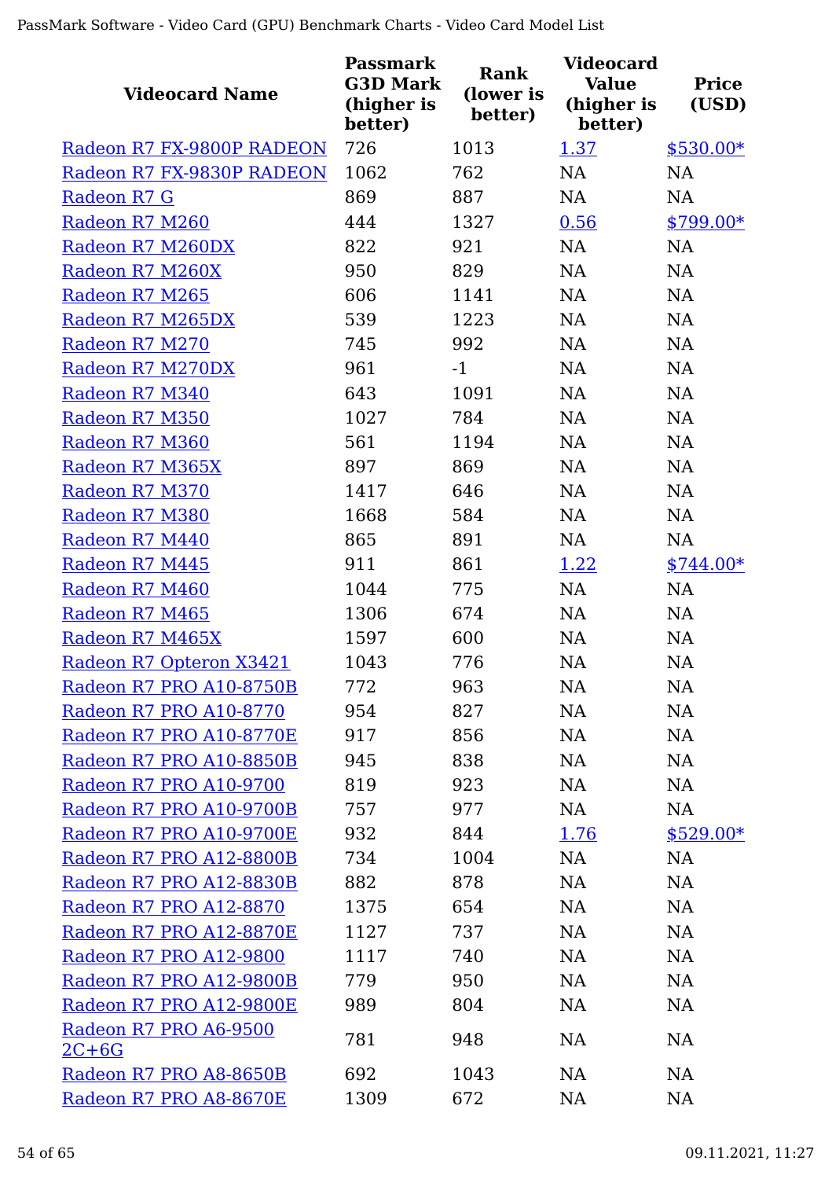| Videocard Name | Passmark G3D Mark (higher is better) | Rank (lower is better) | Videocard Value (higher is better) | Price (USD) |
|---|---|---|---|---|
| Radeon R7 FX-9800P RADEON | 726 | 1013 | 1.37 | $530.00* |
| Radeon R7 FX-9830P RADEON | 1062 | 762 | NA | NA |
| Radeon R7 G | 869 | 887 | NA | NA |
| Radeon R7 M260 | 444 | 1327 | 0.56 | $799.00* |
| Radeon R7 M260DX | 822 | 921 | NA | NA |
| Radeon R7 M260X | 950 | 829 | NA | NA |
| Radeon R7 M265 | 606 | 1141 | NA | NA |
| Radeon R7 M265DX | 539 | 1223 | NA | NA |
| Radeon R7 M270 | 745 | 992 | NA | NA |
| Radeon R7 M270DX | 961 | -1 | NA | NA |
| Radeon R7 M340 | 643 | 1091 | NA | NA |
| Radeon R7 M350 | 1027 | 784 | NA | NA |
| Radeon R7 M360 | 561 | 1194 | NA | NA |
| Radeon R7 M365X | 897 | 869 | NA | NA |
| Radeon R7 M370 | 1417 | 646 | NA | NA |
| Radeon R7 M380 | 1668 | 584 | NA | NA |
| Radeon R7 M440 | 865 | 891 | NA | NA |
| Radeon R7 M445 | 911 | 861 | 1.22 | $744.00* |
| Radeon R7 M460 | 1044 | 775 | NA | NA |
| Radeon R7 M465 | 1306 | 674 | NA | NA |
| Radeon R7 M465X | 1597 | 600 | NA | NA |
| Radeon R7 Opteron X3421 | 1043 | 776 | NA | NA |
| Radeon R7 PRO A10-8750B | 772 | 963 | NA | NA |
| Radeon R7 PRO A10-8770 | 954 | 827 | NA | NA |
| Radeon R7 PRO A10-8770E | 917 | 856 | NA | NA |
| Radeon R7 PRO A10-8850B | 945 | 838 | NA | NA |
| Radeon R7 PRO A10-9700 | 819 | 923 | NA | NA |
| Radeon R7 PRO A10-9700B | 757 | 977 | NA | NA |
| Radeon R7 PRO A10-9700E | 932 | 844 | 1.76 | $529.00* |
| Radeon R7 PRO A12-8800B | 734 | 1004 | NA | NA |
| Radeon R7 PRO A12-8830B | 882 | 878 | NA | NA |
| Radeon R7 PRO A12-8870 | 1375 | 654 | NA | NA |
| Radeon R7 PRO A12-8870E | 1127 | 737 | NA | NA |
| Radeon R7 PRO A12-9800 | 1117 | 740 | NA | NA |
| Radeon R7 PRO A12-9800B | 779 | 950 | NA | NA |
| Radeon R7 PRO A12-9800E | 989 | 804 | NA | NA |
| Radeon R7 PRO A6-9500 2C+6G | 781 | 948 | NA | NA |
| Radeon R7 PRO A8-8650B | 692 | 1043 | NA | NA |
| Radeon R7 PRO A8-8670E | 1309 | 672 | NA | NA |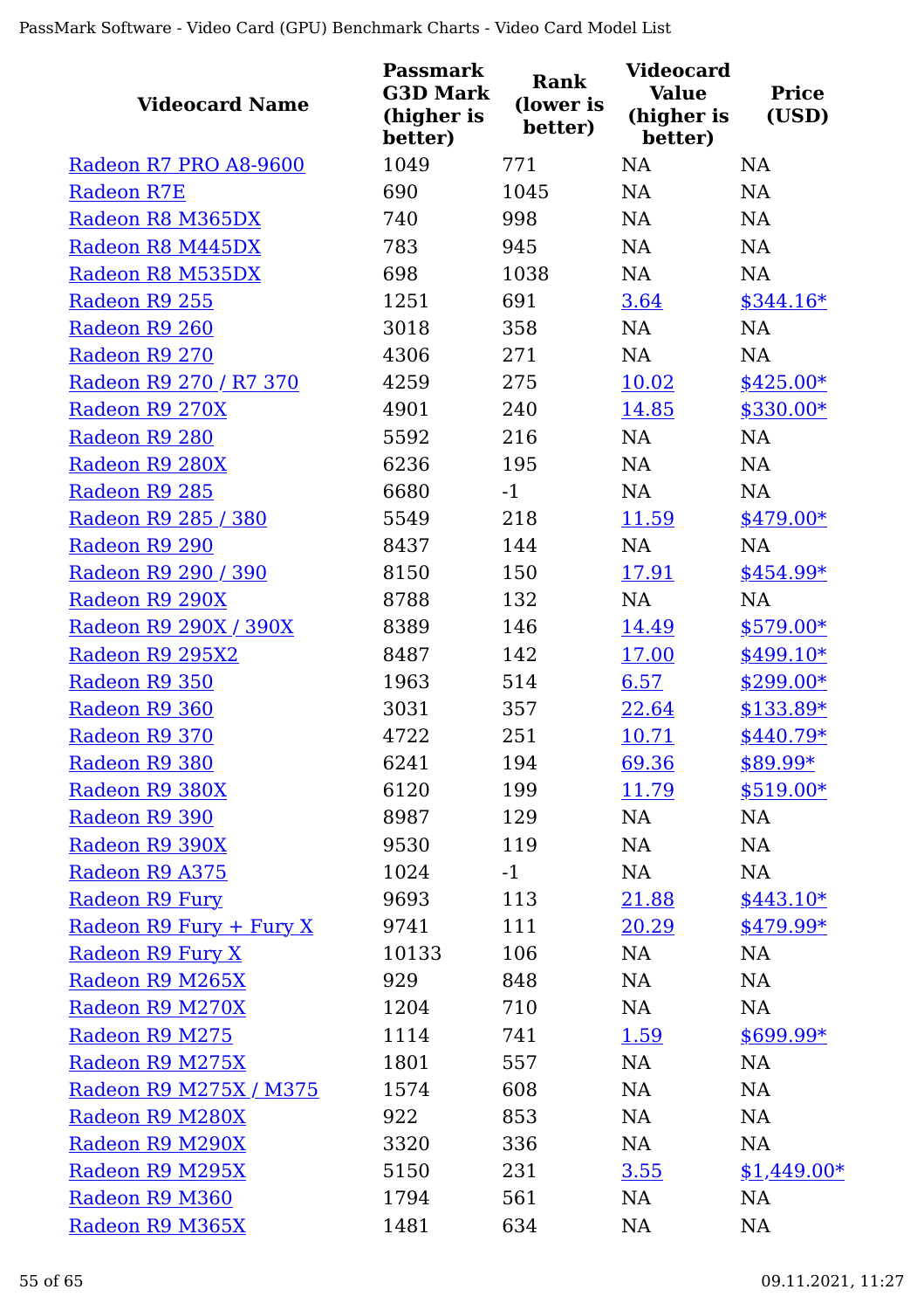| Videocard Name | Passmark G3D Mark (higher is better) | Rank (lower is better) | Videocard Value (higher is better) | Price (USD) |
|---|---|---|---|---|
| Radeon R7 PRO A8-9600 | 1049 | 771 | NA | NA |
| Radeon R7E | 690 | 1045 | NA | NA |
| Radeon R8 M365DX | 740 | 998 | NA | NA |
| Radeon R8 M445DX | 783 | 945 | NA | NA |
| Radeon R8 M535DX | 698 | 1038 | NA | NA |
| Radeon R9 255 | 1251 | 691 | 3.64 | $344.16* |
| Radeon R9 260 | 3018 | 358 | NA | NA |
| Radeon R9 270 | 4306 | 271 | NA | NA |
| Radeon R9 270 / R7 370 | 4259 | 275 | 10.02 | $425.00* |
| Radeon R9 270X | 4901 | 240 | 14.85 | $330.00* |
| Radeon R9 280 | 5592 | 216 | NA | NA |
| Radeon R9 280X | 6236 | 195 | NA | NA |
| Radeon R9 285 | 6680 | -1 | NA | NA |
| Radeon R9 285 / 380 | 5549 | 218 | 11.59 | $479.00* |
| Radeon R9 290 | 8437 | 144 | NA | NA |
| Radeon R9 290 / 390 | 8150 | 150 | 17.91 | $454.99* |
| Radeon R9 290X | 8788 | 132 | NA | NA |
| Radeon R9 290X / 390X | 8389 | 146 | 14.49 | $579.00* |
| Radeon R9 295X2 | 8487 | 142 | 17.00 | $499.10* |
| Radeon R9 350 | 1963 | 514 | 6.57 | $299.00* |
| Radeon R9 360 | 3031 | 357 | 22.64 | $133.89* |
| Radeon R9 370 | 4722 | 251 | 10.71 | $440.79* |
| Radeon R9 380 | 6241 | 194 | 69.36 | $89.99* |
| Radeon R9 380X | 6120 | 199 | 11.79 | $519.00* |
| Radeon R9 390 | 8987 | 129 | NA | NA |
| Radeon R9 390X | 9530 | 119 | NA | NA |
| Radeon R9 A375 | 1024 | -1 | NA | NA |
| Radeon R9 Fury | 9693 | 113 | 21.88 | $443.10* |
| Radeon R9 Fury + Fury X | 9741 | 111 | 20.29 | $479.99* |
| Radeon R9 Fury X | 10133 | 106 | NA | NA |
| Radeon R9 M265X | 929 | 848 | NA | NA |
| Radeon R9 M270X | 1204 | 710 | NA | NA |
| Radeon R9 M275 | 1114 | 741 | 1.59 | $699.99* |
| Radeon R9 M275X | 1801 | 557 | NA | NA |
| Radeon R9 M275X / M375 | 1574 | 608 | NA | NA |
| Radeon R9 M280X | 922 | 853 | NA | NA |
| Radeon R9 M290X | 3320 | 336 | NA | NA |
| Radeon R9 M295X | 5150 | 231 | 3.55 | $1,449.00* |
| Radeon R9 M360 | 1794 | 561 | NA | NA |
| Radeon R9 M365X | 1481 | 634 | NA | NA |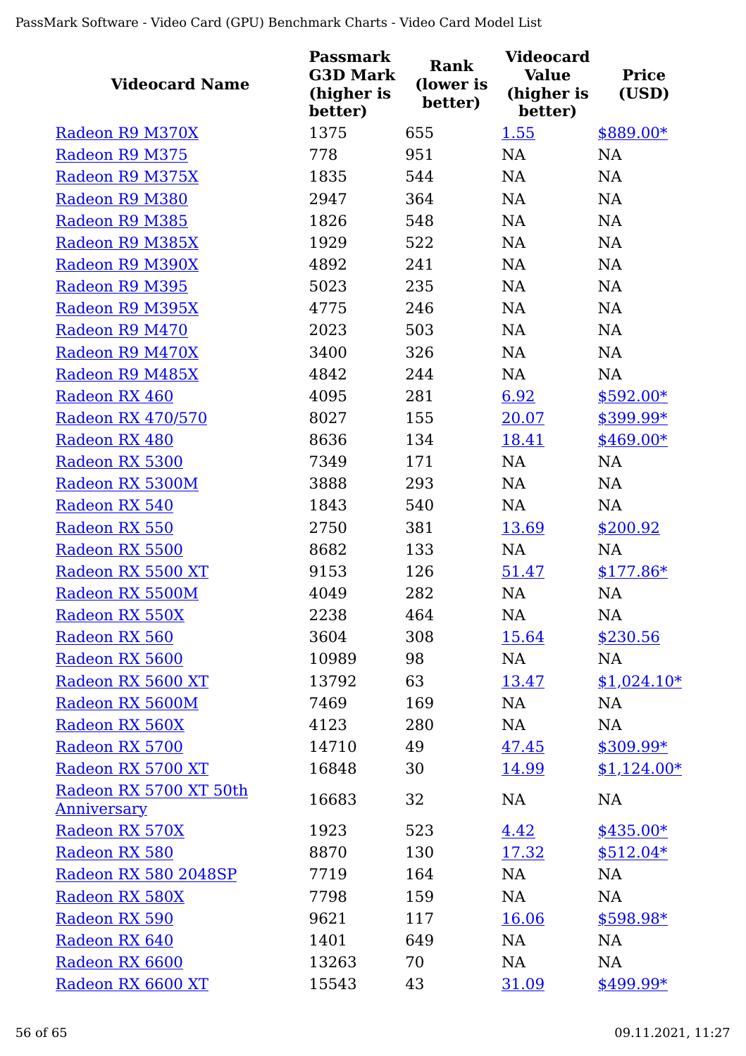| Videocard Name | Passmark G3D Mark (higher is better) | Rank (lower is better) | Videocard Value (higher is better) | Price (USD) |
|---|---|---|---|---|
| Radeon R9 M370X | 1375 | 655 | 1.55 | $889.00* |
| Radeon R9 M375 | 778 | 951 | NA | NA |
| Radeon R9 M375X | 1835 | 544 | NA | NA |
| Radeon R9 M380 | 2947 | 364 | NA | NA |
| Radeon R9 M385 | 1826 | 548 | NA | NA |
| Radeon R9 M385X | 1929 | 522 | NA | NA |
| Radeon R9 M390X | 4892 | 241 | NA | NA |
| Radeon R9 M395 | 5023 | 235 | NA | NA |
| Radeon R9 M395X | 4775 | 246 | NA | NA |
| Radeon R9 M470 | 2023 | 503 | NA | NA |
| Radeon R9 M470X | 3400 | 326 | NA | NA |
| Radeon R9 M485X | 4842 | 244 | NA | NA |
| Radeon RX 460 | 4095 | 281 | 6.92 | $592.00* |
| Radeon RX 470/570 | 8027 | 155 | 20.07 | $399.99* |
| Radeon RX 480 | 8636 | 134 | 18.41 | $469.00* |
| Radeon RX 5300 | 7349 | 171 | NA | NA |
| Radeon RX 5300M | 3888 | 293 | NA | NA |
| Radeon RX 540 | 1843 | 540 | NA | NA |
| Radeon RX 550 | 2750 | 381 | 13.69 | $200.92 |
| Radeon RX 5500 | 8682 | 133 | NA | NA |
| Radeon RX 5500 XT | 9153 | 126 | 51.47 | $177.86* |
| Radeon RX 5500M | 4049 | 282 | NA | NA |
| Radeon RX 550X | 2238 | 464 | NA | NA |
| Radeon RX 560 | 3604 | 308 | 15.64 | $230.56 |
| Radeon RX 5600 | 10989 | 98 | NA | NA |
| Radeon RX 5600 XT | 13792 | 63 | 13.47 | $1,024.10* |
| Radeon RX 5600M | 7469 | 169 | NA | NA |
| Radeon RX 560X | 4123 | 280 | NA | NA |
| Radeon RX 5700 | 14710 | 49 | 47.45 | $309.99* |
| Radeon RX 5700 XT | 16848 | 30 | 14.99 | $1,124.00* |
| Radeon RX 5700 XT 50th Anniversary | 16683 | 32 | NA | NA |
| Radeon RX 570X | 1923 | 523 | 4.42 | $435.00* |
| Radeon RX 580 | 8870 | 130 | 17.32 | $512.04* |
| Radeon RX 580 2048SP | 7719 | 164 | NA | NA |
| Radeon RX 580X | 7798 | 159 | NA | NA |
| Radeon RX 590 | 9621 | 117 | 16.06 | $598.98* |
| Radeon RX 640 | 1401 | 649 | NA | NA |
| Radeon RX 6600 | 13263 | 70 | NA | NA |
| Radeon RX 6600 XT | 15543 | 43 | 31.09 | $499.99* |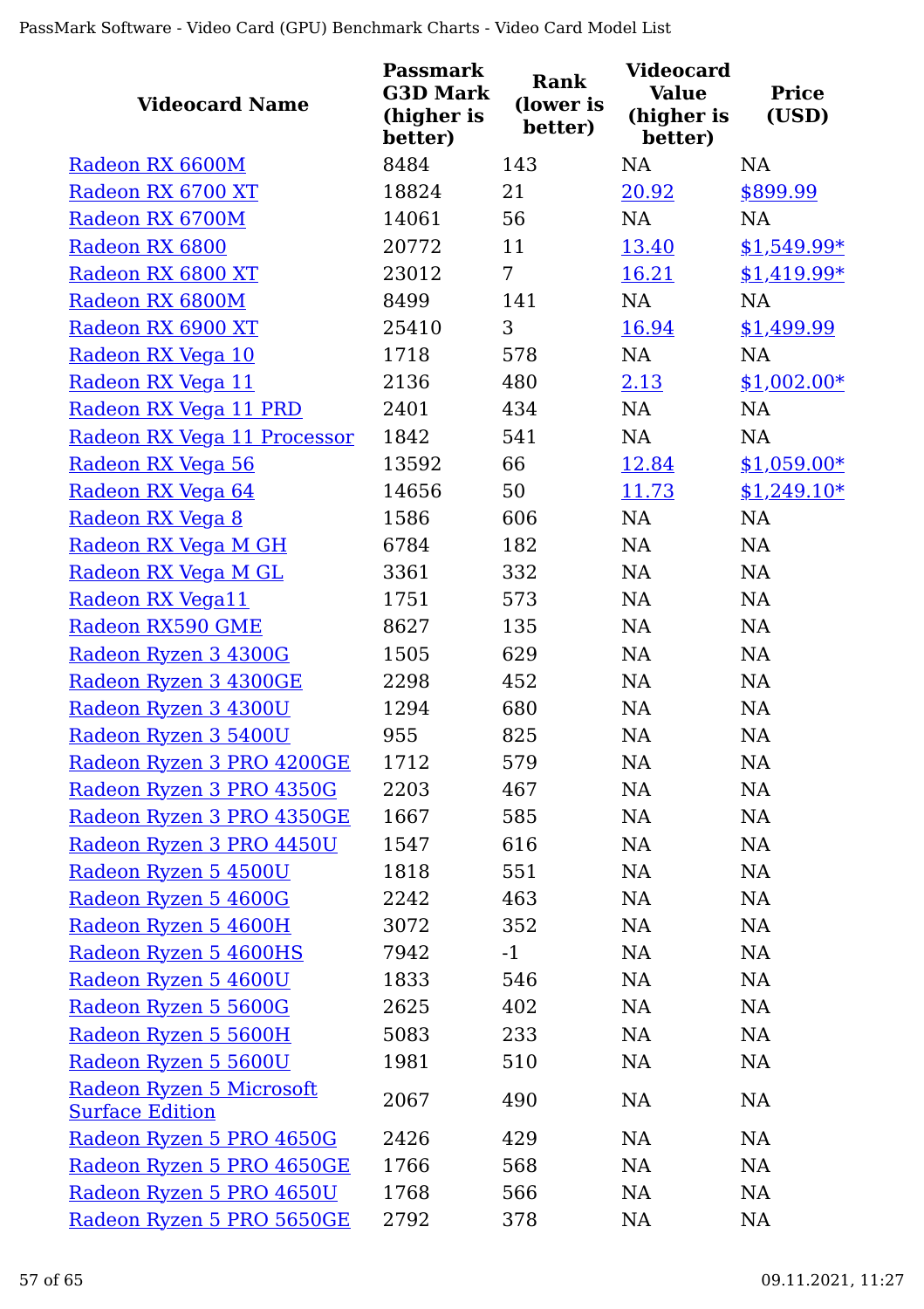| Videocard Name | Passmark G3D Mark (higher is better) | Rank (lower is better) | Videocard Value (higher is better) | Price (USD) |
|---|---|---|---|---|
| Radeon RX 6600M | 8484 | 143 | NA | NA |
| Radeon RX 6700 XT | 18824 | 21 | 20.92 | $899.99 |
| Radeon RX 6700M | 14061 | 56 | NA | NA |
| Radeon RX 6800 | 20772 | 11 | 13.40 | $1,549.99* |
| Radeon RX 6800 XT | 23012 | 7 | 16.21 | $1,419.99* |
| Radeon RX 6800M | 8499 | 141 | NA | NA |
| Radeon RX 6900 XT | 25410 | 3 | 16.94 | $1,499.99 |
| Radeon RX Vega 10 | 1718 | 578 | NA | NA |
| Radeon RX Vega 11 | 2136 | 480 | 2.13 | $1,002.00* |
| Radeon RX Vega 11 PRD | 2401 | 434 | NA | NA |
| Radeon RX Vega 11 Processor | 1842 | 541 | NA | NA |
| Radeon RX Vega 56 | 13592 | 66 | 12.84 | $1,059.00* |
| Radeon RX Vega 64 | 14656 | 50 | 11.73 | $1,249.10* |
| Radeon RX Vega 8 | 1586 | 606 | NA | NA |
| Radeon RX Vega M GH | 6784 | 182 | NA | NA |
| Radeon RX Vega M GL | 3361 | 332 | NA | NA |
| Radeon RX Vega11 | 1751 | 573 | NA | NA |
| Radeon RX590 GME | 8627 | 135 | NA | NA |
| Radeon Ryzen 3 4300G | 1505 | 629 | NA | NA |
| Radeon Ryzen 3 4300GE | 2298 | 452 | NA | NA |
| Radeon Ryzen 3 4300U | 1294 | 680 | NA | NA |
| Radeon Ryzen 3 5400U | 955 | 825 | NA | NA |
| Radeon Ryzen 3 PRO 4200GE | 1712 | 579 | NA | NA |
| Radeon Ryzen 3 PRO 4350G | 2203 | 467 | NA | NA |
| Radeon Ryzen 3 PRO 4350GE | 1667 | 585 | NA | NA |
| Radeon Ryzen 3 PRO 4450U | 1547 | 616 | NA | NA |
| Radeon Ryzen 5 4500U | 1818 | 551 | NA | NA |
| Radeon Ryzen 5 4600G | 2242 | 463 | NA | NA |
| Radeon Ryzen 5 4600H | 3072 | 352 | NA | NA |
| Radeon Ryzen 5 4600HS | 7942 | -1 | NA | NA |
| Radeon Ryzen 5 4600U | 1833 | 546 | NA | NA |
| Radeon Ryzen 5 5600G | 2625 | 402 | NA | NA |
| Radeon Ryzen 5 5600H | 5083 | 233 | NA | NA |
| Radeon Ryzen 5 5600U | 1981 | 510 | NA | NA |
| Radeon Ryzen 5 Microsoft Surface Edition | 2067 | 490 | NA | NA |
| Radeon Ryzen 5 PRO 4650G | 2426 | 429 | NA | NA |
| Radeon Ryzen 5 PRO 4650GE | 1766 | 568 | NA | NA |
| Radeon Ryzen 5 PRO 4650U | 1768 | 566 | NA | NA |
| Radeon Ryzen 5 PRO 5650GE | 2792 | 378 | NA | NA |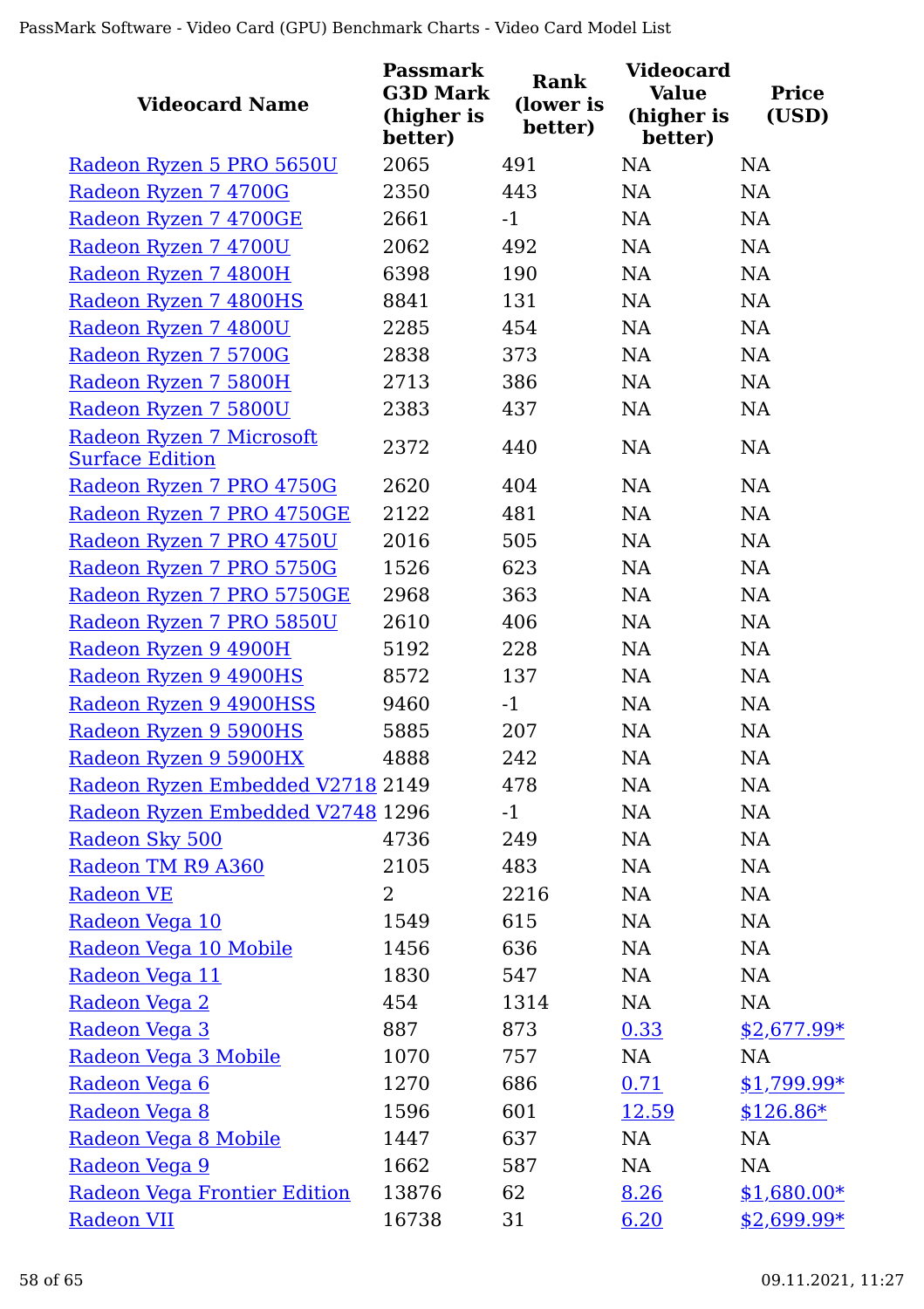| Videocard Name | Passmark G3D Mark (higher is better) | Rank (lower is better) | Videocard Value (higher is better) | Price (USD) |
|---|---|---|---|---|
| Radeon Ryzen 5 PRO 5650U | 2065 | 491 | NA | NA |
| Radeon Ryzen 7 4700G | 2350 | 443 | NA | NA |
| Radeon Ryzen 7 4700GE | 2661 | -1 | NA | NA |
| Radeon Ryzen 7 4700U | 2062 | 492 | NA | NA |
| Radeon Ryzen 7 4800H | 6398 | 190 | NA | NA |
| Radeon Ryzen 7 4800HS | 8841 | 131 | NA | NA |
| Radeon Ryzen 7 4800U | 2285 | 454 | NA | NA |
| Radeon Ryzen 7 5700G | 2838 | 373 | NA | NA |
| Radeon Ryzen 7 5800H | 2713 | 386 | NA | NA |
| Radeon Ryzen 7 5800U | 2383 | 437 | NA | NA |
| Radeon Ryzen 7 Microsoft Surface Edition | 2372 | 440 | NA | NA |
| Radeon Ryzen 7 PRO 4750G | 2620 | 404 | NA | NA |
| Radeon Ryzen 7 PRO 4750GE | 2122 | 481 | NA | NA |
| Radeon Ryzen 7 PRO 4750U | 2016 | 505 | NA | NA |
| Radeon Ryzen 7 PRO 5750G | 1526 | 623 | NA | NA |
| Radeon Ryzen 7 PRO 5750GE | 2968 | 363 | NA | NA |
| Radeon Ryzen 7 PRO 5850U | 2610 | 406 | NA | NA |
| Radeon Ryzen 9 4900H | 5192 | 228 | NA | NA |
| Radeon Ryzen 9 4900HS | 8572 | 137 | NA | NA |
| Radeon Ryzen 9 4900HSS | 9460 | -1 | NA | NA |
| Radeon Ryzen 9 5900HS | 5885 | 207 | NA | NA |
| Radeon Ryzen 9 5900HX | 4888 | 242 | NA | NA |
| Radeon Ryzen Embedded V2718 | 2149 | 478 | NA | NA |
| Radeon Ryzen Embedded V2748 | 1296 | -1 | NA | NA |
| Radeon Sky 500 | 4736 | 249 | NA | NA |
| Radeon TM R9 A360 | 2105 | 483 | NA | NA |
| Radeon VE | 2 | 2216 | NA | NA |
| Radeon Vega 10 | 1549 | 615 | NA | NA |
| Radeon Vega 10 Mobile | 1456 | 636 | NA | NA |
| Radeon Vega 11 | 1830 | 547 | NA | NA |
| Radeon Vega 2 | 454 | 1314 | NA | NA |
| Radeon Vega 3 | 887 | 873 | 0.33 | $2,677.99* |
| Radeon Vega 3 Mobile | 1070 | 757 | NA | NA |
| Radeon Vega 6 | 1270 | 686 | 0.71 | $1,799.99* |
| Radeon Vega 8 | 1596 | 601 | 12.59 | $126.86* |
| Radeon Vega 8 Mobile | 1447 | 637 | NA | NA |
| Radeon Vega 9 | 1662 | 587 | NA | NA |
| Radeon Vega Frontier Edition | 13876 | 62 | 8.26 | $1,680.00* |
| Radeon VII | 16738 | 31 | 6.20 | $2,699.99* |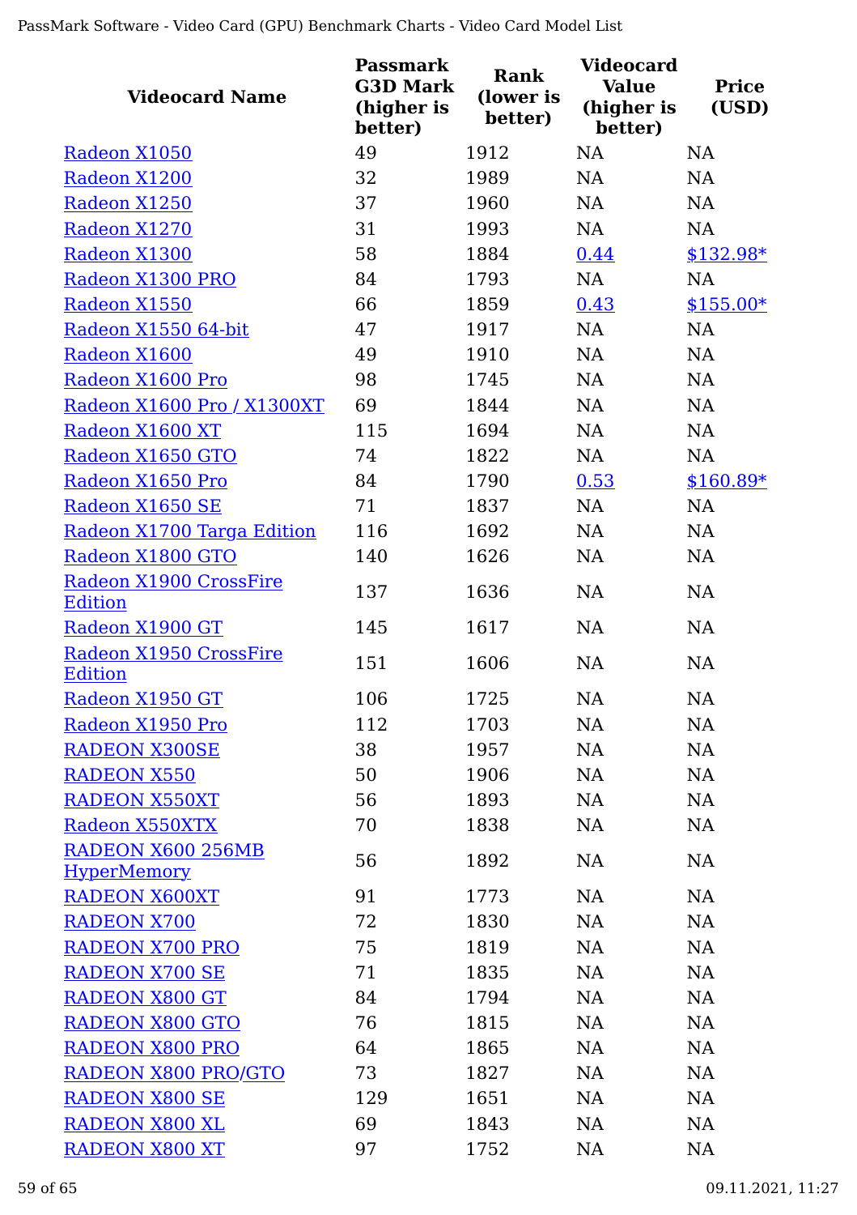| Videocard Name | Passmark G3D Mark (higher is better) | Rank (lower is better) | Videocard Value (higher is better) | Price (USD) |
|---|---|---|---|---|
| Radeon X1050 | 49 | 1912 | NA | NA |
| Radeon X1200 | 32 | 1989 | NA | NA |
| Radeon X1250 | 37 | 1960 | NA | NA |
| Radeon X1270 | 31 | 1993 | NA | NA |
| Radeon X1300 | 58 | 1884 | 0.44 | $132.98* |
| Radeon X1300 PRO | 84 | 1793 | NA | NA |
| Radeon X1550 | 66 | 1859 | 0.43 | $155.00* |
| Radeon X1550 64-bit | 47 | 1917 | NA | NA |
| Radeon X1600 | 49 | 1910 | NA | NA |
| Radeon X1600 Pro | 98 | 1745 | NA | NA |
| Radeon X1600 Pro / X1300XT | 69 | 1844 | NA | NA |
| Radeon X1600 XT | 115 | 1694 | NA | NA |
| Radeon X1650 GTO | 74 | 1822 | NA | NA |
| Radeon X1650 Pro | 84 | 1790 | 0.53 | $160.89* |
| Radeon X1650 SE | 71 | 1837 | NA | NA |
| Radeon X1700 Targa Edition | 116 | 1692 | NA | NA |
| Radeon X1800 GTO | 140 | 1626 | NA | NA |
| Radeon X1900 CrossFire Edition | 137 | 1636 | NA | NA |
| Radeon X1900 GT | 145 | 1617 | NA | NA |
| Radeon X1950 CrossFire Edition | 151 | 1606 | NA | NA |
| Radeon X1950 GT | 106 | 1725 | NA | NA |
| Radeon X1950 Pro | 112 | 1703 | NA | NA |
| RADEON X300SE | 38 | 1957 | NA | NA |
| RADEON X550 | 50 | 1906 | NA | NA |
| RADEON X550XT | 56 | 1893 | NA | NA |
| Radeon X550XTX | 70 | 1838 | NA | NA |
| RADEON X600 256MB HyperMemory | 56 | 1892 | NA | NA |
| RADEON X600XT | 91 | 1773 | NA | NA |
| RADEON X700 | 72 | 1830 | NA | NA |
| RADEON X700 PRO | 75 | 1819 | NA | NA |
| RADEON X700 SE | 71 | 1835 | NA | NA |
| RADEON X800 GT | 84 | 1794 | NA | NA |
| RADEON X800 GTO | 76 | 1815 | NA | NA |
| RADEON X800 PRO | 64 | 1865 | NA | NA |
| RADEON X800 PRO/GTO | 73 | 1827 | NA | NA |
| RADEON X800 SE | 129 | 1651 | NA | NA |
| RADEON X800 XL | 69 | 1843 | NA | NA |
| RADEON X800 XT | 97 | 1752 | NA | NA |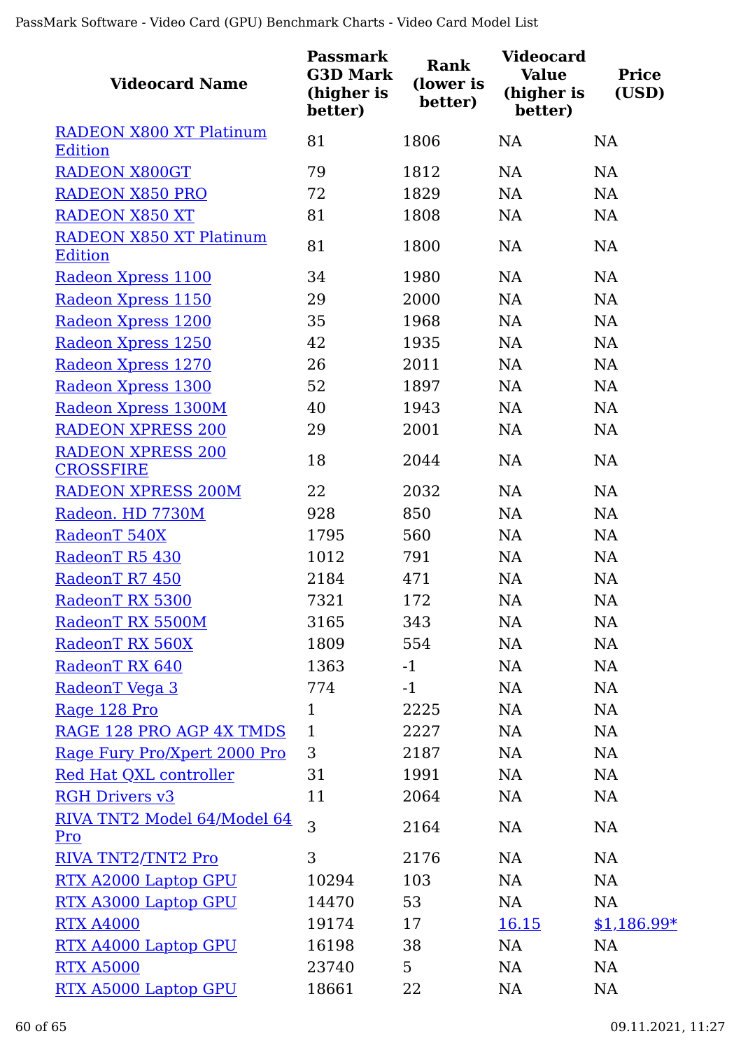| Videocard Name | Passmark G3D Mark (higher is better) | Rank (lower is better) | Videocard Value (higher is better) | Price (USD) |
|---|---|---|---|---|
| RADEON X800 XT Platinum Edition | 81 | 1806 | NA | NA |
| RADEON X800GT | 79 | 1812 | NA | NA |
| RADEON X850 PRO | 72 | 1829 | NA | NA |
| RADEON X850 XT | 81 | 1808 | NA | NA |
| RADEON X850 XT Platinum Edition | 81 | 1800 | NA | NA |
| Radeon Xpress 1100 | 34 | 1980 | NA | NA |
| Radeon Xpress 1150 | 29 | 2000 | NA | NA |
| Radeon Xpress 1200 | 35 | 1968 | NA | NA |
| Radeon Xpress 1250 | 42 | 1935 | NA | NA |
| Radeon Xpress 1270 | 26 | 2011 | NA | NA |
| Radeon Xpress 1300 | 52 | 1897 | NA | NA |
| Radeon Xpress 1300M | 40 | 1943 | NA | NA |
| RADEON XPRESS 200 | 29 | 2001 | NA | NA |
| RADEON XPRESS 200 CROSSFIRE | 18 | 2044 | NA | NA |
| RADEON XPRESS 200M | 22 | 2032 | NA | NA |
| Radeon. HD 7730M | 928 | 850 | NA | NA |
| RadeonT 540X | 1795 | 560 | NA | NA |
| RadeonT R5 430 | 1012 | 791 | NA | NA |
| RadeonT R7 450 | 2184 | 471 | NA | NA |
| RadeonT RX 5300 | 7321 | 172 | NA | NA |
| RadeonT RX 5500M | 3165 | 343 | NA | NA |
| RadeonT RX 560X | 1809 | 554 | NA | NA |
| RadeonT RX 640 | 1363 | -1 | NA | NA |
| RadeonT Vega 3 | 774 | -1 | NA | NA |
| Rage 128 Pro | 1 | 2225 | NA | NA |
| RAGE 128 PRO AGP 4X TMDS | 1 | 2227 | NA | NA |
| Rage Fury Pro/Xpert 2000 Pro | 3 | 2187 | NA | NA |
| Red Hat QXL controller | 31 | 1991 | NA | NA |
| RGH Drivers v3 | 11 | 2064 | NA | NA |
| RIVA TNT2 Model 64/Model 64 Pro | 3 | 2164 | NA | NA |
| RIVA TNT2/TNT2 Pro | 3 | 2176 | NA | NA |
| RTX A2000 Laptop GPU | 10294 | 103 | NA | NA |
| RTX A3000 Laptop GPU | 14470 | 53 | NA | NA |
| RTX A4000 | 19174 | 17 | 16.15 | $1,186.99* |
| RTX A4000 Laptop GPU | 16198 | 38 | NA | NA |
| RTX A5000 | 23740 | 5 | NA | NA |
| RTX A5000 Laptop GPU | 18661 | 22 | NA | NA |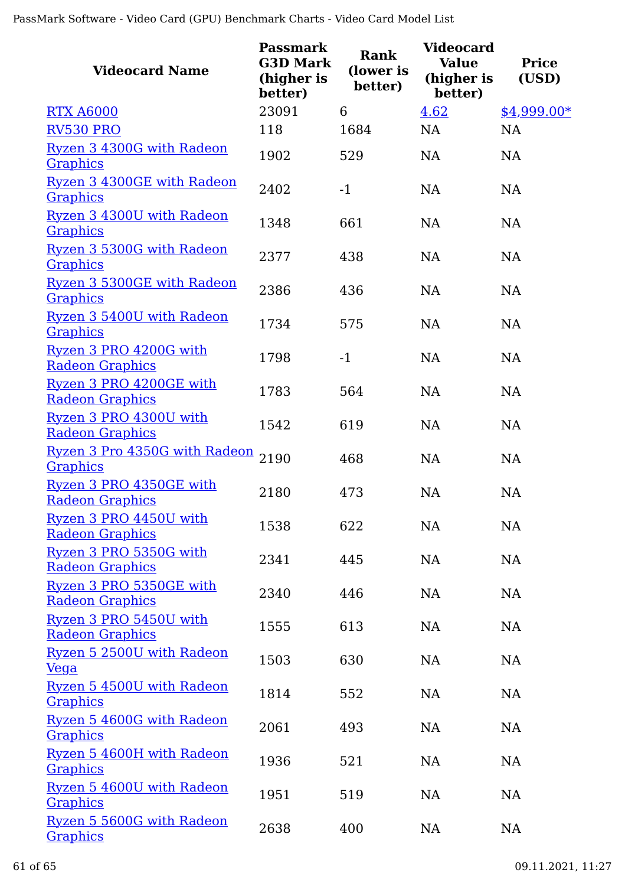| Videocard Name | Passmark G3D Mark (higher is better) | Rank (lower is better) | Videocard Value (higher is better) | Price (USD) |
|---|---|---|---|---|
| RTX A6000 | 23091 | 6 | 4.62 | $4,999.00* |
| RV530 PRO | 118 | 1684 | NA | NA |
| Ryzen 3 4300G with Radeon Graphics | 1902 | 529 | NA | NA |
| Ryzen 3 4300GE with Radeon Graphics | 2402 | -1 | NA | NA |
| Ryzen 3 4300U with Radeon Graphics | 1348 | 661 | NA | NA |
| Ryzen 3 5300G with Radeon Graphics | 2377 | 438 | NA | NA |
| Ryzen 3 5300GE with Radeon Graphics | 2386 | 436 | NA | NA |
| Ryzen 3 5400U with Radeon Graphics | 1734 | 575 | NA | NA |
| Ryzen 3 PRO 4200G with Radeon Graphics | 1798 | -1 | NA | NA |
| Ryzen 3 PRO 4200GE with Radeon Graphics | 1783 | 564 | NA | NA |
| Ryzen 3 PRO 4300U with Radeon Graphics | 1542 | 619 | NA | NA |
| Ryzen 3 Pro 4350G with Radeon Graphics | 2190 | 468 | NA | NA |
| Ryzen 3 PRO 4350GE with Radeon Graphics | 2180 | 473 | NA | NA |
| Ryzen 3 PRO 4450U with Radeon Graphics | 1538 | 622 | NA | NA |
| Ryzen 3 PRO 5350G with Radeon Graphics | 2341 | 445 | NA | NA |
| Ryzen 3 PRO 5350GE with Radeon Graphics | 2340 | 446 | NA | NA |
| Ryzen 3 PRO 5450U with Radeon Graphics | 1555 | 613 | NA | NA |
| Ryzen 5 2500U with Radeon Vega | 1503 | 630 | NA | NA |
| Ryzen 5 4500U with Radeon Graphics | 1814 | 552 | NA | NA |
| Ryzen 5 4600G with Radeon Graphics | 2061 | 493 | NA | NA |
| Ryzen 5 4600H with Radeon Graphics | 1936 | 521 | NA | NA |
| Ryzen 5 4600U with Radeon Graphics | 1951 | 519 | NA | NA |
| Ryzen 5 5600G with Radeon Graphics | 2638 | 400 | NA | NA |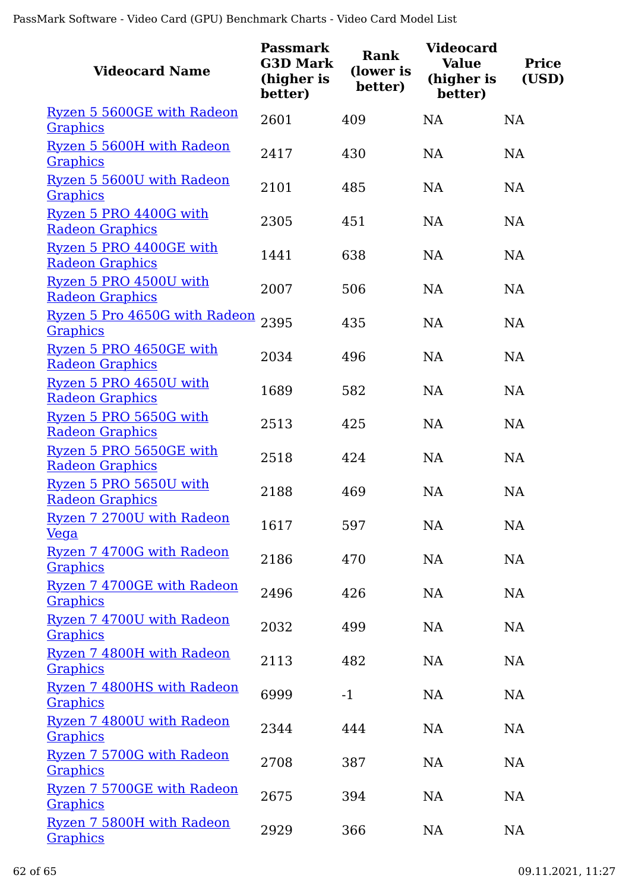| Videocard Name | Passmark G3D Mark (higher is better) | Rank (lower is better) | Videocard Value (higher is better) | Price (USD) |
|---|---|---|---|---|
| Ryzen 5 5600GE with Radeon Graphics | 2601 | 409 | NA | NA |
| Ryzen 5 5600H with Radeon Graphics | 2417 | 430 | NA | NA |
| Ryzen 5 5600U with Radeon Graphics | 2101 | 485 | NA | NA |
| Ryzen 5 PRO 4400G with Radeon Graphics | 2305 | 451 | NA | NA |
| Ryzen 5 PRO 4400GE with Radeon Graphics | 1441 | 638 | NA | NA |
| Ryzen 5 PRO 4500U with Radeon Graphics | 2007 | 506 | NA | NA |
| Ryzen 5 Pro 4650G with Radeon Graphics | 2395 | 435 | NA | NA |
| Ryzen 5 PRO 4650GE with Radeon Graphics | 2034 | 496 | NA | NA |
| Ryzen 5 PRO 4650U with Radeon Graphics | 1689 | 582 | NA | NA |
| Ryzen 5 PRO 5650G with Radeon Graphics | 2513 | 425 | NA | NA |
| Ryzen 5 PRO 5650GE with Radeon Graphics | 2518 | 424 | NA | NA |
| Ryzen 5 PRO 5650U with Radeon Graphics | 2188 | 469 | NA | NA |
| Ryzen 7 2700U with Radeon Vega | 1617 | 597 | NA | NA |
| Ryzen 7 4700G with Radeon Graphics | 2186 | 470 | NA | NA |
| Ryzen 7 4700GE with Radeon Graphics | 2496 | 426 | NA | NA |
| Ryzen 7 4700U with Radeon Graphics | 2032 | 499 | NA | NA |
| Ryzen 7 4800H with Radeon Graphics | 2113 | 482 | NA | NA |
| Ryzen 7 4800HS with Radeon Graphics | 6999 | -1 | NA | NA |
| Ryzen 7 4800U with Radeon Graphics | 2344 | 444 | NA | NA |
| Ryzen 7 5700G with Radeon Graphics | 2708 | 387 | NA | NA |
| Ryzen 7 5700GE with Radeon Graphics | 2675 | 394 | NA | NA |
| Ryzen 7 5800H with Radeon Graphics | 2929 | 366 | NA | NA |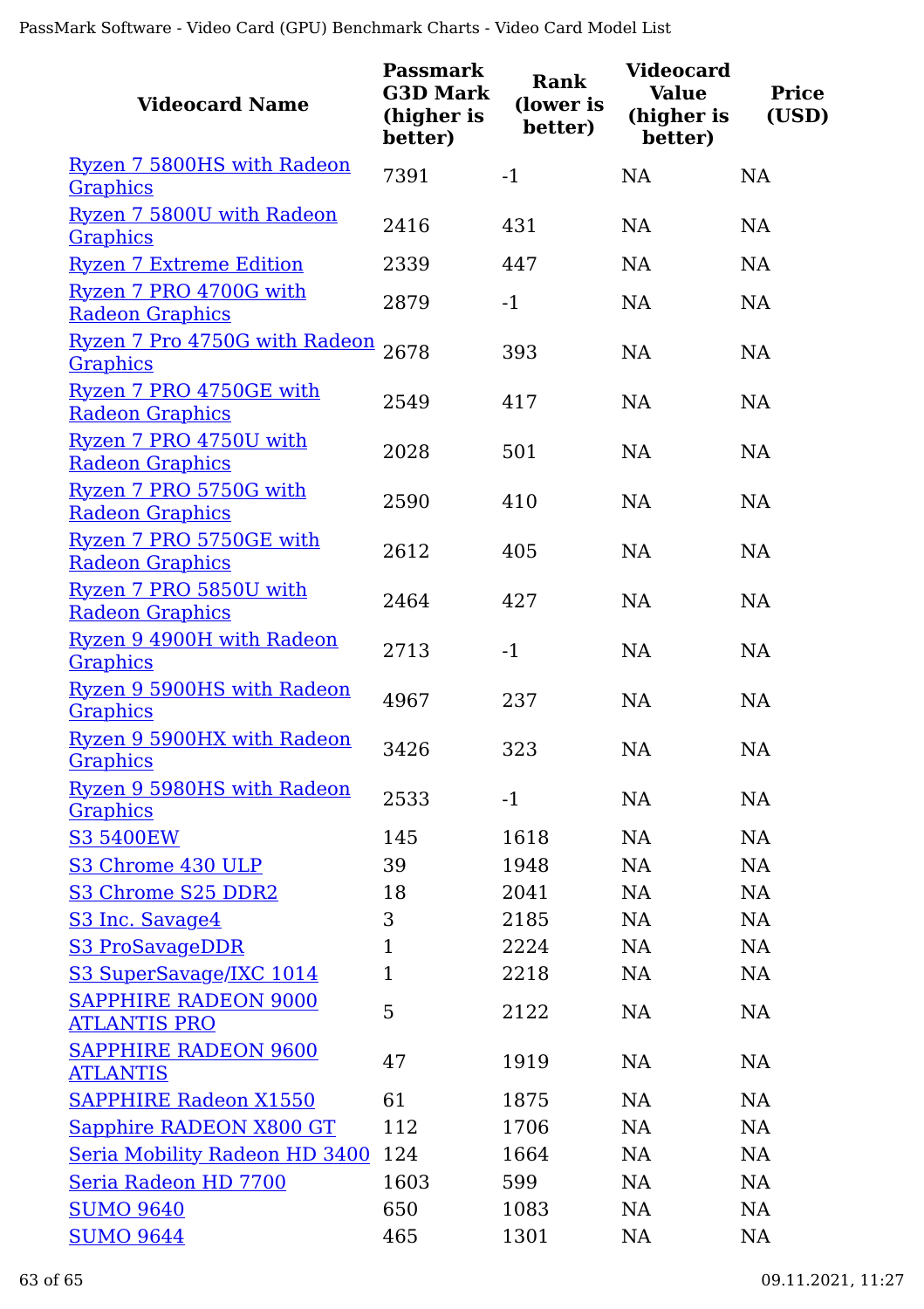| Videocard Name | Passmark G3D Mark (higher is better) | Rank (lower is better) | Videocard Value (higher is better) | Price (USD) |
|---|---|---|---|---|
| Ryzen 7 5800HS with Radeon Graphics | 7391 | -1 | NA | NA |
| Ryzen 7 5800U with Radeon Graphics | 2416 | 431 | NA | NA |
| Ryzen 7 Extreme Edition | 2339 | 447 | NA | NA |
| Ryzen 7 PRO 4700G with Radeon Graphics | 2879 | -1 | NA | NA |
| Ryzen 7 Pro 4750G with Radeon Graphics | 2678 | 393 | NA | NA |
| Ryzen 7 PRO 4750GE with Radeon Graphics | 2549 | 417 | NA | NA |
| Ryzen 7 PRO 4750U with Radeon Graphics | 2028 | 501 | NA | NA |
| Ryzen 7 PRO 5750G with Radeon Graphics | 2590 | 410 | NA | NA |
| Ryzen 7 PRO 5750GE with Radeon Graphics | 2612 | 405 | NA | NA |
| Ryzen 7 PRO 5850U with Radeon Graphics | 2464 | 427 | NA | NA |
| Ryzen 9 4900H with Radeon Graphics | 2713 | -1 | NA | NA |
| Ryzen 9 5900HS with Radeon Graphics | 4967 | 237 | NA | NA |
| Ryzen 9 5900HX with Radeon Graphics | 3426 | 323 | NA | NA |
| Ryzen 9 5980HS with Radeon Graphics | 2533 | -1 | NA | NA |
| S3 5400EW | 145 | 1618 | NA | NA |
| S3 Chrome 430 ULP | 39 | 1948 | NA | NA |
| S3 Chrome S25 DDR2 | 18 | 2041 | NA | NA |
| S3 Inc. Savage4 | 3 | 2185 | NA | NA |
| S3 ProSavageDDR | 1 | 2224 | NA | NA |
| S3 SuperSavage/IXC 1014 | 1 | 2218 | NA | NA |
| SAPPHIRE RADEON 9000 ATLANTIS PRO | 5 | 2122 | NA | NA |
| SAPPHIRE RADEON 9600 ATLANTIS | 47 | 1919 | NA | NA |
| SAPPHIRE Radeon X1550 | 61 | 1875 | NA | NA |
| Sapphire RADEON X800 GT | 112 | 1706 | NA | NA |
| Seria Mobility Radeon HD 3400 | 124 | 1664 | NA | NA |
| Seria Radeon HD 7700 | 1603 | 599 | NA | NA |
| SUMO 9640 | 650 | 1083 | NA | NA |
| SUMO 9644 | 465 | 1301 | NA | NA |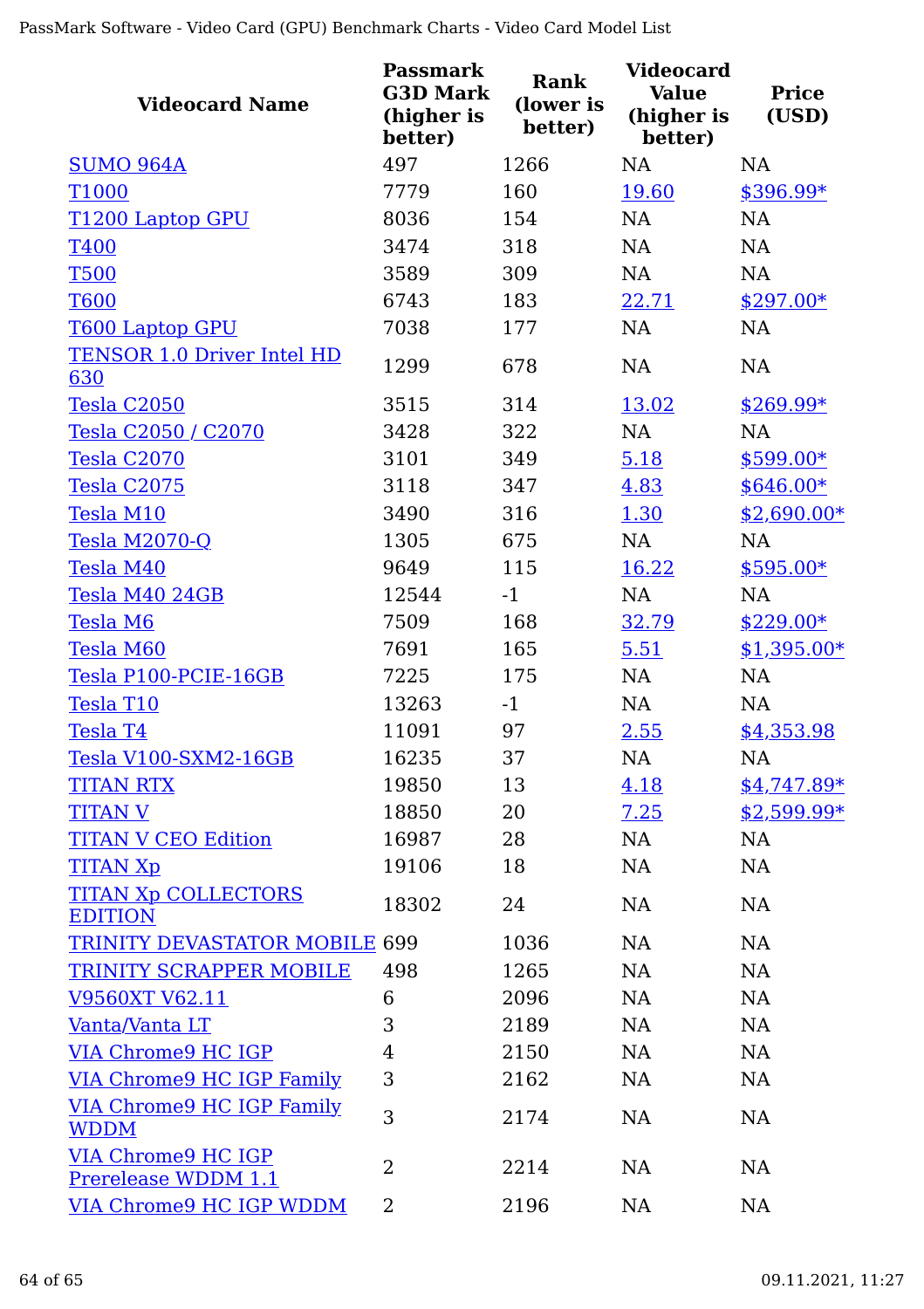| Videocard Name | Passmark G3D Mark (higher is better) | Rank (lower is better) | Videocard Value (higher is better) | Price (USD) |
|---|---|---|---|---|
| SUMO 964A | 497 | 1266 | NA | NA |
| T1000 | 7779 | 160 | 19.60 | $396.99* |
| T1200 Laptop GPU | 8036 | 154 | NA | NA |
| T400 | 3474 | 318 | NA | NA |
| T500 | 3589 | 309 | NA | NA |
| T600 | 6743 | 183 | 22.71 | $297.00* |
| T600 Laptop GPU | 7038 | 177 | NA | NA |
| TENSOR 1.0 Driver Intel HD 630 | 1299 | 678 | NA | NA |
| Tesla C2050 | 3515 | 314 | 13.02 | $269.99* |
| Tesla C2050 / C2070 | 3428 | 322 | NA | NA |
| Tesla C2070 | 3101 | 349 | 5.18 | $599.00* |
| Tesla C2075 | 3118 | 347 | 4.83 | $646.00* |
| Tesla M10 | 3490 | 316 | 1.30 | $2,690.00* |
| Tesla M2070-Q | 1305 | 675 | NA | NA |
| Tesla M40 | 9649 | 115 | 16.22 | $595.00* |
| Tesla M40 24GB | 12544 | -1 | NA | NA |
| Tesla M6 | 7509 | 168 | 32.79 | $229.00* |
| Tesla M60 | 7691 | 165 | 5.51 | $1,395.00* |
| Tesla P100-PCIE-16GB | 7225 | 175 | NA | NA |
| Tesla T10 | 13263 | -1 | NA | NA |
| Tesla T4 | 11091 | 97 | 2.55 | $4,353.98 |
| Tesla V100-SXM2-16GB | 16235 | 37 | NA | NA |
| TITAN RTX | 19850 | 13 | 4.18 | $4,747.89* |
| TITAN V | 18850 | 20 | 7.25 | $2,599.99* |
| TITAN V CEO Edition | 16987 | 28 | NA | NA |
| TITAN Xp | 19106 | 18 | NA | NA |
| TITAN Xp COLLECTORS EDITION | 18302 | 24 | NA | NA |
| TRINITY DEVASTATOR MOBILE | 699 | 1036 | NA | NA |
| TRINITY SCRAPPER MOBILE | 498 | 1265 | NA | NA |
| V9560XT V62.11 | 6 | 2096 | NA | NA |
| Vanta/Vanta LT | 3 | 2189 | NA | NA |
| VIA Chrome9 HC IGP | 4 | 2150 | NA | NA |
| VIA Chrome9 HC IGP Family | 3 | 2162 | NA | NA |
| VIA Chrome9 HC IGP Family WDDM | 3 | 2174 | NA | NA |
| VIA Chrome9 HC IGP Prerelease WDDM 1.1 | 2 | 2214 | NA | NA |
| VIA Chrome9 HC IGP WDDM | 2 | 2196 | NA | NA |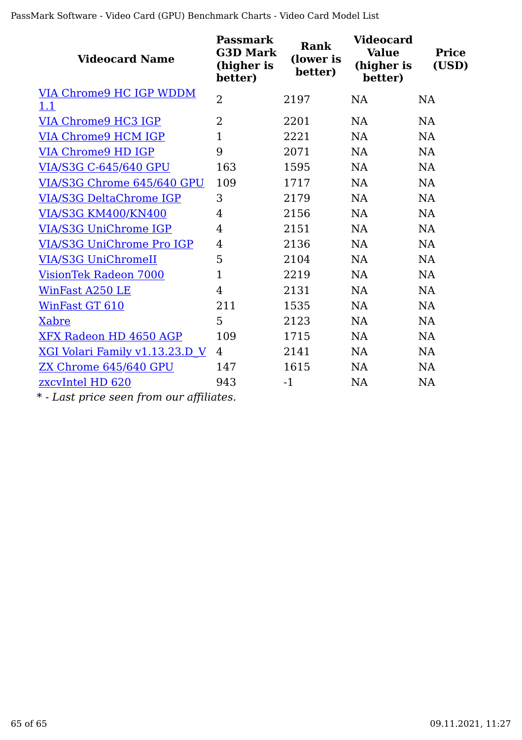| Videocard Name | Passmark G3D Mark (higher is better) | Rank (lower is better) | Videocard Value (higher is better) | Price (USD) |
|---|---|---|---|---|
| VIA Chrome9 HC IGP WDDM 1.1 | 2 | 2197 | NA | NA |
| VIA Chrome9 HC3 IGP | 2 | 2201 | NA | NA |
| VIA Chrome9 HCM IGP | 1 | 2221 | NA | NA |
| VIA Chrome9 HD IGP | 9 | 2071 | NA | NA |
| VIA/S3G C-645/640 GPU | 163 | 1595 | NA | NA |
| VIA/S3G Chrome 645/640 GPU | 109 | 1717 | NA | NA |
| VIA/S3G DeltaChrome IGP | 3 | 2179 | NA | NA |
| VIA/S3G KM400/KN400 | 4 | 2156 | NA | NA |
| VIA/S3G UniChrome IGP | 4 | 2151 | NA | NA |
| VIA/S3G UniChrome Pro IGP | 4 | 2136 | NA | NA |
| VIA/S3G UniChromeII | 5 | 2104 | NA | NA |
| VisionTek Radeon 7000 | 1 | 2219 | NA | NA |
| WinFast A250 LE | 4 | 2131 | NA | NA |
| WinFast GT 610 | 211 | 1535 | NA | NA |
| Xabre | 5 | 2123 | NA | NA |
| XFX Radeon HD 4650 AGP | 109 | 1715 | NA | NA |
| XGI Volari Family v1.13.23.D_V | 4 | 2141 | NA | NA |
| ZX Chrome 645/640 GPU | 147 | 1615 | NA | NA |
| zxcvIntel HD 620 | 943 | -1 | NA | NA |

*\* - Last price seen from our affiliates.*